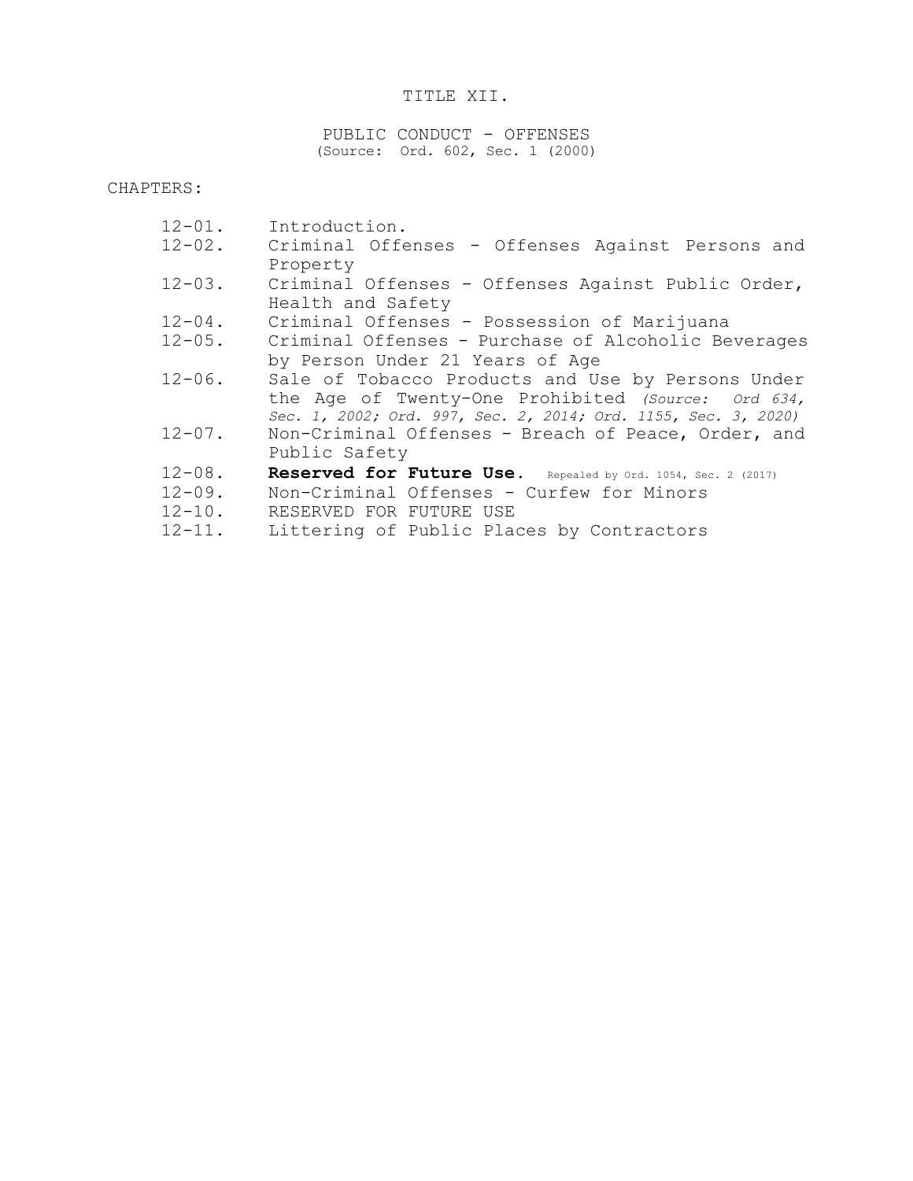# TITLE XII.

## PUBLIC CONDUCT - OFFENSES

(Source: Ord. 602, Sec. 1 (2000)

CHAPTERS:

- 12-01. Introduction.
- 12-02. Criminal Offenses - Offenses Against Persons and Property
- 12-03. Criminal Offenses - Offenses Against Public Order, Health and Safety
- 12-04. Criminal Offenses - Possession of Marijuana
- 12-05. Criminal Offenses - Purchase of Alcoholic Beverages by Person Under 21 Years of Age
- 12-06. Sale of Tobacco Products and Use by Persons Under the Age of Twenty-One Prohibited *(Source: Ord 634, Sec. 1, 2002; Ord. 997, Sec. 2, 2014; Ord. 1155, Sec. 3, 2020)*
- 12-07. Non-Criminal Offenses - Breach of Peace, Order, and Public Safety
- 12-08. **Reserved for Future Use.** Repealed by Ord. 1054, Sec. 2 (2017)
- 12-09. Non-Criminal Offenses - Curfew for Minors
- 12-10. RESERVED FOR FUTURE USE
- 12-11. Littering of Public Places by Contractors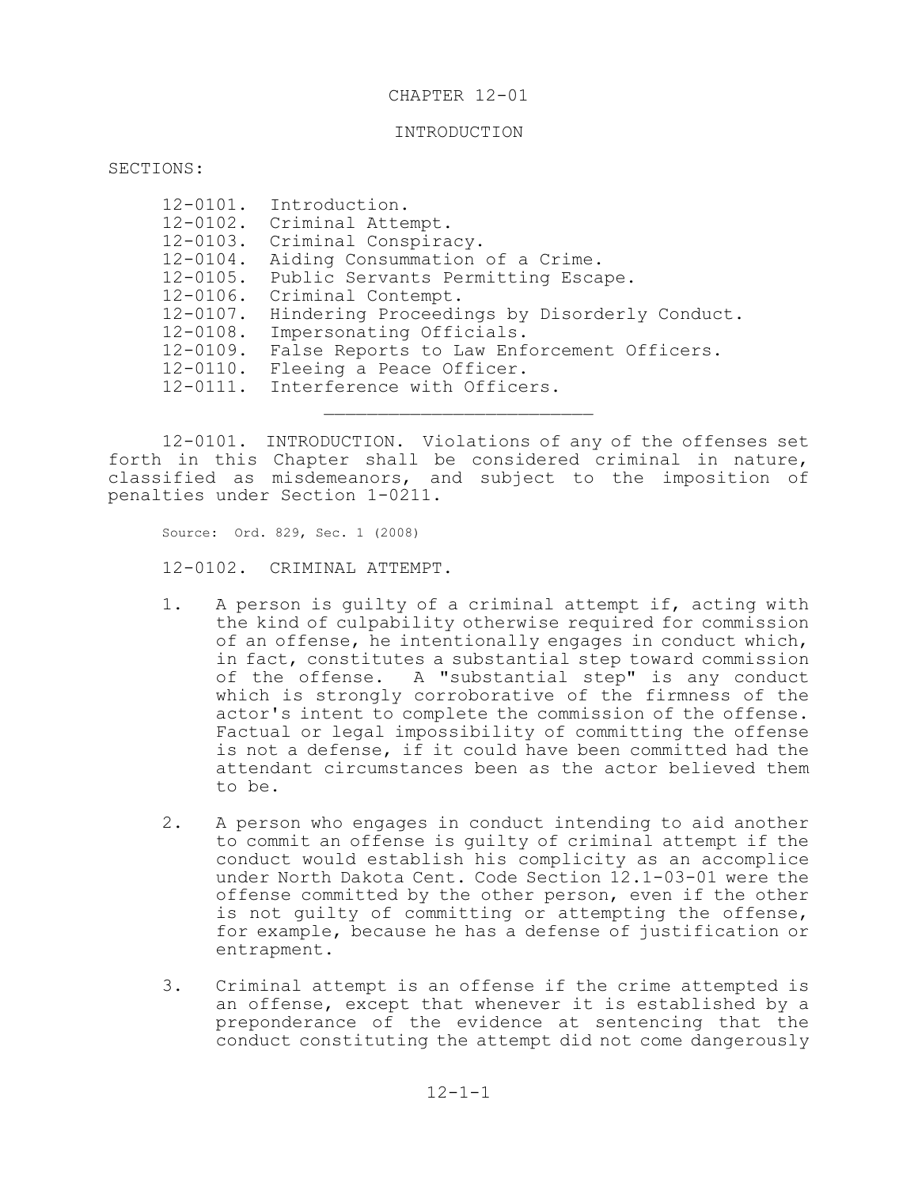# CHAPTER 12-01

## INTRODUCTION

SECTIONS:

12-0101. Introduction.
12-0102. Criminal Attempt.
12-0103. Criminal Conspiracy.
12-0104. Aiding Consummation of a Crime.
12-0105. Public Servants Permitting Escape.
12-0106. Criminal Contempt.
12-0107. Hindering Proceedings by Disorderly Conduct.
12-0108. Impersonating Officials.
12-0109. False Reports to Law Enforcement Officers.
12-0110. Fleeing a Peace Officer.
12-0111. Interference with Officers.

---

12-0101. INTRODUCTION. Violations of any of the offenses set forth in this Chapter shall be considered criminal in nature, classified as misdemeanors, and subject to the imposition of penalties under Section 1-0211.

Source: Ord. 829, Sec. 1 (2008)

12-0102. CRIMINAL ATTEMPT.

1. A person is guilty of a criminal attempt if, acting with the kind of culpability otherwise required for commission of an offense, he intentionally engages in conduct which, in fact, constitutes a substantial step toward commission of the offense. A "substantial step" is any conduct which is strongly corroborative of the firmness of the actor's intent to complete the commission of the offense. Factual or legal impossibility of committing the offense is not a defense, if it could have been committed had the attendant circumstances been as the actor believed them to be.

2. A person who engages in conduct intending to aid another to commit an offense is guilty of criminal attempt if the conduct would establish his complicity as an accomplice under North Dakota Cent. Code Section 12.1-03-01 were the offense committed by the other person, even if the other is not guilty of committing or attempting the offense, for example, because he has a defense of justification or entrapment.

3. Criminal attempt is an offense if the crime attempted is an offense, except that whenever it is established by a preponderance of the evidence at sentencing that the conduct constituting the attempt did not come dangerously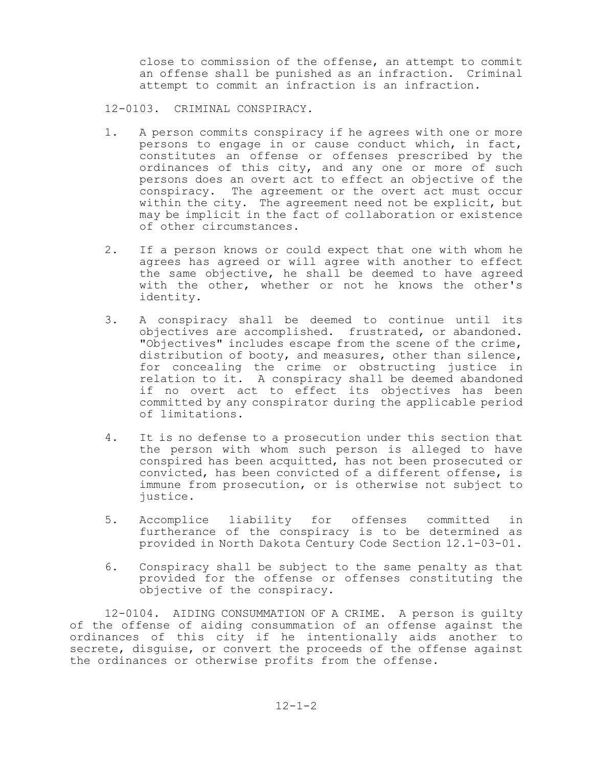close to commission of the offense, an attempt to commit an offense shall be punished as an infraction. Criminal attempt to commit an infraction is an infraction.

12-0103. CRIMINAL CONSPIRACY.

1. A person commits conspiracy if he agrees with one or more persons to engage in or cause conduct which, in fact, constitutes an offense or offenses prescribed by the ordinances of this city, and any one or more of such persons does an overt act to effect an objective of the conspiracy. The agreement or the overt act must occur within the city. The agreement need not be explicit, but may be implicit in the fact of collaboration or existence of other circumstances.

2. If a person knows or could expect that one with whom he agrees has agreed or will agree with another to effect the same objective, he shall be deemed to have agreed with the other, whether or not he knows the other's identity.

3. A conspiracy shall be deemed to continue until its objectives are accomplished. frustrated, or abandoned. "Objectives" includes escape from the scene of the crime, distribution of booty, and measures, other than silence, for concealing the crime or obstructing justice in relation to it. A conspiracy shall be deemed abandoned if no overt act to effect its objectives has been committed by any conspirator during the applicable period of limitations.

4. It is no defense to a prosecution under this section that the person with whom such person is alleged to have conspired has been acquitted, has not been prosecuted or convicted, has been convicted of a different offense, is immune from prosecution, or is otherwise not subject to justice.

5. Accomplice liability for offenses committed in furtherance of the conspiracy is to be determined as provided in North Dakota Century Code Section 12.1-03-01.

6. Conspiracy shall be subject to the same penalty as that provided for the offense or offenses constituting the objective of the conspiracy.

12-0104. AIDING CONSUMMATION OF A CRIME. A person is guilty of the offense of aiding consummation of an offense against the ordinances of this city if he intentionally aids another to secrete, disguise, or convert the proceeds of the offense against the ordinances or otherwise profits from the offense.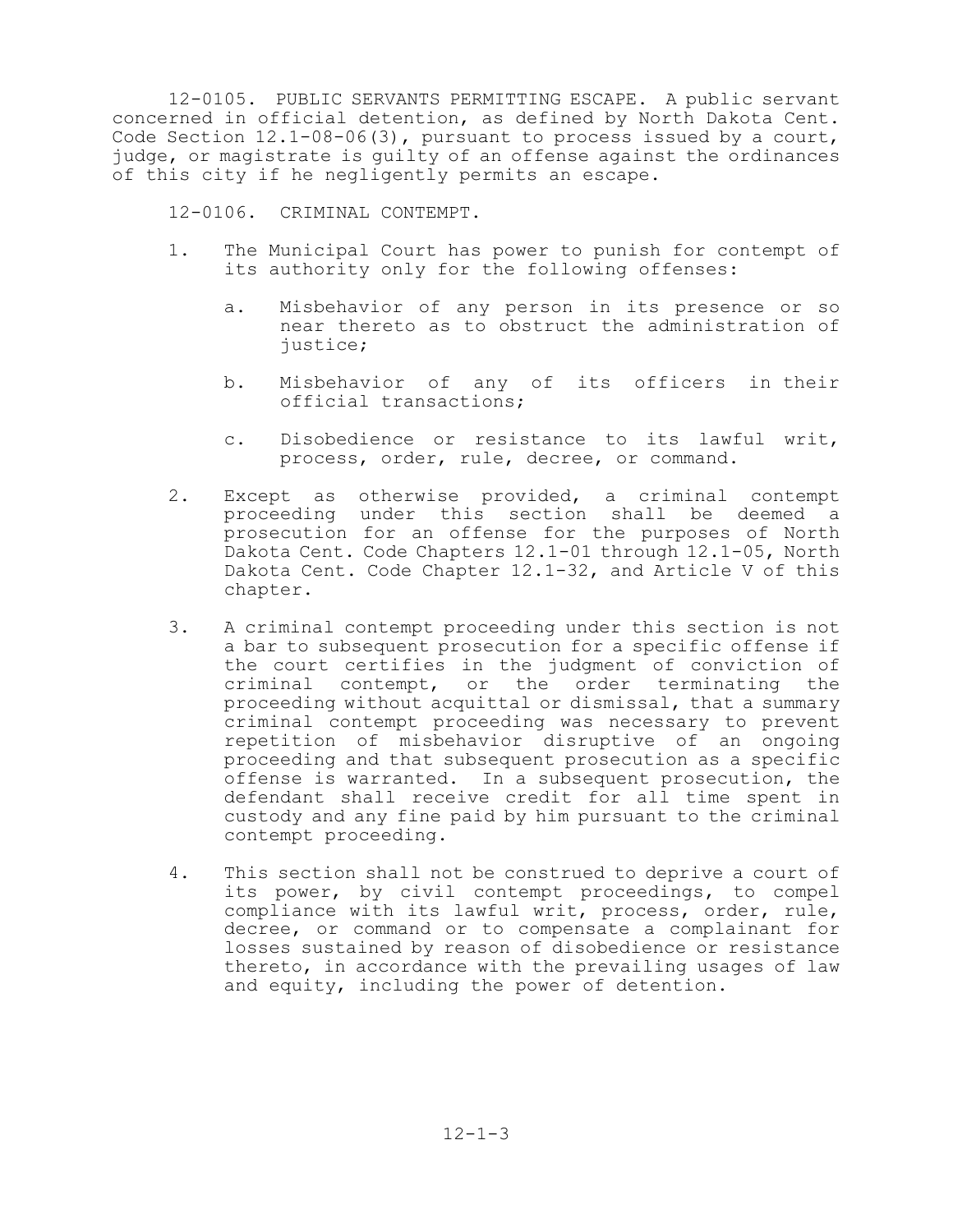12-0105. PUBLIC SERVANTS PERMITTING ESCAPE. A public servant concerned in official detention, as defined by North Dakota Cent. Code Section 12.1-08-06(3), pursuant to process issued by a court, judge, or magistrate is guilty of an offense against the ordinances of this city if he negligently permits an escape.

12-0106. CRIMINAL CONTEMPT.

1. The Municipal Court has power to punish for contempt of its authority only for the following offenses:

   a. Misbehavior of any person in its presence or so near thereto as to obstruct the administration of justice;

   b. Misbehavior of any of its officers in their official transactions;

   c. Disobedience or resistance to its lawful writ, process, order, rule, decree, or command.

2. Except as otherwise provided, a criminal contempt proceeding under this section shall be deemed a prosecution for an offense for the purposes of North Dakota Cent. Code Chapters 12.1-01 through 12.1-05, North Dakota Cent. Code Chapter 12.1-32, and Article V of this chapter.

3. A criminal contempt proceeding under this section is not a bar to subsequent prosecution for a specific offense if the court certifies in the judgment of conviction of criminal contempt, or the order terminating the proceeding without acquittal or dismissal, that a summary criminal contempt proceeding was necessary to prevent repetition of misbehavior disruptive of an ongoing proceeding and that subsequent prosecution as a specific offense is warranted. In a subsequent prosecution, the defendant shall receive credit for all time spent in custody and any fine paid by him pursuant to the criminal contempt proceeding.

4. This section shall not be construed to deprive a court of its power, by civil contempt proceedings, to compel compliance with its lawful writ, process, order, rule, decree, or command or to compensate a complainant for losses sustained by reason of disobedience or resistance thereto, in accordance with the prevailing usages of law and equity, including the power of detention.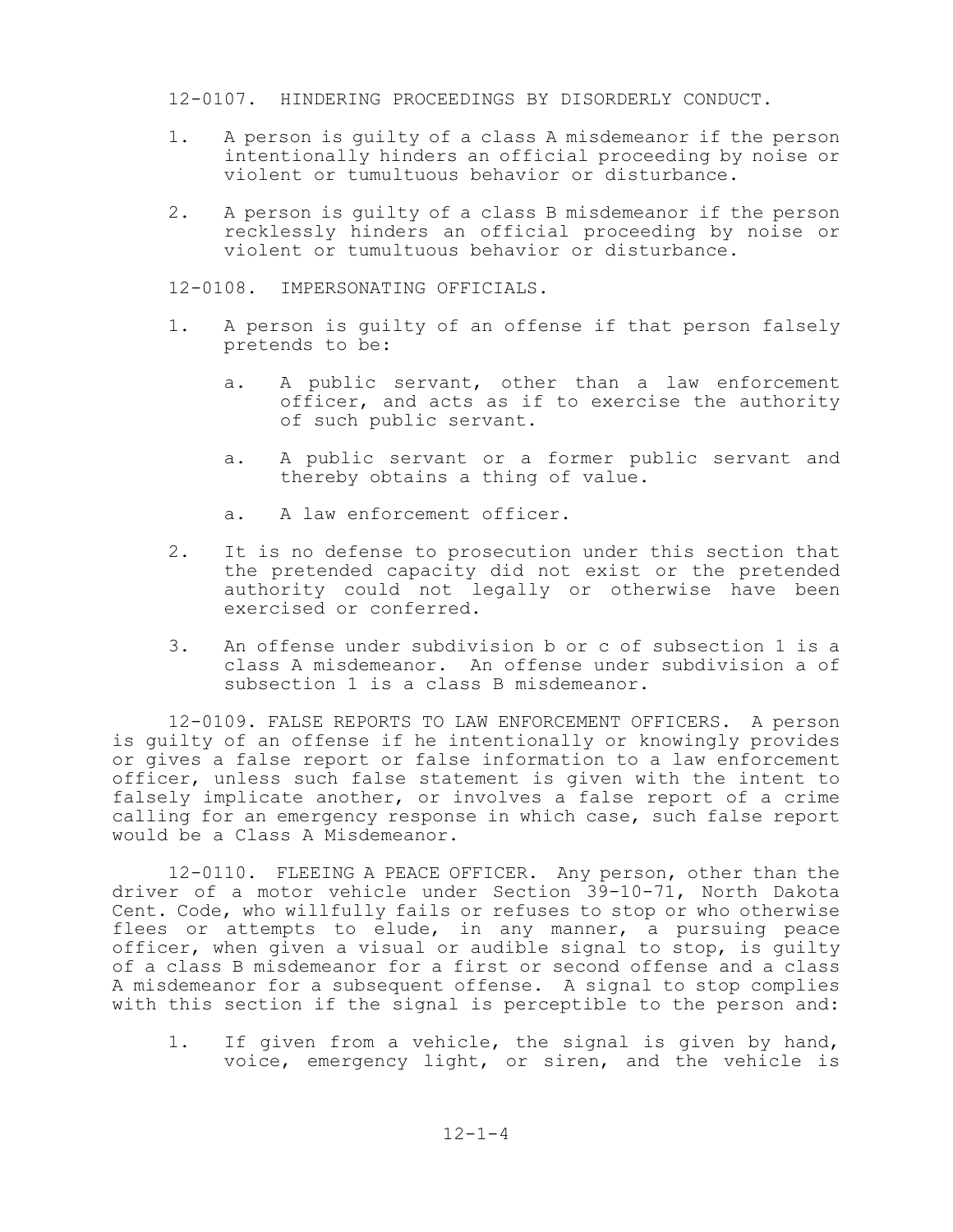12-0107. HINDERING PROCEEDINGS BY DISORDERLY CONDUCT.

1. A person is guilty of a class A misdemeanor if the person intentionally hinders an official proceeding by noise or violent or tumultuous behavior or disturbance.

2. A person is guilty of a class B misdemeanor if the person recklessly hinders an official proceeding by noise or violent or tumultuous behavior or disturbance.

12-0108. IMPERSONATING OFFICIALS.

1. A person is guilty of an offense if that person falsely pretends to be:

   a. A public servant, other than a law enforcement officer, and acts as if to exercise the authority of such public servant.

   a. A public servant or a former public servant and thereby obtains a thing of value.

   a. A law enforcement officer.

2. It is no defense to prosecution under this section that the pretended capacity did not exist or the pretended authority could not legally or otherwise have been exercised or conferred.

3. An offense under subdivision b or c of subsection 1 is a class A misdemeanor. An offense under subdivision a of subsection 1 is a class B misdemeanor.

12-0109. FALSE REPORTS TO LAW ENFORCEMENT OFFICERS. A person is guilty of an offense if he intentionally or knowingly provides or gives a false report or false information to a law enforcement officer, unless such false statement is given with the intent to falsely implicate another, or involves a false report of a crime calling for an emergency response in which case, such false report would be a Class A Misdemeanor.

12-0110. FLEEING A PEACE OFFICER. Any person, other than the driver of a motor vehicle under Section 39-10-71, North Dakota Cent. Code, who willfully fails or refuses to stop or who otherwise flees or attempts to elude, in any manner, a pursuing peace officer, when given a visual or audible signal to stop, is guilty of a class B misdemeanor for a first or second offense and a class A misdemeanor for a subsequent offense. A signal to stop complies with this section if the signal is perceptible to the person and:

1. If given from a vehicle, the signal is given by hand, voice, emergency light, or siren, and the vehicle is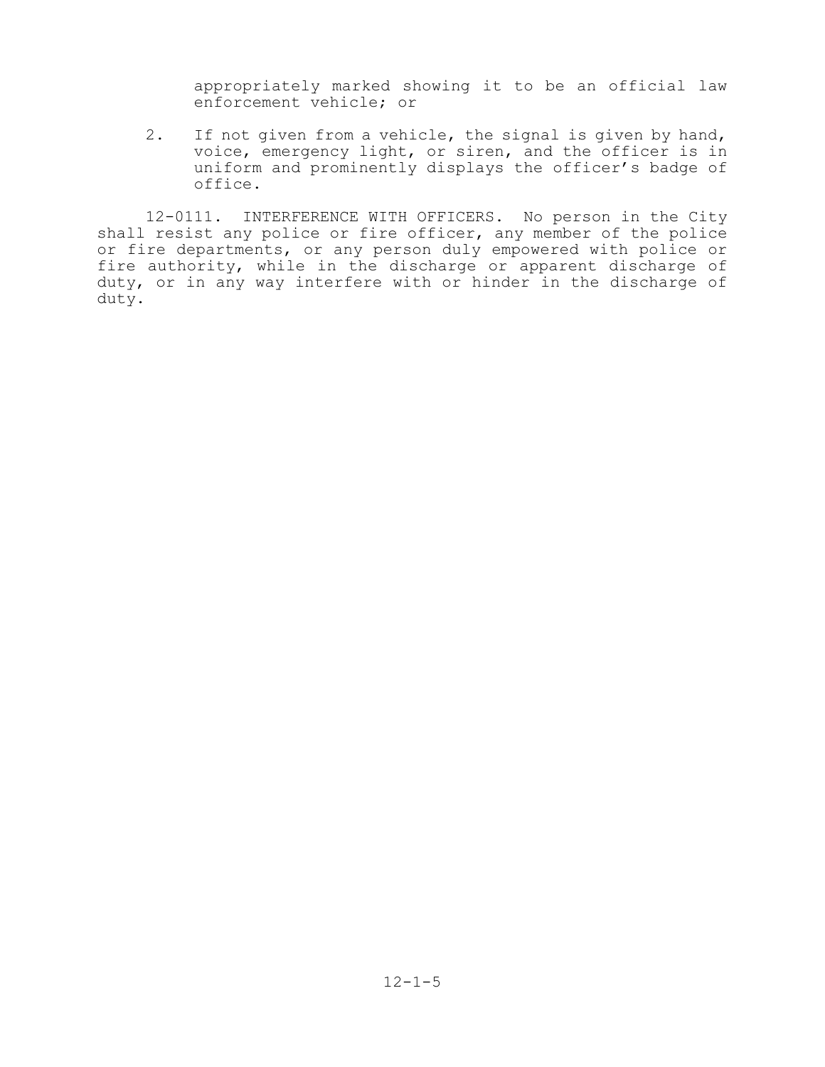appropriately marked showing it to be an official law enforcement vehicle; or

2. If not given from a vehicle, the signal is given by hand, voice, emergency light, or siren, and the officer is in uniform and prominently displays the officer's badge of office.

12-0111. INTERFERENCE WITH OFFICERS. No person in the City shall resist any police or fire officer, any member of the police or fire departments, or any person duly empowered with police or fire authority, while in the discharge or apparent discharge of duty, or in any way interfere with or hinder in the discharge of duty.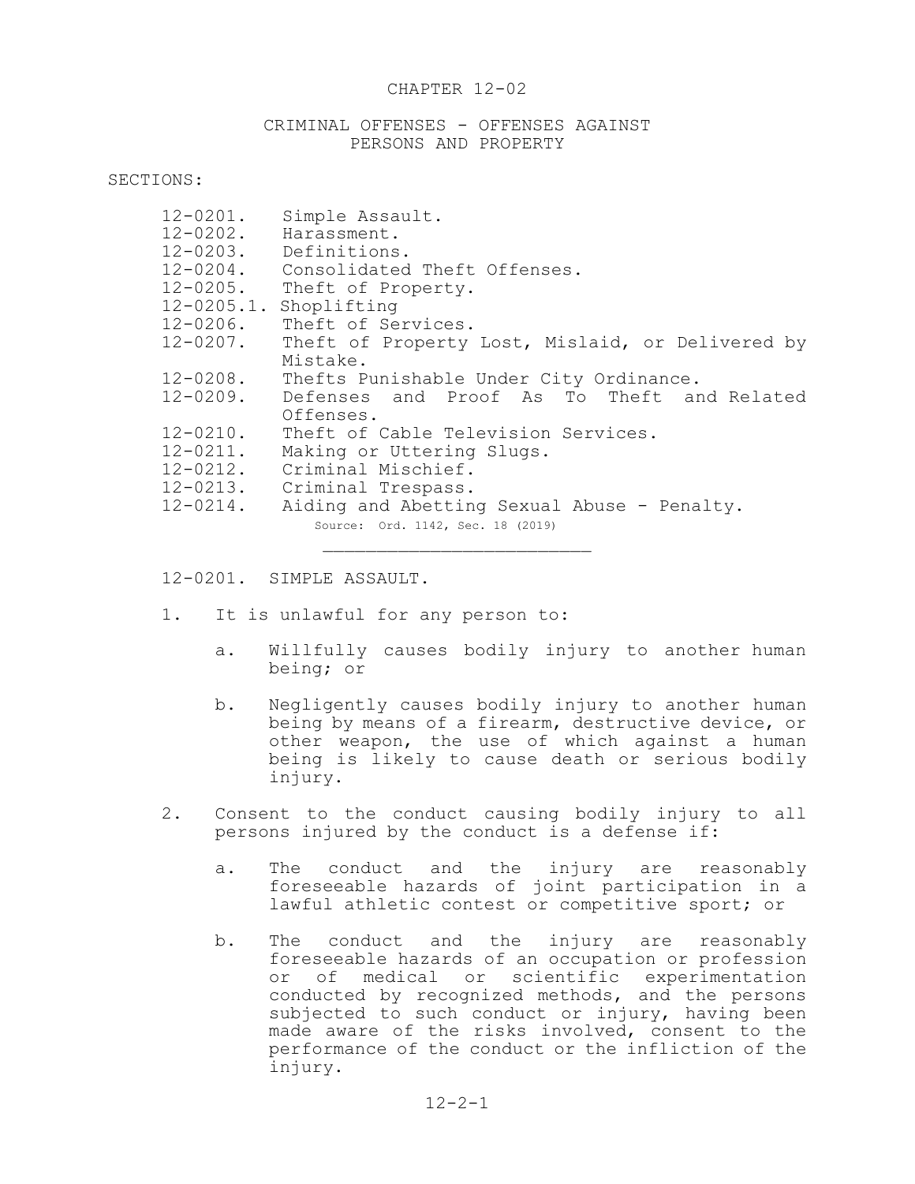# CHAPTER 12-02

## CRIMINAL OFFENSES - OFFENSES AGAINST PERSONS AND PROPERTY

SECTIONS:

- 12-0201. Simple Assault.
- 12-0202. Harassment.
- 12-0203. Definitions.
- 12-0204. Consolidated Theft Offenses.
- 12-0205. Theft of Property.
- 12-0205.1. Shoplifting
- 12-0206. Theft of Services.
- 12-0207. Theft of Property Lost, Mislaid, or Delivered by Mistake.
- 12-0208. Thefts Punishable Under City Ordinance.
- 12-0209. Defenses and Proof As To Theft and Related Offenses.
- 12-0210. Theft of Cable Television Services.
- 12-0211. Making or Uttering Slugs.
- 12-0212. Criminal Mischief.
- 12-0213. Criminal Trespass.
- 12-0214. Aiding and Abetting Sexual Abuse - Penalty.

Source: Ord. 1142, Sec. 18 (2019)

---

### 12-0201. SIMPLE ASSAULT.

1. It is unlawful for any person to:

   a. Willfully causes bodily injury to another human being; or

   b. Negligently causes bodily injury to another human being by means of a firearm, destructive device, or other weapon, the use of which against a human being is likely to cause death or serious bodily injury.

2. Consent to the conduct causing bodily injury to all persons injured by the conduct is a defense if:

   a. The conduct and the injury are reasonably foreseeable hazards of joint participation in a lawful athletic contest or competitive sport; or

   b. The conduct and the injury are reasonably foreseeable hazards of an occupation or profession or of medical or scientific experimentation conducted by recognized methods, and the persons subjected to such conduct or injury, having been made aware of the risks involved, consent to the performance of the conduct or the infliction of the injury.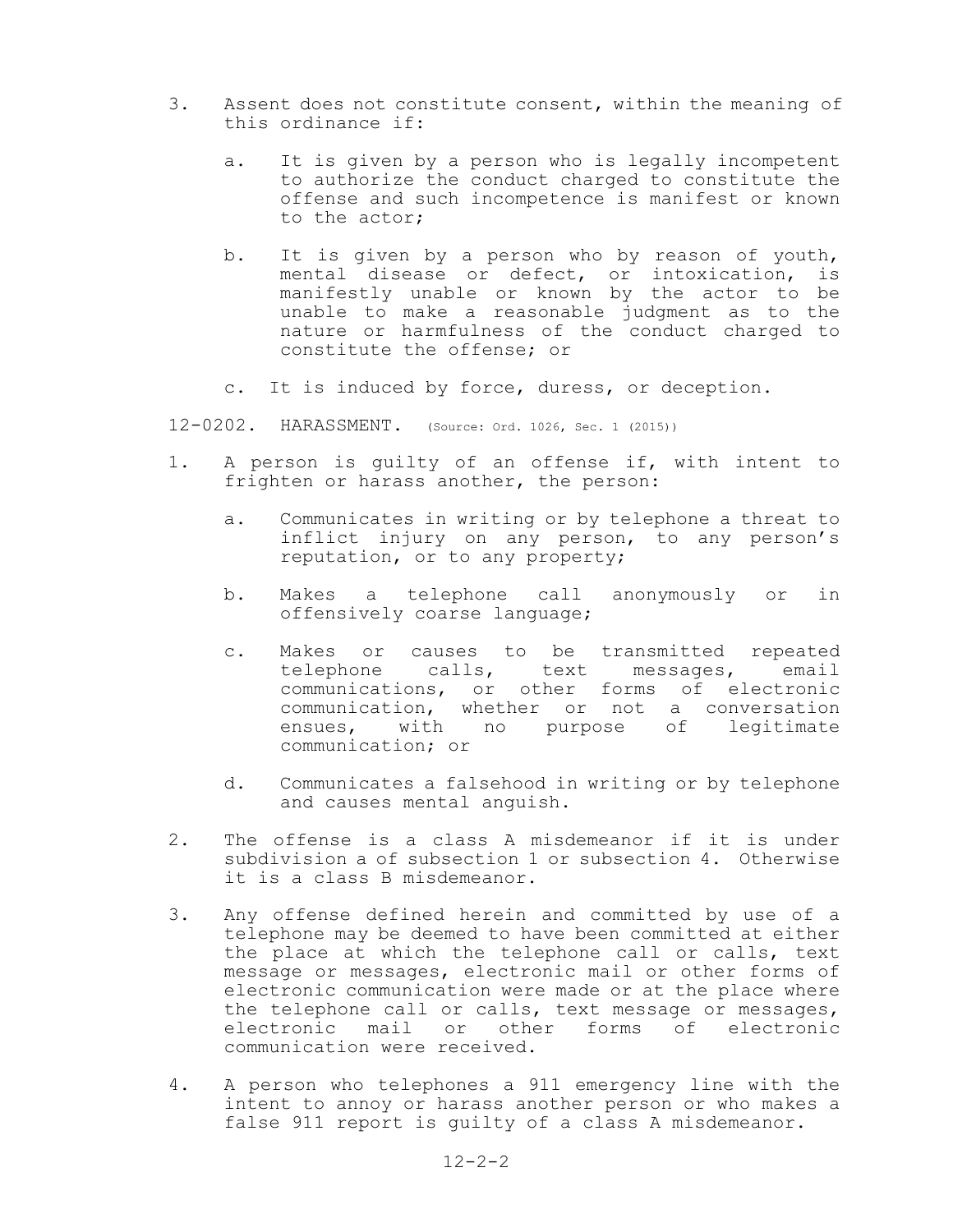3. Assent does not constitute consent, within the meaning of this ordinance if:

   a. It is given by a person who is legally incompetent to authorize the conduct charged to constitute the offense and such incompetence is manifest or known to the actor;

   b. It is given by a person who by reason of youth, mental disease or defect, or intoxication, is manifestly unable or known by the actor to be unable to make a reasonable judgment as to the nature or harmfulness of the conduct charged to constitute the offense; or

   c. It is induced by force, duress, or deception.

## 12-0202. HARASSMENT. (Source: Ord. 1026, Sec. 1 (2015))

1. A person is guilty of an offense if, with intent to frighten or harass another, the person:

   a. Communicates in writing or by telephone a threat to inflict injury on any person, to any person's reputation, or to any property;

   b. Makes a telephone call anonymously or in offensively coarse language;

   c. Makes or causes to be transmitted repeated telephone calls, text messages, email communications, or other forms of electronic communication, whether or not a conversation ensues, with no purpose of legitimate communication; or

   d. Communicates a falsehood in writing or by telephone and causes mental anguish.

2. The offense is a class A misdemeanor if it is under subdivision a of subsection 1 or subsection 4. Otherwise it is a class B misdemeanor.

3. Any offense defined herein and committed by use of a telephone may be deemed to have been committed at either the place at which the telephone call or calls, text message or messages, electronic mail or other forms of electronic communication were made or at the place where the telephone call or calls, text message or messages, electronic mail or other forms of electronic communication were received.

4. A person who telephones a 911 emergency line with the intent to annoy or harass another person or who makes a false 911 report is guilty of a class A misdemeanor.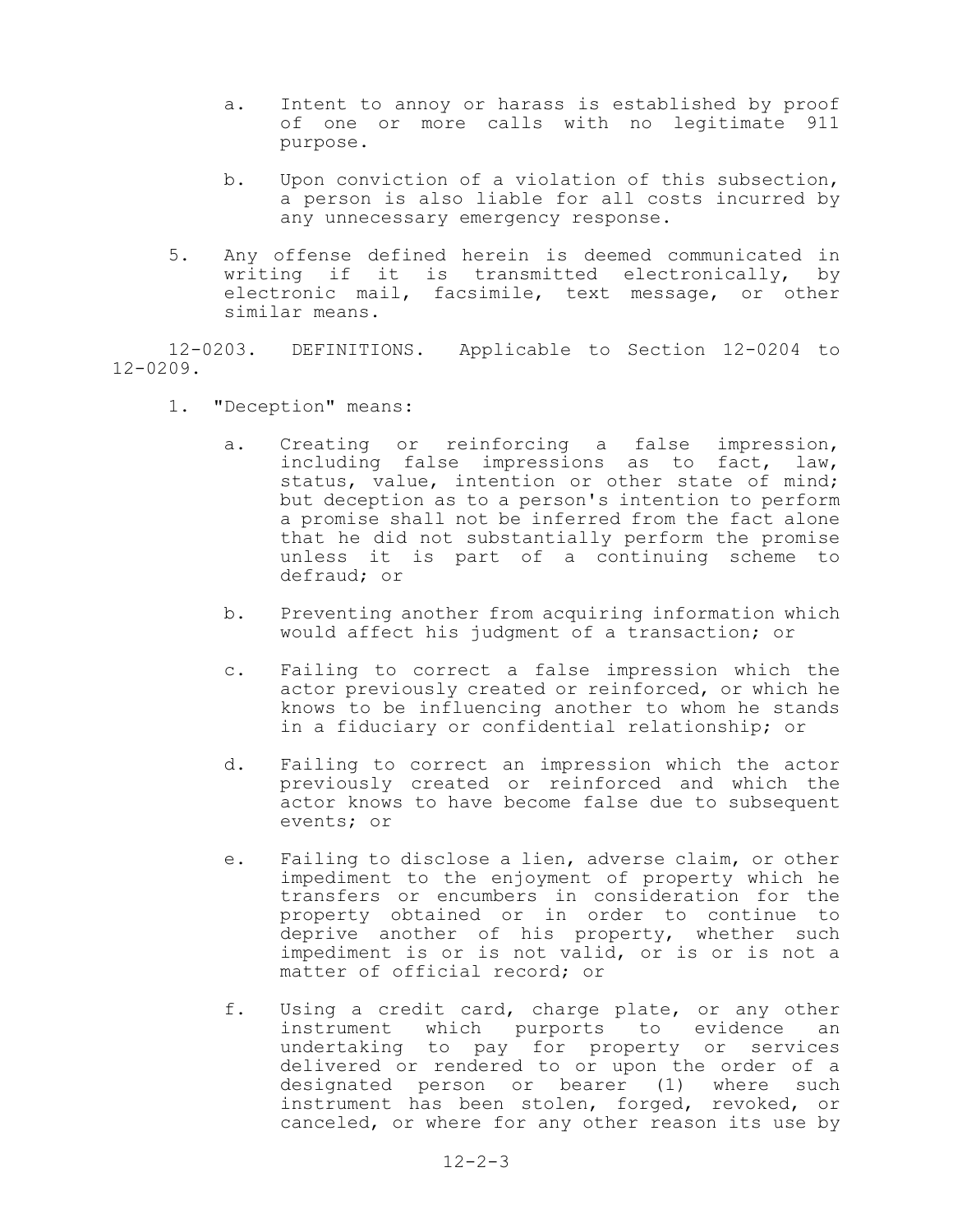a. Intent to annoy or harass is established by proof of one or more calls with no legitimate 911 purpose.

b. Upon conviction of a violation of this subsection, a person is also liable for all costs incurred by any unnecessary emergency response.

5. Any offense defined herein is deemed communicated in writing if it is transmitted electronically, by electronic mail, facsimile, text message, or other similar means.

12-0203. DEFINITIONS. Applicable to Section 12-0204 to 12-0209.

1. "Deception" means:

   a. Creating or reinforcing a false impression, including false impressions as to fact, law, status, value, intention or other state of mind; but deception as to a person's intention to perform a promise shall not be inferred from the fact alone that he did not substantially perform the promise unless it is part of a continuing scheme to defraud; or

   b. Preventing another from acquiring information which would affect his judgment of a transaction; or

   c. Failing to correct a false impression which the actor previously created or reinforced, or which he knows to be influencing another to whom he stands in a fiduciary or confidential relationship; or

   d. Failing to correct an impression which the actor previously created or reinforced and which the actor knows to have become false due to subsequent events; or

   e. Failing to disclose a lien, adverse claim, or other impediment to the enjoyment of property which he transfers or encumbers in consideration for the property obtained or in order to continue to deprive another of his property, whether such impediment is or is not valid, or is or is not a matter of official record; or

   f. Using a credit card, charge plate, or any other instrument which purports to evidence an undertaking to pay for property or services delivered or rendered to or upon the order of a designated person or bearer (1) where such instrument has been stolen, forged, revoked, or canceled, or where for any other reason its use by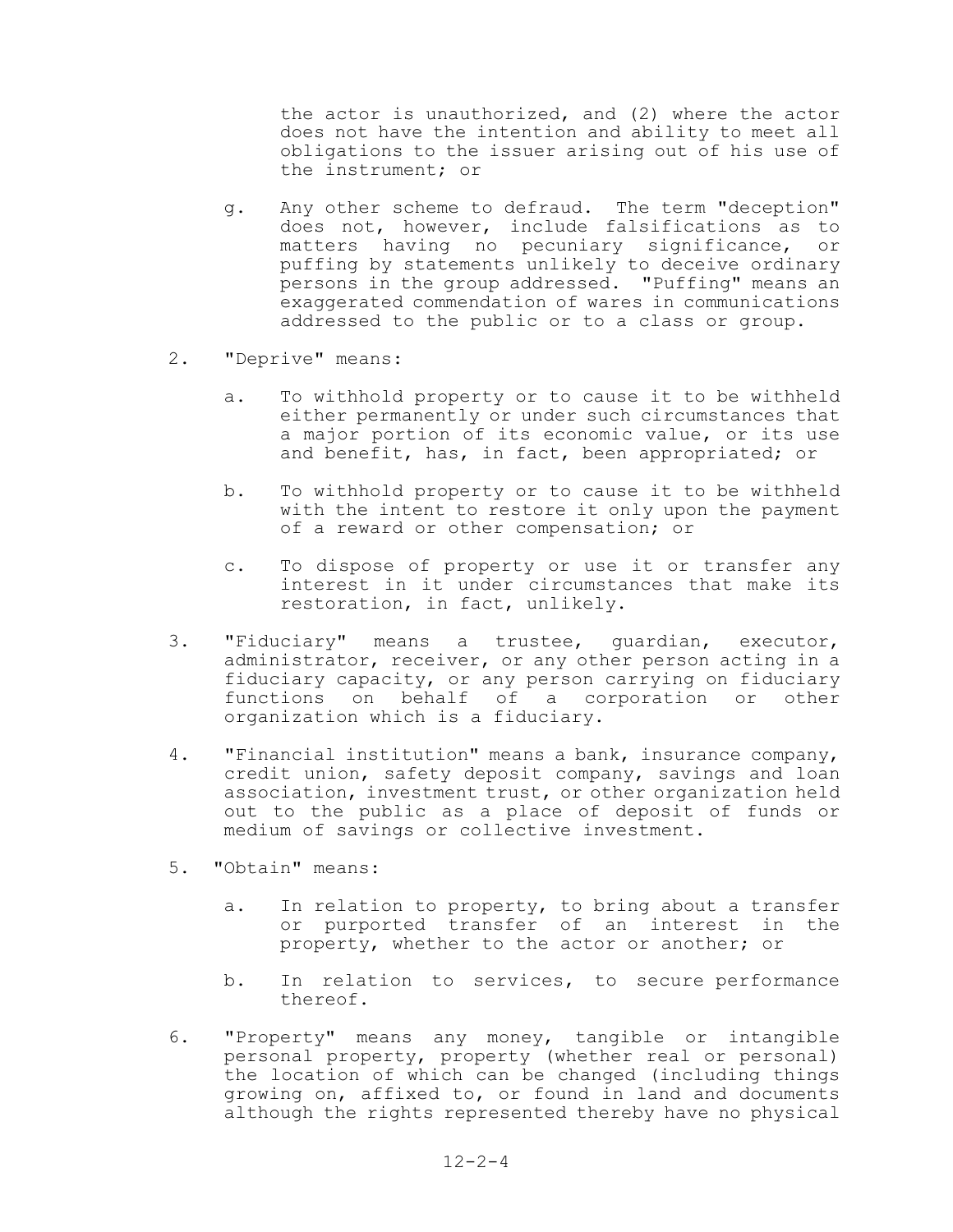the actor is unauthorized, and (2) where the actor does not have the intention and ability to meet all obligations to the issuer arising out of his use of the instrument; or

   g. Any other scheme to defraud. The term "deception" does not, however, include falsifications as to matters having no pecuniary significance, or puffing by statements unlikely to deceive ordinary persons in the group addressed. "Puffing" means an exaggerated commendation of wares in communications addressed to the public or to a class or group.

2. "Deprive" means:

   a. To withhold property or to cause it to be withheld either permanently or under such circumstances that a major portion of its economic value, or its use and benefit, has, in fact, been appropriated; or

   b. To withhold property or to cause it to be withheld with the intent to restore it only upon the payment of a reward or other compensation; or

   c. To dispose of property or use it or transfer any interest in it under circumstances that make its restoration, in fact, unlikely.

3. "Fiduciary" means a trustee, guardian, executor, administrator, receiver, or any other person acting in a fiduciary capacity, or any person carrying on fiduciary functions on behalf of a corporation or other organization which is a fiduciary.

4. "Financial institution" means a bank, insurance company, credit union, safety deposit company, savings and loan association, investment trust, or other organization held out to the public as a place of deposit of funds or medium of savings or collective investment.

5. "Obtain" means:

   a. In relation to property, to bring about a transfer or purported transfer of an interest in the property, whether to the actor or another; or

   b. In relation to services, to secure performance thereof.

6. "Property" means any money, tangible or intangible personal property, property (whether real or personal) the location of which can be changed (including things growing on, affixed to, or found in land and documents although the rights represented thereby have no physical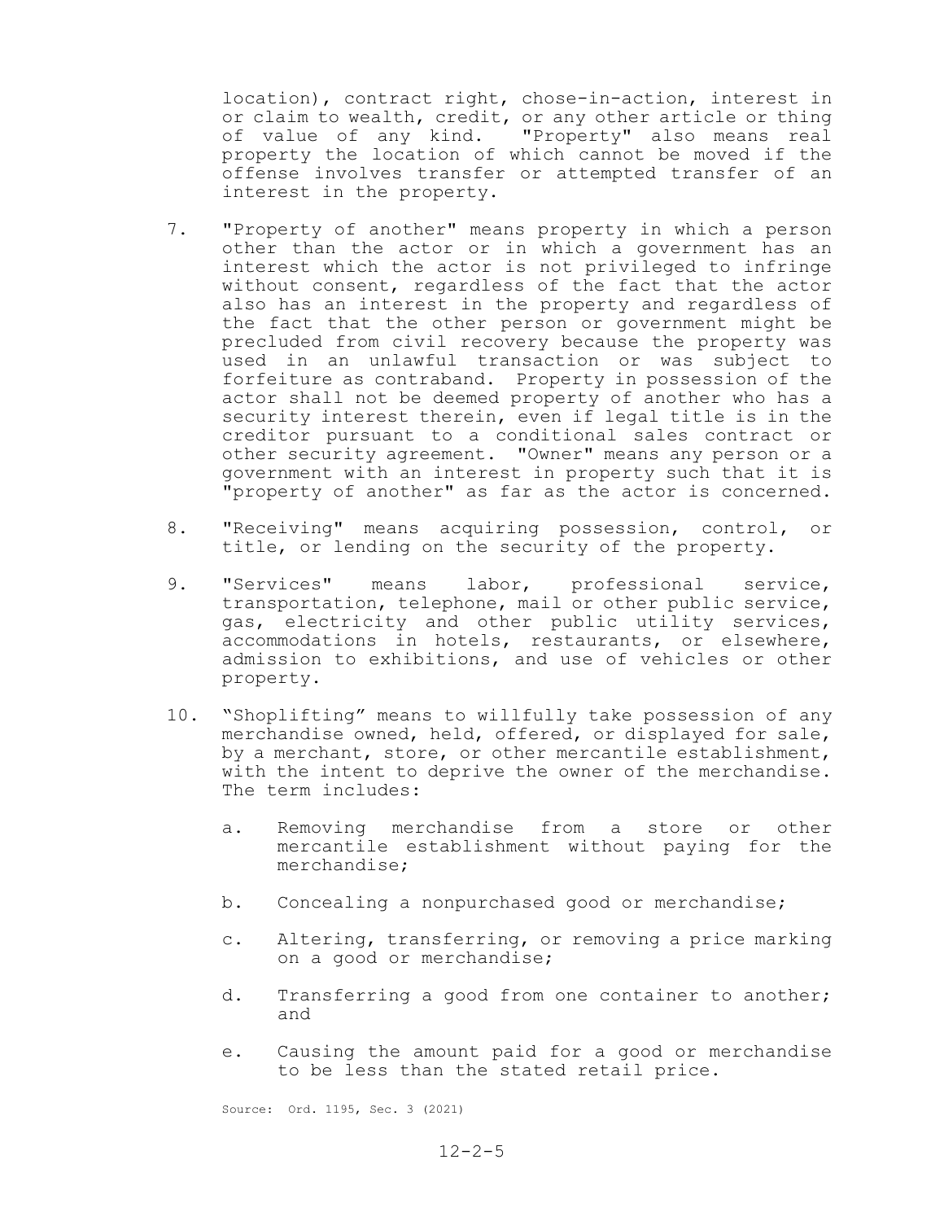location), contract right, chose-in-action, interest in or claim to wealth, credit, or any other article or thing of value of any kind. "Property" also means real property the location of which cannot be moved if the offense involves transfer or attempted transfer of an interest in the property.

7. "Property of another" means property in which a person other than the actor or in which a government has an interest which the actor is not privileged to infringe without consent, regardless of the fact that the actor also has an interest in the property and regardless of the fact that the other person or government might be precluded from civil recovery because the property was used in an unlawful transaction or was subject to forfeiture as contraband. Property in possession of the actor shall not be deemed property of another who has a security interest therein, even if legal title is in the creditor pursuant to a conditional sales contract or other security agreement. "Owner" means any person or a government with an interest in property such that it is "property of another" as far as the actor is concerned.

8. "Receiving" means acquiring possession, control, or title, or lending on the security of the property.

9. "Services" means labor, professional service, transportation, telephone, mail or other public service, gas, electricity and other public utility services, accommodations in hotels, restaurants, or elsewhere, admission to exhibitions, and use of vehicles or other property.

10. "Shoplifting" means to willfully take possession of any merchandise owned, held, offered, or displayed for sale, by a merchant, store, or other mercantile establishment, with the intent to deprive the owner of the merchandise. The term includes:

    a. Removing merchandise from a store or other mercantile establishment without paying for the merchandise;

    b. Concealing a nonpurchased good or merchandise;

    c. Altering, transferring, or removing a price marking on a good or merchandise;

    d. Transferring a good from one container to another; and

    e. Causing the amount paid for a good or merchandise to be less than the stated retail price.

Source: Ord. 1195, Sec. 3 (2021)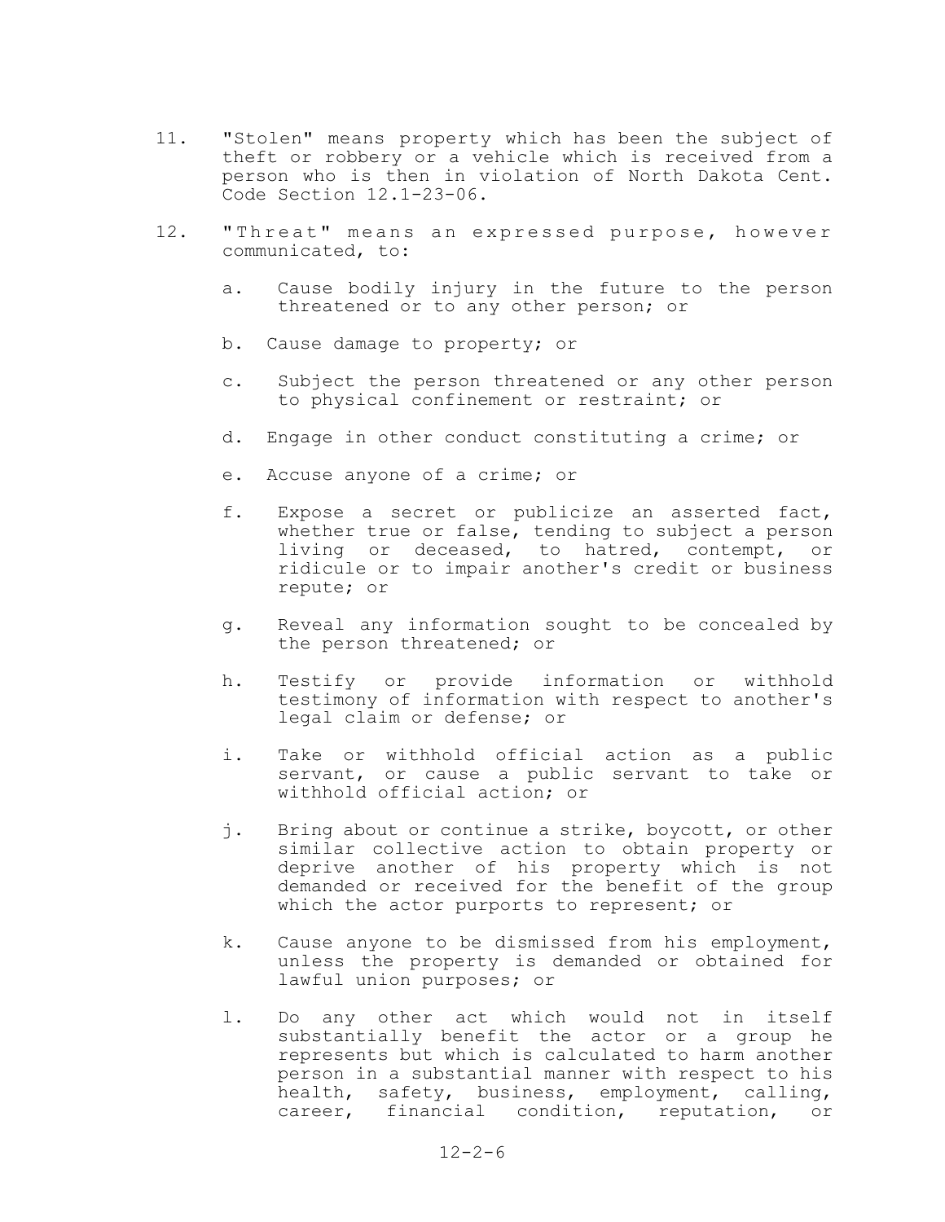11. "Stolen" means property which has been the subject of theft or robbery or a vehicle which is received from a person who is then in violation of North Dakota Cent. Code Section 12.1-23-06.

12. "Threat" means an expressed purpose, however communicated, to:

    a. Cause bodily injury in the future to the person threatened or to any other person; or

    b. Cause damage to property; or

    c. Subject the person threatened or any other person to physical confinement or restraint; or

    d. Engage in other conduct constituting a crime; or

    e. Accuse anyone of a crime; or

    f. Expose a secret or publicize an asserted fact, whether true or false, tending to subject a person living or deceased, to hatred, contempt, or ridicule or to impair another's credit or business repute; or

    g. Reveal any information sought to be concealed by the person threatened; or

    h. Testify or provide information or withhold testimony of information with respect to another's legal claim or defense; or

    i. Take or withhold official action as a public servant, or cause a public servant to take or withhold official action; or

    j. Bring about or continue a strike, boycott, or other similar collective action to obtain property or deprive another of his property which is not demanded or received for the benefit of the group which the actor purports to represent; or

    k. Cause anyone to be dismissed from his employment, unless the property is demanded or obtained for lawful union purposes; or

    l. Do any other act which would not in itself substantially benefit the actor or a group he represents but which is calculated to harm another person in a substantial manner with respect to his health, safety, business, employment, calling, career, financial condition, reputation, or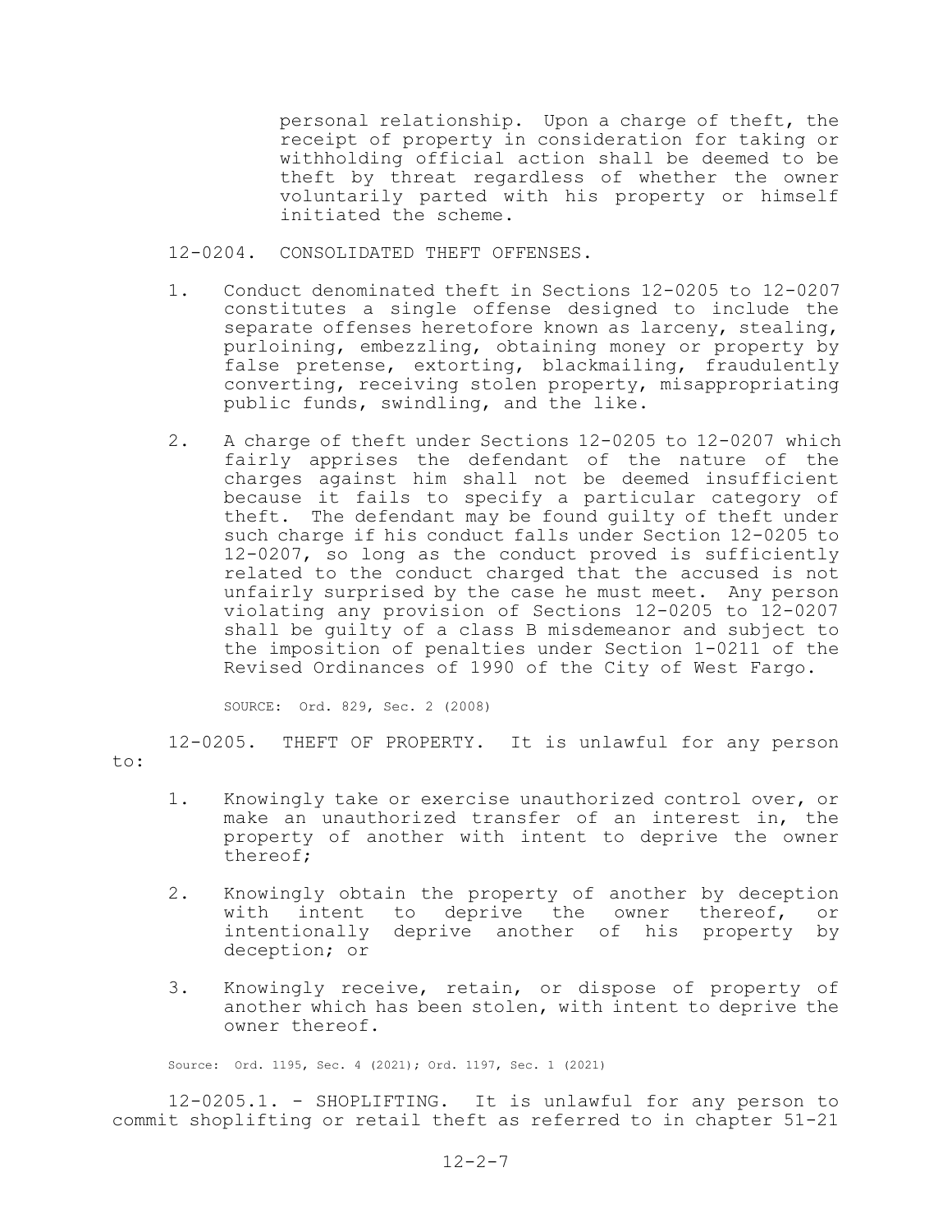personal relationship. Upon a charge of theft, the receipt of property in consideration for taking or withholding official action shall be deemed to be theft by threat regardless of whether the owner voluntarily parted with his property or himself initiated the scheme.

12-0204. CONSOLIDATED THEFT OFFENSES.

1. Conduct denominated theft in Sections 12-0205 to 12-0207 constitutes a single offense designed to include the separate offenses heretofore known as larceny, stealing, purloining, embezzling, obtaining money or property by false pretense, extorting, blackmailing, fraudulently converting, receiving stolen property, misappropriating public funds, swindling, and the like.

2. A charge of theft under Sections 12-0205 to 12-0207 which fairly apprises the defendant of the nature of the charges against him shall not be deemed insufficient because it fails to specify a particular category of theft. The defendant may be found guilty of theft under such charge if his conduct falls under Section 12-0205 to 12-0207, so long as the conduct proved is sufficiently related to the conduct charged that the accused is not unfairly surprised by the case he must meet. Any person violating any provision of Sections 12-0205 to 12-0207 shall be guilty of a class B misdemeanor and subject to the imposition of penalties under Section 1-0211 of the Revised Ordinances of 1990 of the City of West Fargo.

SOURCE: Ord. 829, Sec. 2 (2008)

12-0205. THEFT OF PROPERTY. It is unlawful for any person to:

1. Knowingly take or exercise unauthorized control over, or make an unauthorized transfer of an interest in, the property of another with intent to deprive the owner thereof;

2. Knowingly obtain the property of another by deception with intent to deprive the owner thereof, or intentionally deprive another of his property by deception; or

3. Knowingly receive, retain, or dispose of property of another which has been stolen, with intent to deprive the owner thereof.

Source: Ord. 1195, Sec. 4 (2021); Ord. 1197, Sec. 1 (2021)

12-0205.1. - SHOPLIFTING. It is unlawful for any person to commit shoplifting or retail theft as referred to in chapter 51-21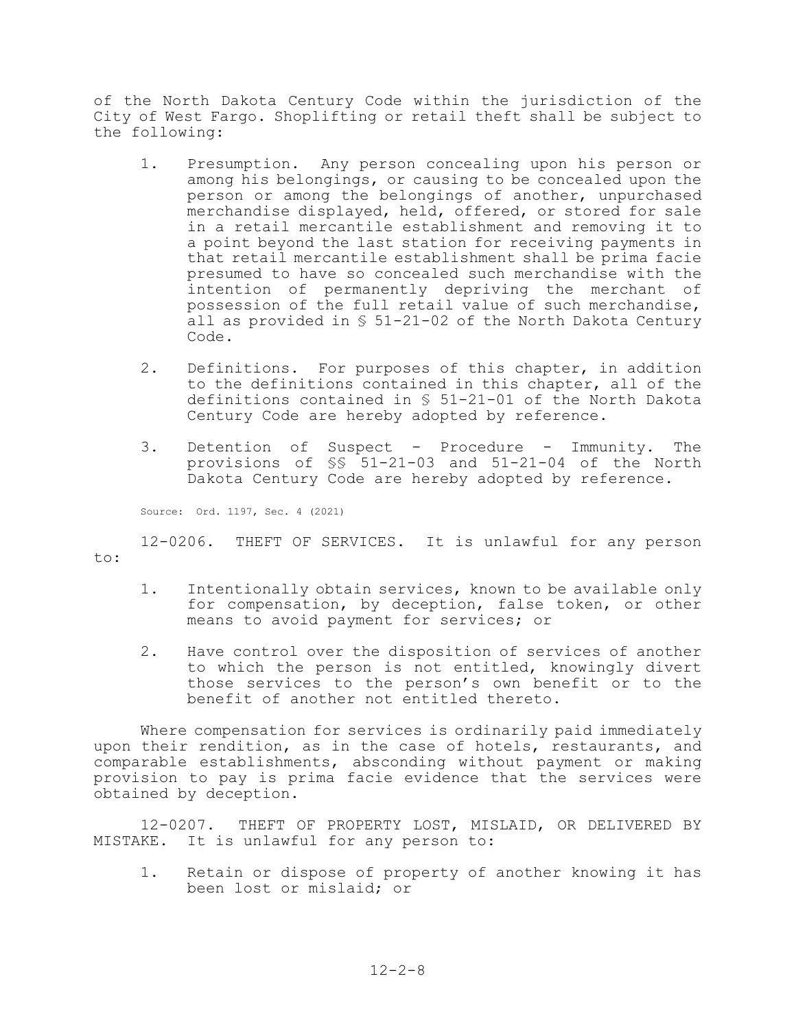of the North Dakota Century Code within the jurisdiction of the City of West Fargo. Shoplifting or retail theft shall be subject to the following:

1. Presumption. Any person concealing upon his person or among his belongings, or causing to be concealed upon the person or among the belongings of another, unpurchased merchandise displayed, held, offered, or stored for sale in a retail mercantile establishment and removing it to a point beyond the last station for receiving payments in that retail mercantile establishment shall be prima facie presumed to have so concealed such merchandise with the intention of permanently depriving the merchant of possession of the full retail value of such merchandise, all as provided in § 51-21-02 of the North Dakota Century Code.

2. Definitions. For purposes of this chapter, in addition to the definitions contained in this chapter, all of the definitions contained in § 51-21-01 of the North Dakota Century Code are hereby adopted by reference.

3. Detention of Suspect - Procedure - Immunity. The provisions of §§ 51-21-03 and 51-21-04 of the North Dakota Century Code are hereby adopted by reference.

Source: Ord. 1197, Sec. 4 (2021)

12-0206. THEFT OF SERVICES. It is unlawful for any person to:

1. Intentionally obtain services, known to be available only for compensation, by deception, false token, or other means to avoid payment for services; or

2. Have control over the disposition of services of another to which the person is not entitled, knowingly divert those services to the person's own benefit or to the benefit of another not entitled thereto.

Where compensation for services is ordinarily paid immediately upon their rendition, as in the case of hotels, restaurants, and comparable establishments, absconding without payment or making provision to pay is prima facie evidence that the services were obtained by deception.

12-0207. THEFT OF PROPERTY LOST, MISLAID, OR DELIVERED BY MISTAKE. It is unlawful for any person to:

1. Retain or dispose of property of another knowing it has been lost or mislaid; or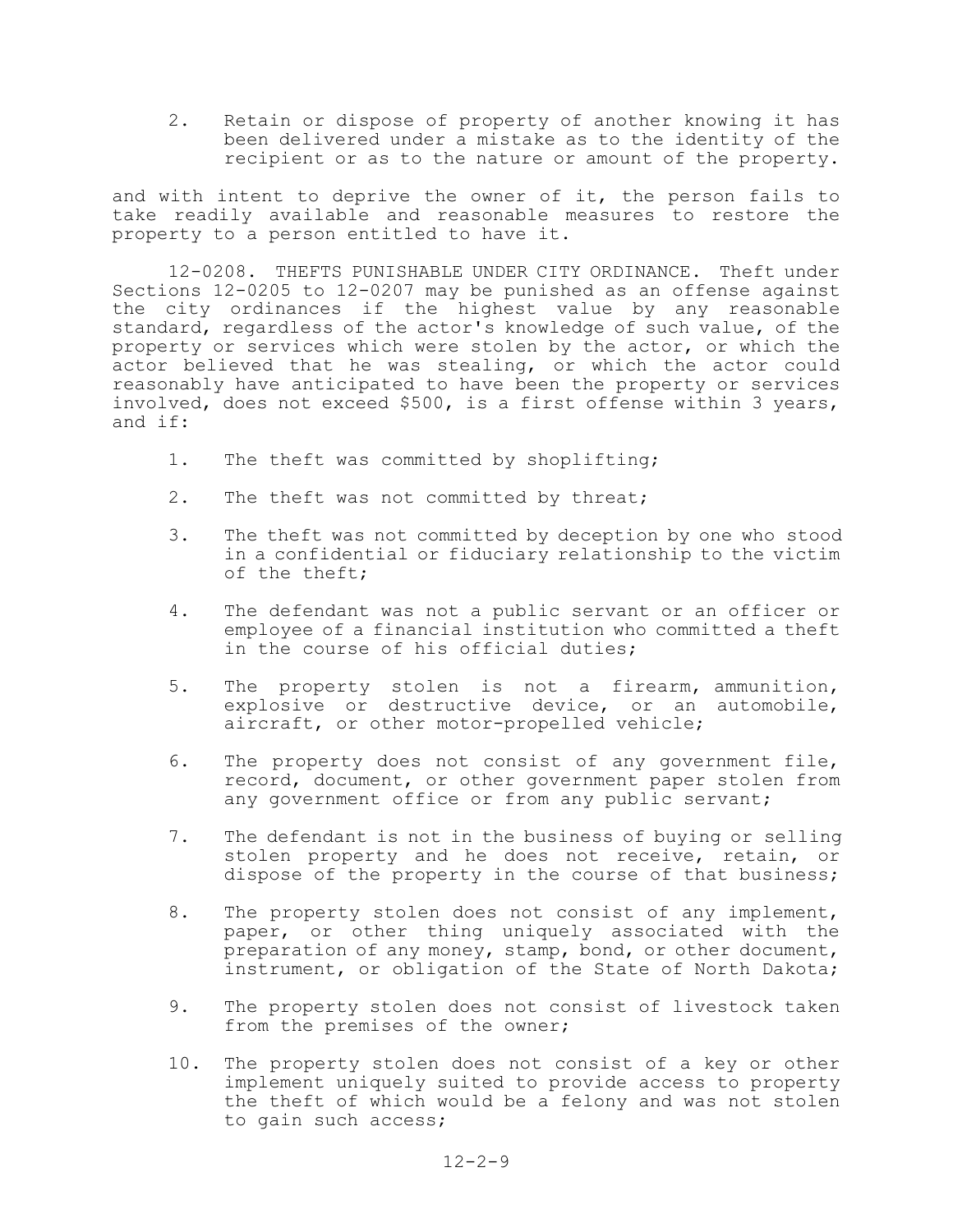2. Retain or dispose of property of another knowing it has been delivered under a mistake as to the identity of the recipient or as to the nature or amount of the property.

and with intent to deprive the owner of it, the person fails to take readily available and reasonable measures to restore the property to a person entitled to have it.

12-0208. THEFTS PUNISHABLE UNDER CITY ORDINANCE. Theft under Sections 12-0205 to 12-0207 may be punished as an offense against the city ordinances if the highest value by any reasonable standard, regardless of the actor's knowledge of such value, of the property or services which were stolen by the actor, or which the actor believed that he was stealing, or which the actor could reasonably have anticipated to have been the property or services involved, does not exceed $500, is a first offense within 3 years, and if:

1. The theft was committed by shoplifting;

2. The theft was not committed by threat;

3. The theft was not committed by deception by one who stood in a confidential or fiduciary relationship to the victim of the theft;

4. The defendant was not a public servant or an officer or employee of a financial institution who committed a theft in the course of his official duties;

5. The property stolen is not a firearm, ammunition, explosive or destructive device, or an automobile, aircraft, or other motor-propelled vehicle;

6. The property does not consist of any government file, record, document, or other government paper stolen from any government office or from any public servant;

7. The defendant is not in the business of buying or selling stolen property and he does not receive, retain, or dispose of the property in the course of that business;

8. The property stolen does not consist of any implement, paper, or other thing uniquely associated with the preparation of any money, stamp, bond, or other document, instrument, or obligation of the State of North Dakota;

9. The property stolen does not consist of livestock taken from the premises of the owner;

10. The property stolen does not consist of a key or other implement uniquely suited to provide access to property the theft of which would be a felony and was not stolen to gain such access;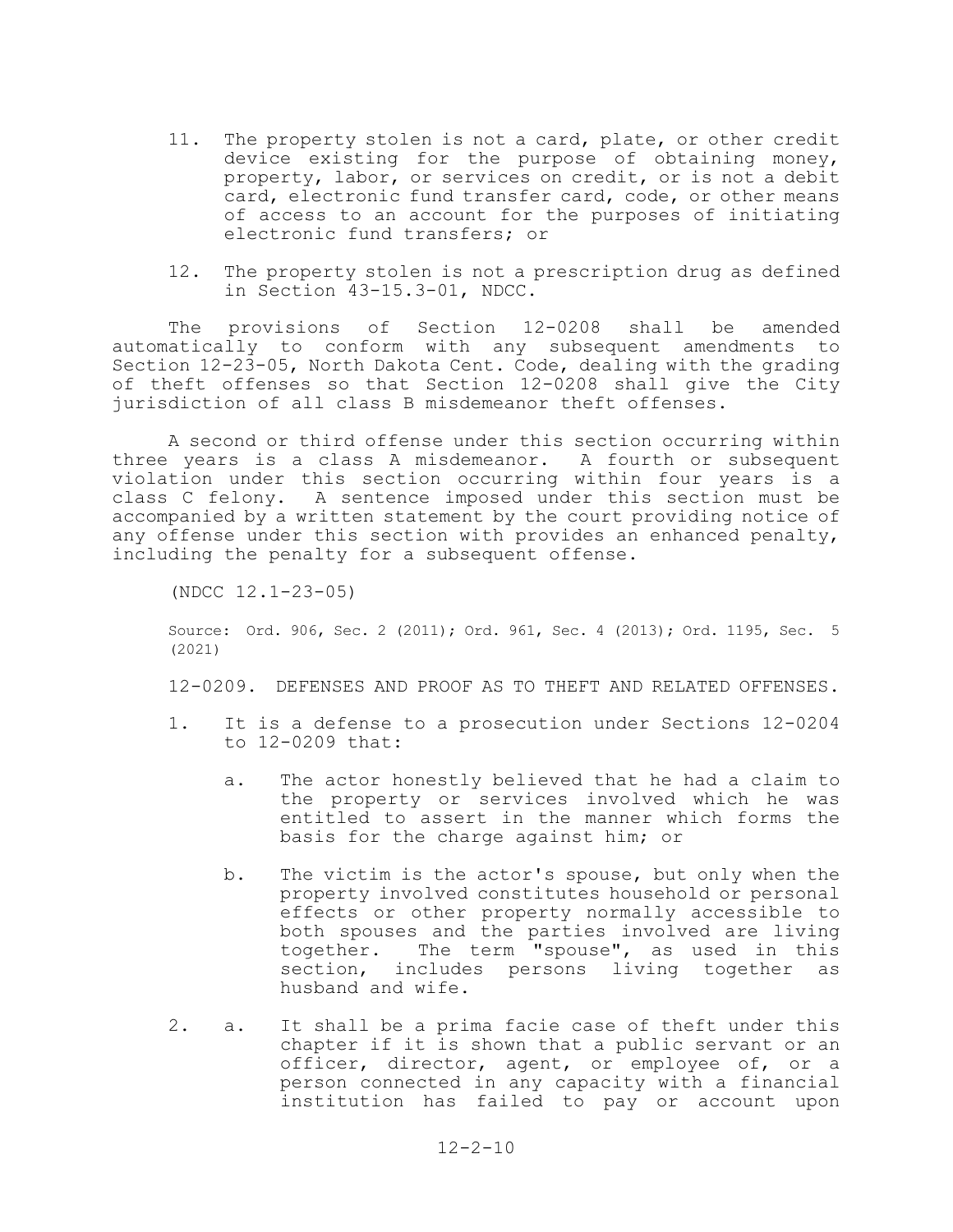11. The property stolen is not a card, plate, or other credit device existing for the purpose of obtaining money, property, labor, or services on credit, or is not a debit card, electronic fund transfer card, code, or other means of access to an account for the purposes of initiating electronic fund transfers; or

12. The property stolen is not a prescription drug as defined in Section 43-15.3-01, NDCC.

The provisions of Section 12-0208 shall be amended automatically to conform with any subsequent amendments to Section 12-23-05, North Dakota Cent. Code, dealing with the grading of theft offenses so that Section 12-0208 shall give the City jurisdiction of all class B misdemeanor theft offenses.

A second or third offense under this section occurring within three years is a class A misdemeanor. A fourth or subsequent violation under this section occurring within four years is a class C felony. A sentence imposed under this section must be accompanied by a written statement by the court providing notice of any offense under this section with provides an enhanced penalty, including the penalty for a subsequent offense.

(NDCC 12.1-23-05)

Source: Ord. 906, Sec. 2 (2011); Ord. 961, Sec. 4 (2013); Ord. 1195, Sec. 5 (2021)

12-0209. DEFENSES AND PROOF AS TO THEFT AND RELATED OFFENSES.

1. It is a defense to a prosecution under Sections 12-0204 to 12-0209 that:

   a. The actor honestly believed that he had a claim to the property or services involved which he was entitled to assert in the manner which forms the basis for the charge against him; or

   b. The victim is the actor's spouse, but only when the property involved constitutes household or personal effects or other property normally accessible to both spouses and the parties involved are living together. The term "spouse", as used in this section, includes persons living together as husband and wife.

2. a. It shall be a prima facie case of theft under this chapter if it is shown that a public servant or an officer, director, agent, or employee of, or a person connected in any capacity with a financial institution has failed to pay or account upon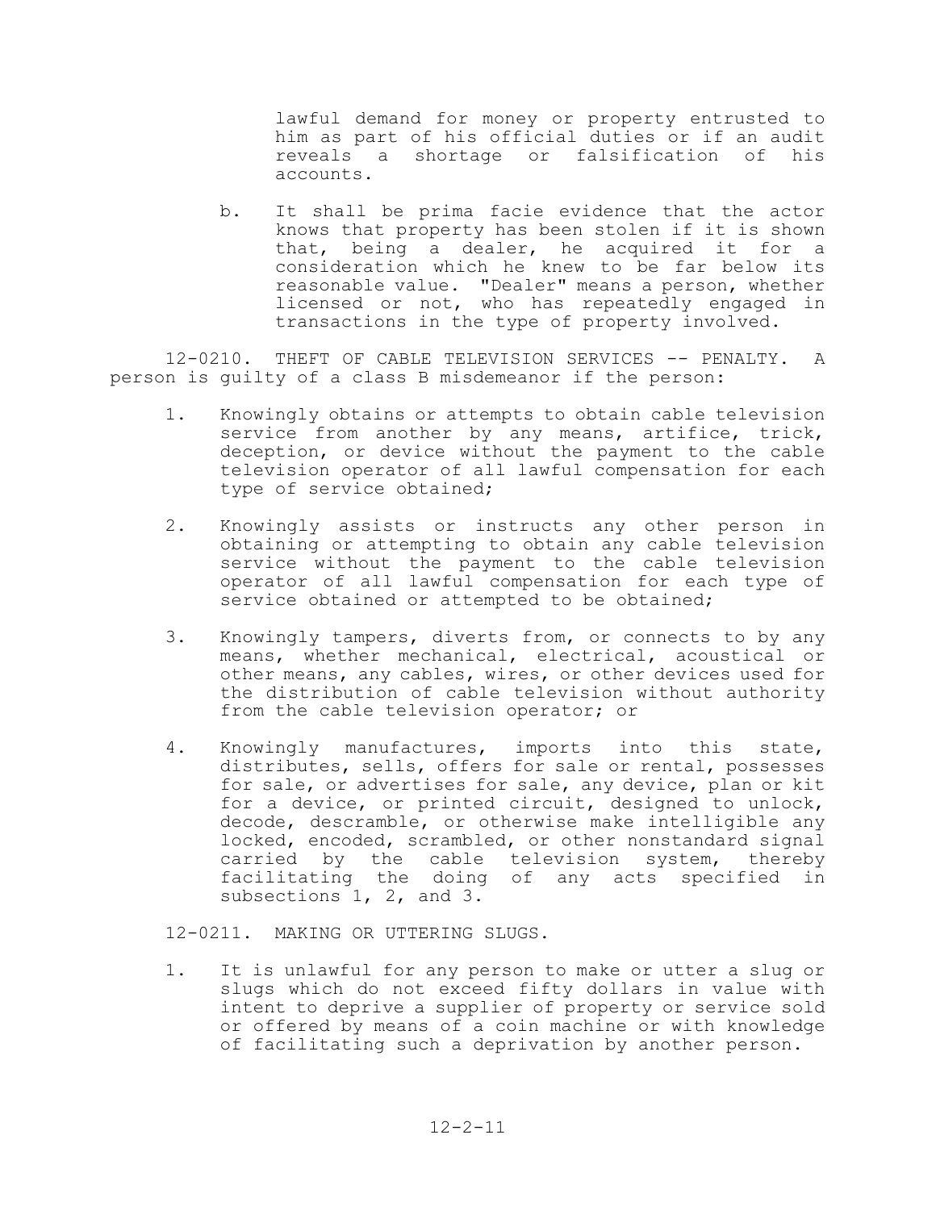lawful demand for money or property entrusted to him as part of his official duties or if an audit reveals a shortage or falsification of his accounts.

b. It shall be prima facie evidence that the actor knows that property has been stolen if it is shown that, being a dealer, he acquired it for a consideration which he knew to be far below its reasonable value. "Dealer" means a person, whether licensed or not, who has repeatedly engaged in transactions in the type of property involved.

12-0210. THEFT OF CABLE TELEVISION SERVICES -- PENALTY. A person is guilty of a class B misdemeanor if the person:

1. Knowingly obtains or attempts to obtain cable television service from another by any means, artifice, trick, deception, or device without the payment to the cable television operator of all lawful compensation for each type of service obtained;

2. Knowingly assists or instructs any other person in obtaining or attempting to obtain any cable television service without the payment to the cable television operator of all lawful compensation for each type of service obtained or attempted to be obtained;

3. Knowingly tampers, diverts from, or connects to by any means, whether mechanical, electrical, acoustical or other means, any cables, wires, or other devices used for the distribution of cable television without authority from the cable television operator; or

4. Knowingly manufactures, imports into this state, distributes, sells, offers for sale or rental, possesses for sale, or advertises for sale, any device, plan or kit for a device, or printed circuit, designed to unlock, decode, descramble, or otherwise make intelligible any locked, encoded, scrambled, or other nonstandard signal carried by the cable television system, thereby facilitating the doing of any acts specified in subsections 1, 2, and 3.

12-0211. MAKING OR UTTERING SLUGS.

1. It is unlawful for any person to make or utter a slug or slugs which do not exceed fifty dollars in value with intent to deprive a supplier of property or service sold or offered by means of a coin machine or with knowledge of facilitating such a deprivation by another person.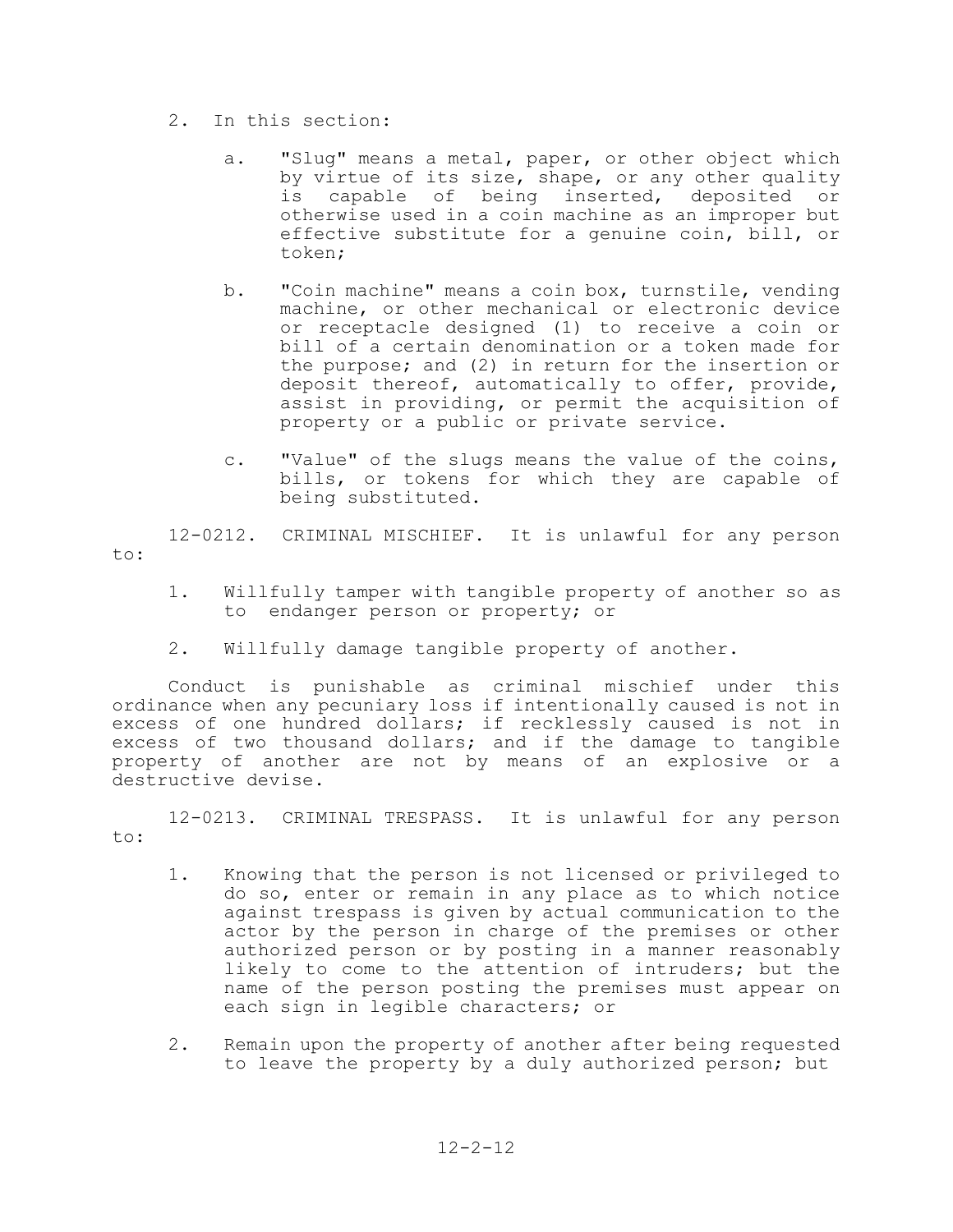2. In this section:

   a. "Slug" means a metal, paper, or other object which by virtue of its size, shape, or any other quality is capable of being inserted, deposited or otherwise used in a coin machine as an improper but effective substitute for a genuine coin, bill, or token;

   b. "Coin machine" means a coin box, turnstile, vending machine, or other mechanical or electronic device or receptacle designed (1) to receive a coin or bill of a certain denomination or a token made for the purpose; and (2) in return for the insertion or deposit thereof, automatically to offer, provide, assist in providing, or permit the acquisition of property or a public or private service.

   c. "Value" of the slugs means the value of the coins, bills, or tokens for which they are capable of being substituted.

12-0212. CRIMINAL MISCHIEF. It is unlawful for any person to:

1. Willfully tamper with tangible property of another so as to endanger person or property; or

2. Willfully damage tangible property of another.

Conduct is punishable as criminal mischief under this ordinance when any pecuniary loss if intentionally caused is not in excess of one hundred dollars; if recklessly caused is not in excess of two thousand dollars; and if the damage to tangible property of another are not by means of an explosive or a destructive devise.

12-0213. CRIMINAL TRESPASS. It is unlawful for any person to:

1. Knowing that the person is not licensed or privileged to do so, enter or remain in any place as to which notice against trespass is given by actual communication to the actor by the person in charge of the premises or other authorized person or by posting in a manner reasonably likely to come to the attention of intruders; but the name of the person posting the premises must appear on each sign in legible characters; or

2. Remain upon the property of another after being requested to leave the property by a duly authorized person; but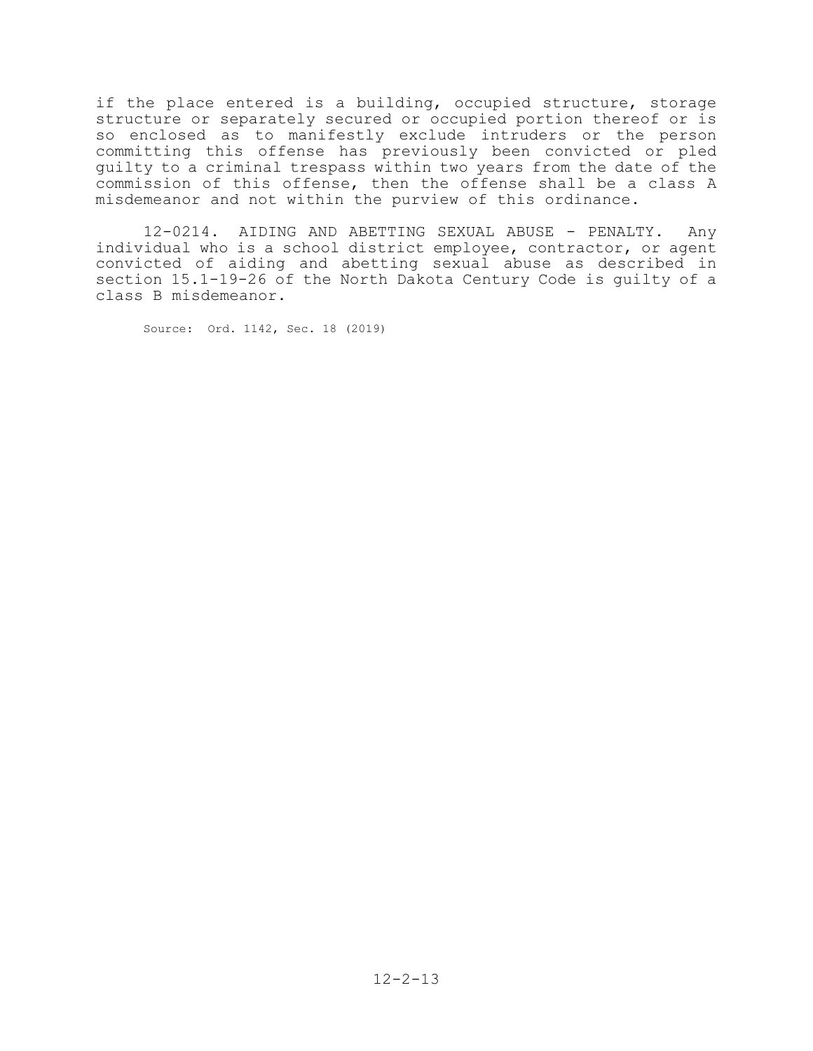if the place entered is a building, occupied structure, storage structure or separately secured or occupied portion thereof or is so enclosed as to manifestly exclude intruders or the person committing this offense has previously been convicted or pled guilty to a criminal trespass within two years from the date of the commission of this offense, then the offense shall be a class A misdemeanor and not within the purview of this ordinance.

12-0214. AIDING AND ABETTING SEXUAL ABUSE - PENALTY. Any individual who is a school district employee, contractor, or agent convicted of aiding and abetting sexual abuse as described in section 15.1-19-26 of the North Dakota Century Code is guilty of a class B misdemeanor.

Source: Ord. 1142, Sec. 18 (2019)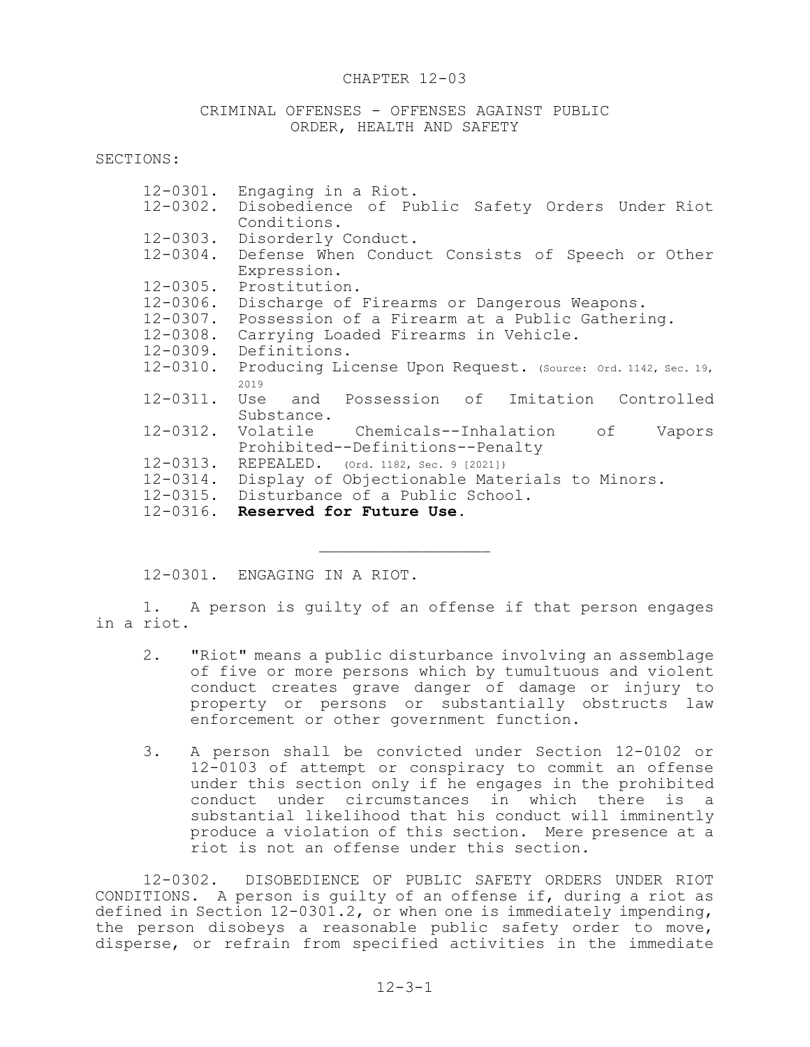# CHAPTER 12-03

## CRIMINAL OFFENSES - OFFENSES AGAINST PUBLIC ORDER, HEALTH AND SAFETY

SECTIONS:

- 12-0301. Engaging in a Riot.
- 12-0302. Disobedience of Public Safety Orders Under Riot Conditions.
- 12-0303. Disorderly Conduct.
- 12-0304. Defense When Conduct Consists of Speech or Other Expression.
- 12-0305. Prostitution.
- 12-0306. Discharge of Firearms or Dangerous Weapons.
- 12-0307. Possession of a Firearm at a Public Gathering.
- 12-0308. Carrying Loaded Firearms in Vehicle.
- 12-0309. Definitions.
- 12-0310. Producing License Upon Request. (Source: Ord. 1142, Sec. 19, 2019
- 12-0311. Use and Possession of Imitation Controlled Substance.
- 12-0312. Volatile Chemicals--Inhalation of Vapors Prohibited--Definitions--Penalty
- 12-0313. REPEALED. (Ord. 1182, Sec. 9 [2021])
- 12-0314. Display of Objectionable Materials to Minors.
- 12-0315. Disturbance of a Public School.
- 12-0316. **Reserved for Future Use.**

---

12-0301. ENGAGING IN A RIOT.

1. A person is guilty of an offense if that person engages in a riot.

2. "Riot" means a public disturbance involving an assemblage of five or more persons which by tumultuous and violent conduct creates grave danger of damage or injury to property or persons or substantially obstructs law enforcement or other government function.

3. A person shall be convicted under Section 12-0102 or 12-0103 of attempt or conspiracy to commit an offense under this section only if he engages in the prohibited conduct under circumstances in which there is a substantial likelihood that his conduct will imminently produce a violation of this section. Mere presence at a riot is not an offense under this section.

12-0302. DISOBEDIENCE OF PUBLIC SAFETY ORDERS UNDER RIOT CONDITIONS. A person is guilty of an offense if, during a riot as defined in Section 12-0301.2, or when one is immediately impending, the person disobeys a reasonable public safety order to move, disperse, or refrain from specified activities in the immediate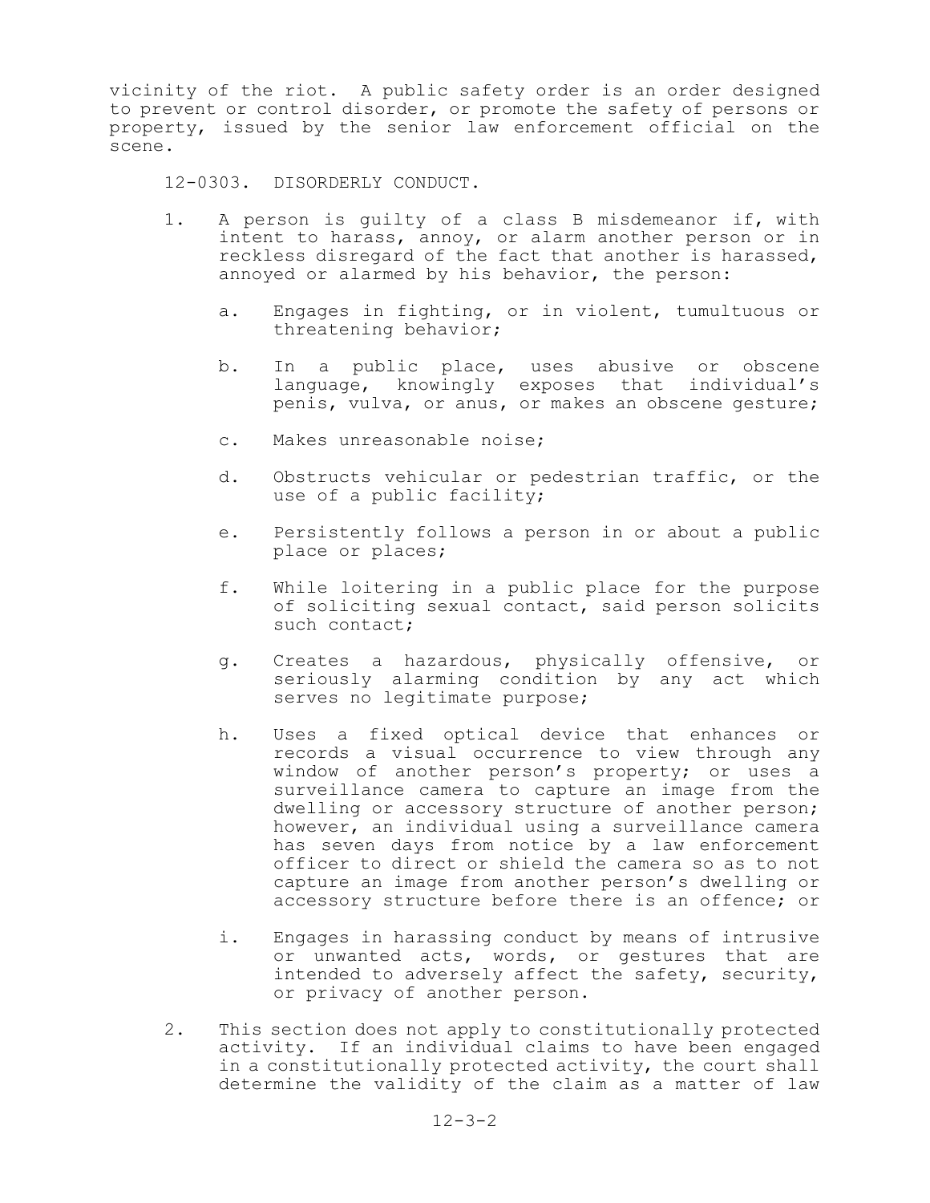vicinity of the riot. A public safety order is an order designed to prevent or control disorder, or promote the safety of persons or property, issued by the senior law enforcement official on the scene.

12-0303. DISORDERLY CONDUCT.

1. A person is guilty of a class B misdemeanor if, with intent to harass, annoy, or alarm another person or in reckless disregard of the fact that another is harassed, annoyed or alarmed by his behavior, the person:

   a. Engages in fighting, or in violent, tumultuous or threatening behavior;

   b. In a public place, uses abusive or obscene language, knowingly exposes that individual's penis, vulva, or anus, or makes an obscene gesture;

   c. Makes unreasonable noise;

   d. Obstructs vehicular or pedestrian traffic, or the use of a public facility;

   e. Persistently follows a person in or about a public place or places;

   f. While loitering in a public place for the purpose of soliciting sexual contact, said person solicits such contact;

   g. Creates a hazardous, physically offensive, or seriously alarming condition by any act which serves no legitimate purpose;

   h. Uses a fixed optical device that enhances or records a visual occurrence to view through any window of another person's property; or uses a surveillance camera to capture an image from the dwelling or accessory structure of another person; however, an individual using a surveillance camera has seven days from notice by a law enforcement officer to direct or shield the camera so as to not capture an image from another person's dwelling or accessory structure before there is an offence; or

   i. Engages in harassing conduct by means of intrusive or unwanted acts, words, or gestures that are intended to adversely affect the safety, security, or privacy of another person.

2. This section does not apply to constitutionally protected activity. If an individual claims to have been engaged in a constitutionally protected activity, the court shall determine the validity of the claim as a matter of law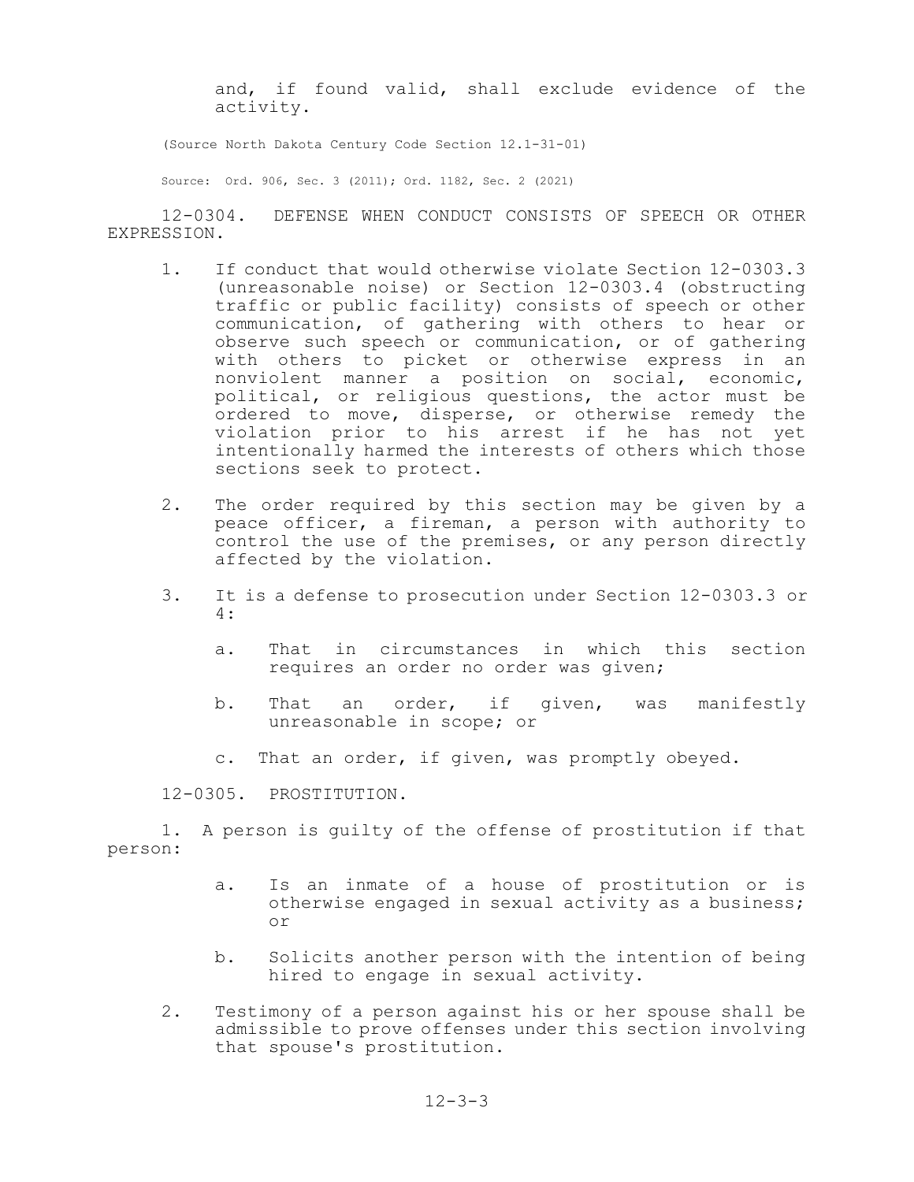and, if found valid, shall exclude evidence of the activity.

(Source North Dakota Century Code Section 12.1-31-01)

Source: Ord. 906, Sec. 3 (2011); Ord. 1182, Sec. 2 (2021)

## 12-0304. DEFENSE WHEN CONDUCT CONSISTS OF SPEECH OR OTHER EXPRESSION.

1. If conduct that would otherwise violate Section 12-0303.3 (unreasonable noise) or Section 12-0303.4 (obstructing traffic or public facility) consists of speech or other communication, of gathering with others to hear or observe such speech or communication, or of gathering with others to picket or otherwise express in an nonviolent manner a position on social, economic, political, or religious questions, the actor must be ordered to move, disperse, or otherwise remedy the violation prior to his arrest if he has not yet intentionally harmed the interests of others which those sections seek to protect.

2. The order required by this section may be given by a peace officer, a fireman, a person with authority to control the use of the premises, or any person directly affected by the violation.

3. It is a defense to prosecution under Section 12-0303.3 or 4:

   a. That in circumstances in which this section requires an order no order was given;

   b. That an order, if given, was manifestly unreasonable in scope; or

   c. That an order, if given, was promptly obeyed.

## 12-0305. PROSTITUTION.

1. A person is guilty of the offense of prostitution if that person:

   a. Is an inmate of a house of prostitution or is otherwise engaged in sexual activity as a business; or

   b. Solicits another person with the intention of being hired to engage in sexual activity.

2. Testimony of a person against his or her spouse shall be admissible to prove offenses under this section involving that spouse's prostitution.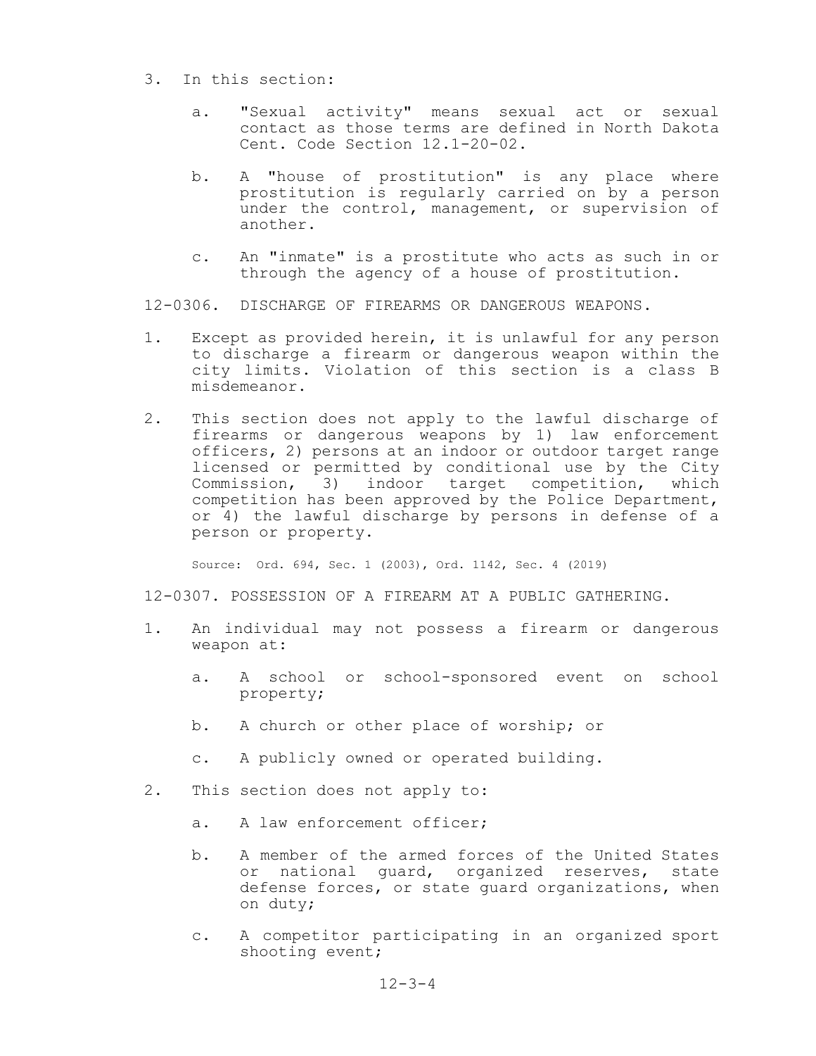3. In this section:

    a. "Sexual activity" means sexual act or sexual contact as those terms are defined in North Dakota Cent. Code Section 12.1-20-02.

    b. A "house of prostitution" is any place where prostitution is regularly carried on by a person under the control, management, or supervision of another.

    c. An "inmate" is a prostitute who acts as such in or through the agency of a house of prostitution.

12-0306. DISCHARGE OF FIREARMS OR DANGEROUS WEAPONS.

1. Except as provided herein, it is unlawful for any person to discharge a firearm or dangerous weapon within the city limits. Violation of this section is a class B misdemeanor.

2. This section does not apply to the lawful discharge of firearms or dangerous weapons by 1) law enforcement officers, 2) persons at an indoor or outdoor target range licensed or permitted by conditional use by the City Commission, 3) indoor target competition, which competition has been approved by the Police Department, or 4) the lawful discharge by persons in defense of a person or property.

Source: Ord. 694, Sec. 1 (2003), Ord. 1142, Sec. 4 (2019)

12-0307. POSSESSION OF A FIREARM AT A PUBLIC GATHERING.

1. An individual may not possess a firearm or dangerous weapon at:

    a. A school or school-sponsored event on school property;

    b. A church or other place of worship; or

    c. A publicly owned or operated building.

2. This section does not apply to:

    a. A law enforcement officer;

    b. A member of the armed forces of the United States or national guard, organized reserves, state defense forces, or state guard organizations, when on duty;

    c. A competitor participating in an organized sport shooting event;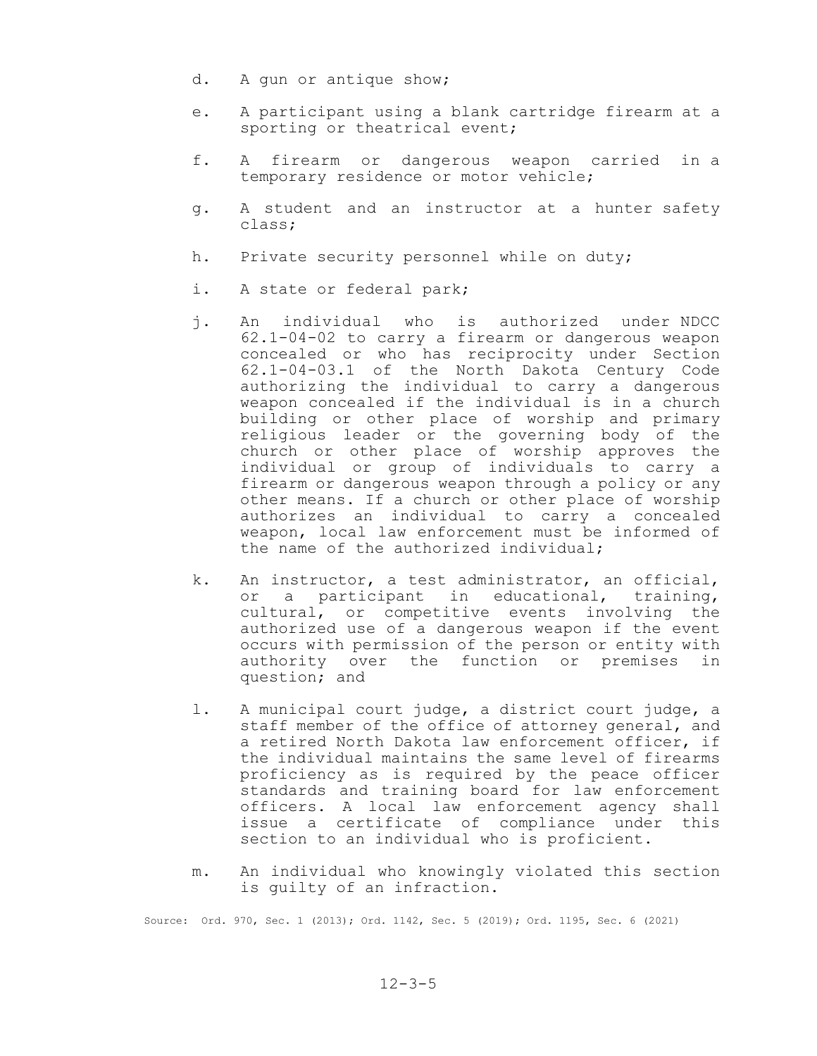d. A gun or antique show;

e. A participant using a blank cartridge firearm at a sporting or theatrical event;

f. A firearm or dangerous weapon carried in a temporary residence or motor vehicle;

g. A student and an instructor at a hunter safety class;

h. Private security personnel while on duty;

i. A state or federal park;

j. An individual who is authorized under NDCC 62.1-04-02 to carry a firearm or dangerous weapon concealed or who has reciprocity under Section 62.1-04-03.1 of the North Dakota Century Code authorizing the individual to carry a dangerous weapon concealed if the individual is in a church building or other place of worship and primary religious leader or the governing body of the church or other place of worship approves the individual or group of individuals to carry a firearm or dangerous weapon through a policy or any other means. If a church or other place of worship authorizes an individual to carry a concealed weapon, local law enforcement must be informed of the name of the authorized individual;

k. An instructor, a test administrator, an official, or a participant in educational, training, cultural, or competitive events involving the authorized use of a dangerous weapon if the event occurs with permission of the person or entity with authority over the function or premises in question; and

l. A municipal court judge, a district court judge, a staff member of the office of attorney general, and a retired North Dakota law enforcement officer, if the individual maintains the same level of firearms proficiency as is required by the peace officer standards and training board for law enforcement officers. A local law enforcement agency shall issue a certificate of compliance under this section to an individual who is proficient.

m. An individual who knowingly violated this section is guilty of an infraction.

Source: Ord. 970, Sec. 1 (2013); Ord. 1142, Sec. 5 (2019); Ord. 1195, Sec. 6 (2021)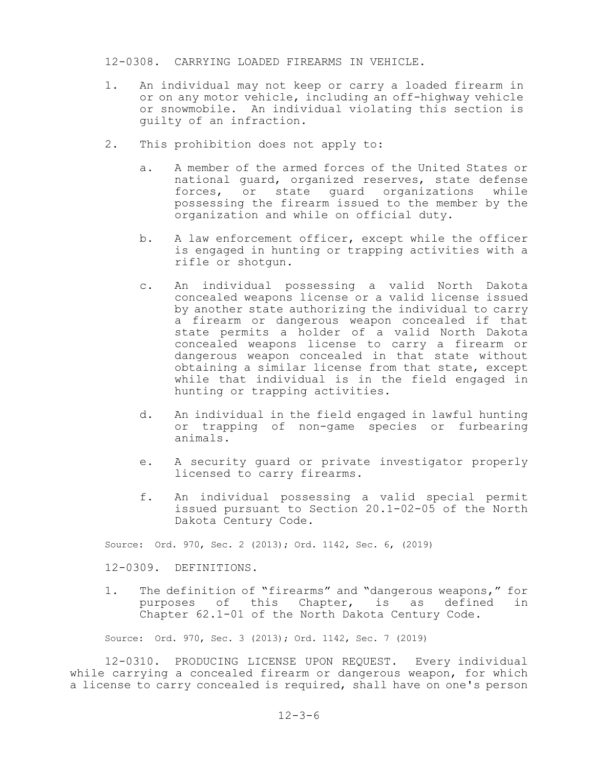12-0308. CARRYING LOADED FIREARMS IN VEHICLE.

1. An individual may not keep or carry a loaded firearm in or on any motor vehicle, including an off-highway vehicle or snowmobile. An individual violating this section is guilty of an infraction.

2. This prohibition does not apply to:

   a. A member of the armed forces of the United States or national guard, organized reserves, state defense forces, or state guard organizations while possessing the firearm issued to the member by the organization and while on official duty.

   b. A law enforcement officer, except while the officer is engaged in hunting or trapping activities with a rifle or shotgun.

   c. An individual possessing a valid North Dakota concealed weapons license or a valid license issued by another state authorizing the individual to carry a firearm or dangerous weapon concealed if that state permits a holder of a valid North Dakota concealed weapons license to carry a firearm or dangerous weapon concealed in that state without obtaining a similar license from that state, except while that individual is in the field engaged in hunting or trapping activities.

   d. An individual in the field engaged in lawful hunting or trapping of non-game species or furbearing animals.

   e. A security guard or private investigator properly licensed to carry firearms.

   f. An individual possessing a valid special permit issued pursuant to Section 20.1-02-05 of the North Dakota Century Code.

Source: Ord. 970, Sec. 2 (2013); Ord. 1142, Sec. 6, (2019)

12-0309. DEFINITIONS.

1. The definition of "firearms" and "dangerous weapons," for purposes of this Chapter, is as defined in Chapter 62.1-01 of the North Dakota Century Code.

Source: Ord. 970, Sec. 3 (2013); Ord. 1142, Sec. 7 (2019)

12-0310. PRODUCING LICENSE UPON REQUEST. Every individual while carrying a concealed firearm or dangerous weapon, for which a license to carry concealed is required, shall have on one's person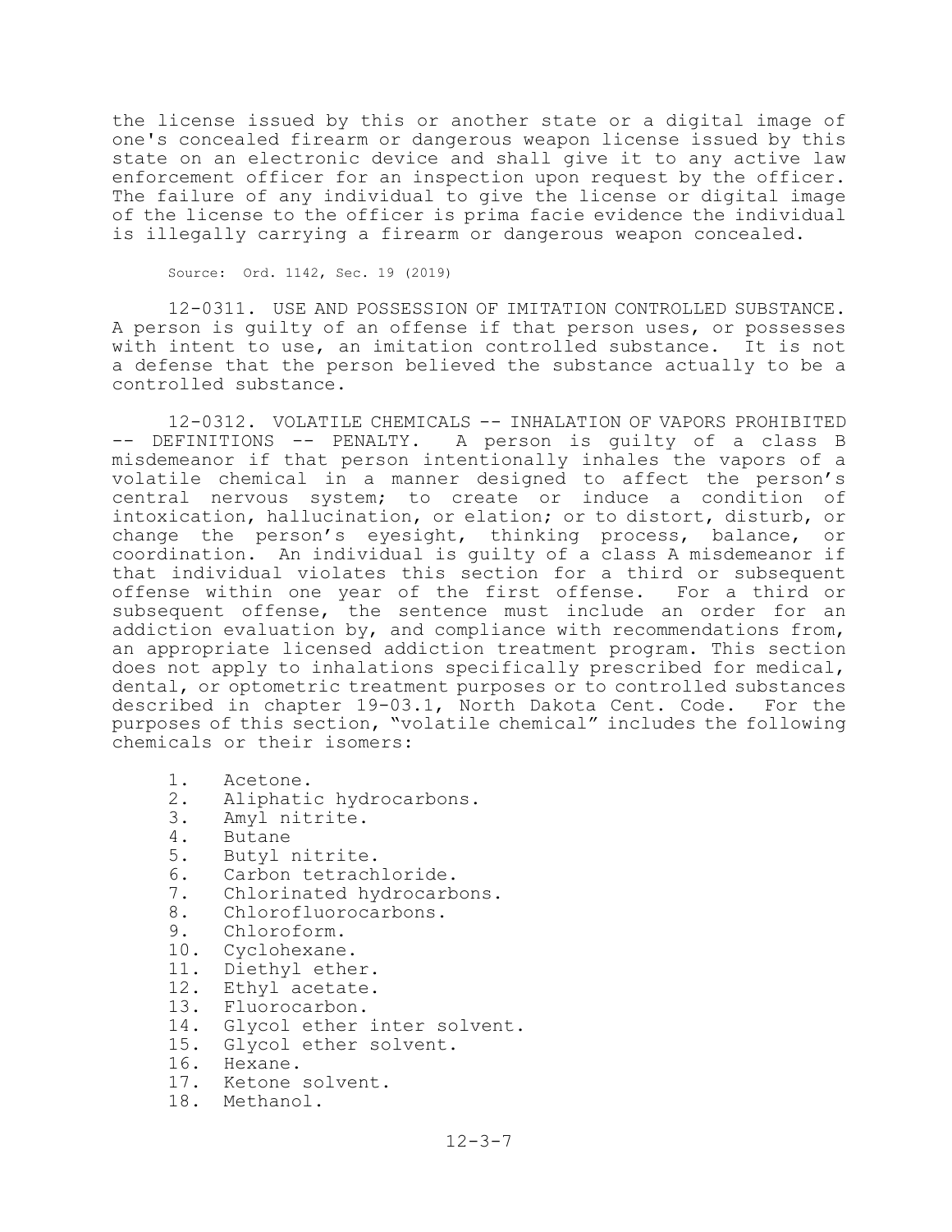the license issued by this or another state or a digital image of one's concealed firearm or dangerous weapon license issued by this state on an electronic device and shall give it to any active law enforcement officer for an inspection upon request by the officer. The failure of any individual to give the license or digital image of the license to the officer is prima facie evidence the individual is illegally carrying a firearm or dangerous weapon concealed.

Source: Ord. 1142, Sec. 19 (2019)

12-0311. USE AND POSSESSION OF IMITATION CONTROLLED SUBSTANCE. A person is guilty of an offense if that person uses, or possesses with intent to use, an imitation controlled substance. It is not a defense that the person believed the substance actually to be a controlled substance.

12-0312. VOLATILE CHEMICALS -- INHALATION OF VAPORS PROHIBITED -- DEFINITIONS -- PENALTY. A person is guilty of a class B misdemeanor if that person intentionally inhales the vapors of a volatile chemical in a manner designed to affect the person's central nervous system; to create or induce a condition of intoxication, hallucination, or elation; or to distort, disturb, or change the person's eyesight, thinking process, balance, or coordination. An individual is guilty of a class A misdemeanor if that individual violates this section for a third or subsequent offense within one year of the first offense. For a third or subsequent offense, the sentence must include an order for an addiction evaluation by, and compliance with recommendations from, an appropriate licensed addiction treatment program. This section does not apply to inhalations specifically prescribed for medical, dental, or optometric treatment purposes or to controlled substances described in chapter 19-03.1, North Dakota Cent. Code. For the purposes of this section, "volatile chemical" includes the following chemicals or their isomers:

1. Acetone.
2. Aliphatic hydrocarbons.
3. Amyl nitrite.
4. Butane
5. Butyl nitrite.
6. Carbon tetrachloride.
7. Chlorinated hydrocarbons.
8. Chlorofluorocarbons.
9. Chloroform.
10. Cyclohexane.
11. Diethyl ether.
12. Ethyl acetate.
13. Fluorocarbon.
14. Glycol ether inter solvent.
15. Glycol ether solvent.
16. Hexane.
17. Ketone solvent.
18. Methanol.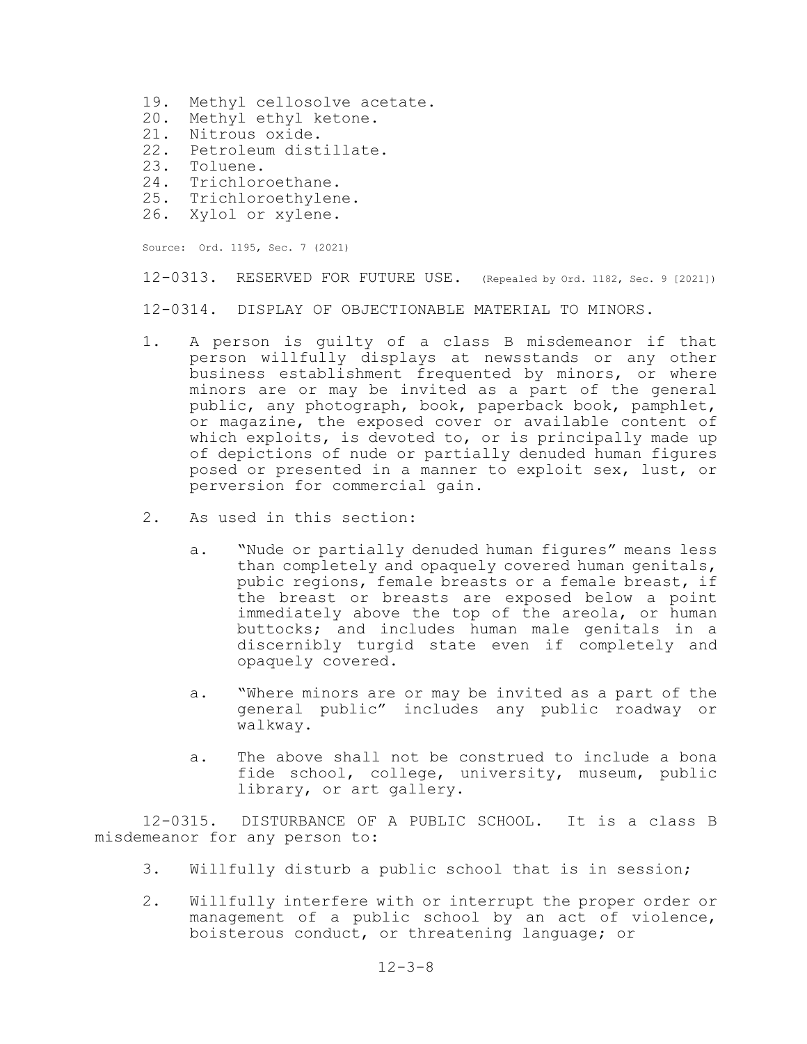19. Methyl cellosolve acetate.
20. Methyl ethyl ketone.
21. Nitrous oxide.
22. Petroleum distillate.
23. Toluene.
24. Trichloroethane.
25. Trichloroethylene.
26. Xylol or xylene.

Source: Ord. 1195, Sec. 7 (2021)

12-0313. RESERVED FOR FUTURE USE. (Repealed by Ord. 1182, Sec. 9 [2021])

12-0314. DISPLAY OF OBJECTIONABLE MATERIAL TO MINORS.

1. A person is guilty of a class B misdemeanor if that person willfully displays at newsstands or any other business establishment frequented by minors, or where minors are or may be invited as a part of the general public, any photograph, book, paperback book, pamphlet, or magazine, the exposed cover or available content of which exploits, is devoted to, or is principally made up of depictions of nude or partially denuded human figures posed or presented in a manner to exploit sex, lust, or perversion for commercial gain.

2. As used in this section:

   a. "Nude or partially denuded human figures" means less than completely and opaquely covered human genitals, pubic regions, female breasts or a female breast, if the breast or breasts are exposed below a point immediately above the top of the areola, or human buttocks; and includes human male genitals in a discernibly turgid state even if completely and opaquely covered.

   a. "Where minors are or may be invited as a part of the general public" includes any public roadway or walkway.

   a. The above shall not be construed to include a bona fide school, college, university, museum, public library, or art gallery.

12-0315. DISTURBANCE OF A PUBLIC SCHOOL. It is a class B misdemeanor for any person to:

3. Willfully disturb a public school that is in session;

2. Willfully interfere with or interrupt the proper order or management of a public school by an act of violence, boisterous conduct, or threatening language; or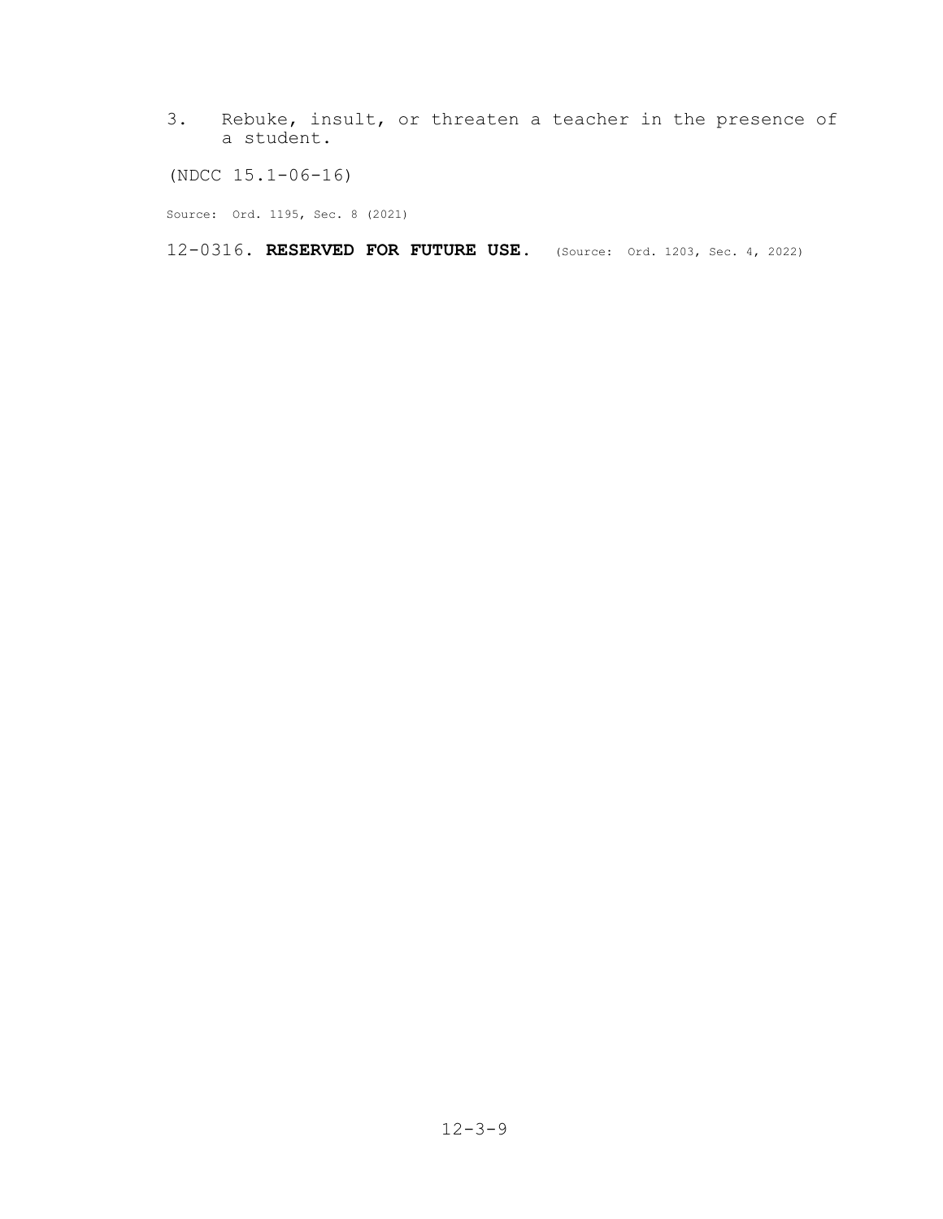3. Rebuke, insult, or threaten a teacher in the presence of a student.

(NDCC 15.1-06-16)

Source: Ord. 1195, Sec. 8 (2021)

12-0316. **RESERVED FOR FUTURE USE.** (Source: Ord. 1203, Sec. 4, 2022)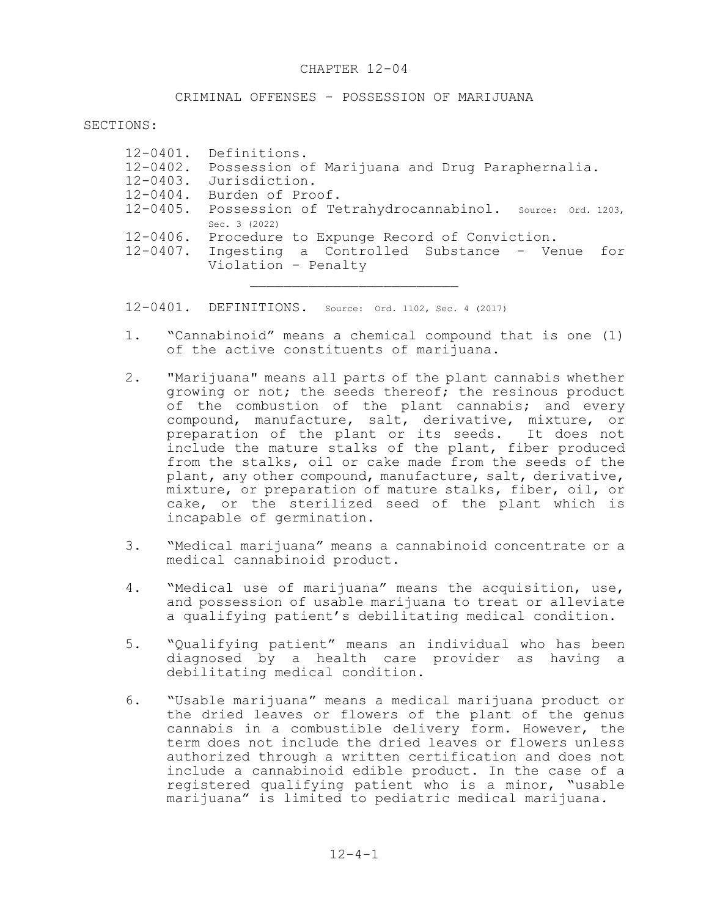# CHAPTER 12-04

## CRIMINAL OFFENSES - POSSESSION OF MARIJUANA

SECTIONS:

- 12-0401. Definitions.
- 12-0402. Possession of Marijuana and Drug Paraphernalia.
- 12-0403. Jurisdiction.
- 12-0404. Burden of Proof.
- 12-0405. Possession of Tetrahydrocannabinol. Source: Ord. 1203, Sec. 3 (2022)
- 12-0406. Procedure to Expunge Record of Conviction.
- 12-0407. Ingesting a Controlled Substance - Venue for Violation - Penalty

---

### 12-0401. DEFINITIONS. Source: Ord. 1102, Sec. 4 (2017)

1. "Cannabinoid" means a chemical compound that is one (1) of the active constituents of marijuana.

2. "Marijuana" means all parts of the plant cannabis whether growing or not; the seeds thereof; the resinous product of the combustion of the plant cannabis; and every compound, manufacture, salt, derivative, mixture, or preparation of the plant or its seeds. It does not include the mature stalks of the plant, fiber produced from the stalks, oil or cake made from the seeds of the plant, any other compound, manufacture, salt, derivative, mixture, or preparation of mature stalks, fiber, oil, or cake, or the sterilized seed of the plant which is incapable of germination.

3. "Medical marijuana" means a cannabinoid concentrate or a medical cannabinoid product.

4. "Medical use of marijuana" means the acquisition, use, and possession of usable marijuana to treat or alleviate a qualifying patient's debilitating medical condition.

5. "Qualifying patient" means an individual who has been diagnosed by a health care provider as having a debilitating medical condition.

6. "Usable marijuana" means a medical marijuana product or the dried leaves or flowers of the plant of the genus cannabis in a combustible delivery form. However, the term does not include the dried leaves or flowers unless authorized through a written certification and does not include a cannabinoid edible product. In the case of a registered qualifying patient who is a minor, "usable marijuana" is limited to pediatric medical marijuana.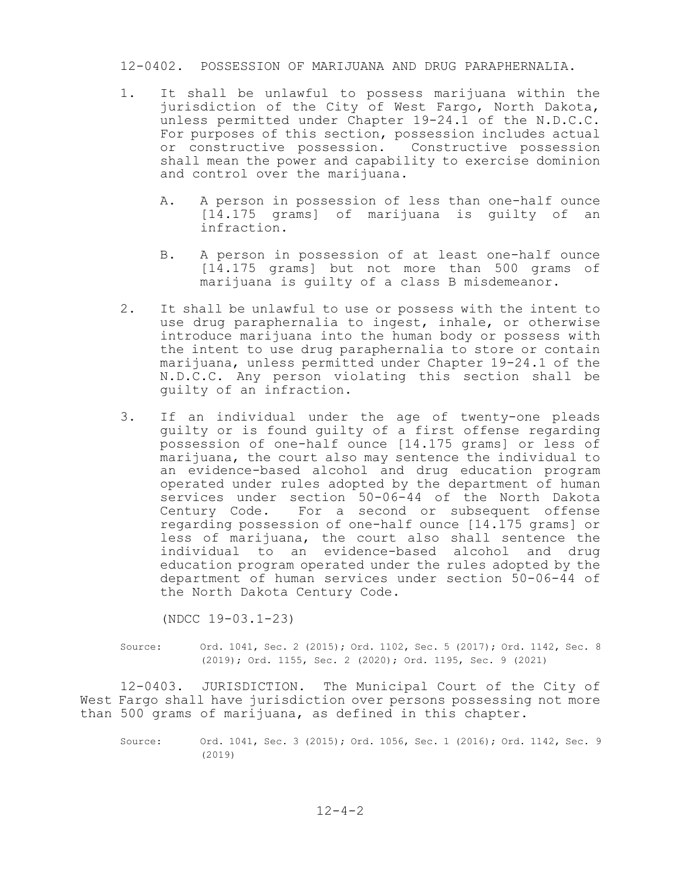12-0402. POSSESSION OF MARIJUANA AND DRUG PARAPHERNALIA.

1. It shall be unlawful to possess marijuana within the jurisdiction of the City of West Fargo, North Dakota, unless permitted under Chapter 19-24.1 of the N.D.C.C. For purposes of this section, possession includes actual or constructive possession. Constructive possession shall mean the power and capability to exercise dominion and control over the marijuana.

   A. A person in possession of less than one-half ounce [14.175 grams] of marijuana is guilty of an infraction.

   B. A person in possession of at least one-half ounce [14.175 grams] but not more than 500 grams of marijuana is guilty of a class B misdemeanor.

2. It shall be unlawful to use or possess with the intent to use drug paraphernalia to ingest, inhale, or otherwise introduce marijuana into the human body or possess with the intent to use drug paraphernalia to store or contain marijuana, unless permitted under Chapter 19-24.1 of the N.D.C.C. Any person violating this section shall be guilty of an infraction.

3. If an individual under the age of twenty-one pleads guilty or is found guilty of a first offense regarding possession of one-half ounce [14.175 grams] or less of marijuana, the court also may sentence the individual to an evidence-based alcohol and drug education program operated under rules adopted by the department of human services under section 50-06-44 of the North Dakota Century Code. For a second or subsequent offense regarding possession of one-half ounce [14.175 grams] or less of marijuana, the court also shall sentence the individual to an evidence-based alcohol and drug education program operated under the rules adopted by the department of human services under section 50-06-44 of the North Dakota Century Code.

   (NDCC 19-03.1-23)

Source: Ord. 1041, Sec. 2 (2015); Ord. 1102, Sec. 5 (2017); Ord. 1142, Sec. 8 (2019); Ord. 1155, Sec. 2 (2020); Ord. 1195, Sec. 9 (2021)

12-0403. JURISDICTION. The Municipal Court of the City of West Fargo shall have jurisdiction over persons possessing not more than 500 grams of marijuana, as defined in this chapter.

Source: Ord. 1041, Sec. 3 (2015); Ord. 1056, Sec. 1 (2016); Ord. 1142, Sec. 9 (2019)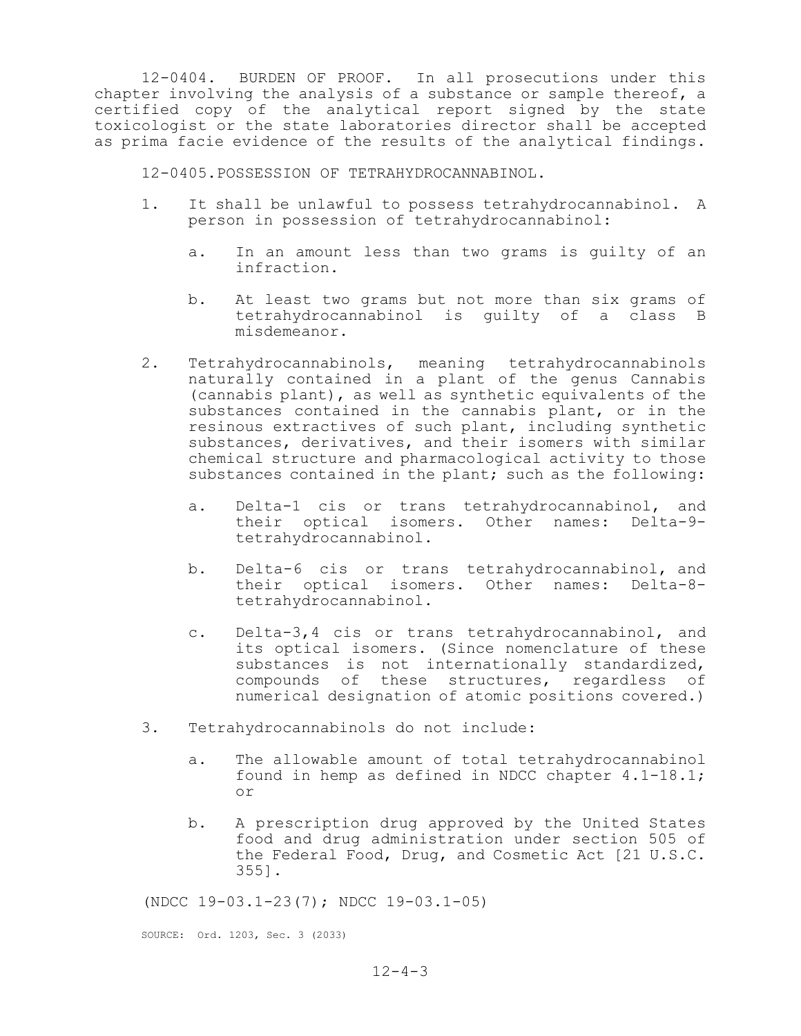12-0404. BURDEN OF PROOF. In all prosecutions under this chapter involving the analysis of a substance or sample thereof, a certified copy of the analytical report signed by the state toxicologist or the state laboratories director shall be accepted as prima facie evidence of the results of the analytical findings.

12-0405.POSSESSION OF TETRAHYDROCANNABINOL.

1. It shall be unlawful to possess tetrahydrocannabinol. A person in possession of tetrahydrocannabinol:

   a. In an amount less than two grams is guilty of an infraction.

   b. At least two grams but not more than six grams of tetrahydrocannabinol is guilty of a class B misdemeanor.

2. Tetrahydrocannabinols, meaning tetrahydrocannabinols naturally contained in a plant of the genus Cannabis (cannabis plant), as well as synthetic equivalents of the substances contained in the cannabis plant, or in the resinous extractives of such plant, including synthetic substances, derivatives, and their isomers with similar chemical structure and pharmacological activity to those substances contained in the plant; such as the following:

   a. Delta-1 cis or trans tetrahydrocannabinol, and their optical isomers. Other names: Delta-9-tetrahydrocannabinol.

   b. Delta-6 cis or trans tetrahydrocannabinol, and their optical isomers. Other names: Delta-8-tetrahydrocannabinol.

   c. Delta-3,4 cis or trans tetrahydrocannabinol, and its optical isomers. (Since nomenclature of these substances is not internationally standardized, compounds of these structures, regardless of numerical designation of atomic positions covered.)

3. Tetrahydrocannabinols do not include:

   a. The allowable amount of total tetrahydrocannabinol found in hemp as defined in NDCC chapter 4.1-18.1; or

   b. A prescription drug approved by the United States food and drug administration under section 505 of the Federal Food, Drug, and Cosmetic Act [21 U.S.C. 355].

(NDCC 19-03.1-23(7); NDCC 19-03.1-05)

SOURCE: Ord. 1203, Sec. 3 (2033)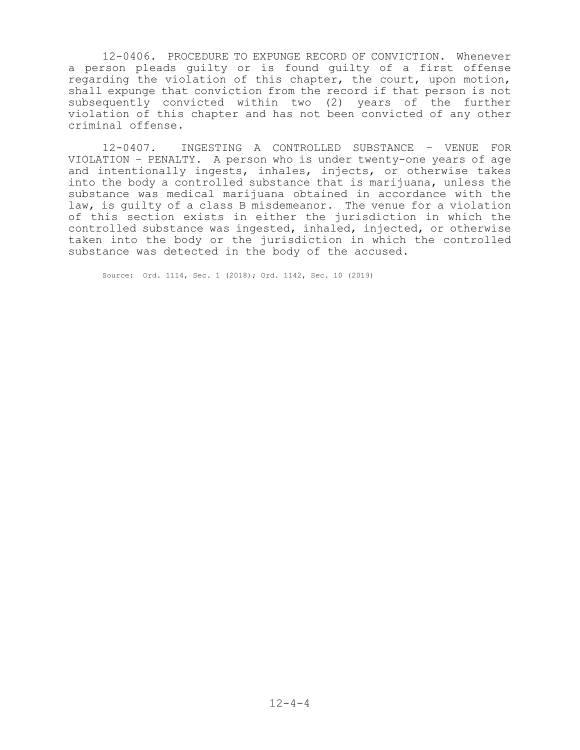12-0406. PROCEDURE TO EXPUNGE RECORD OF CONVICTION. Whenever a person pleads guilty or is found guilty of a first offense regarding the violation of this chapter, the court, upon motion, shall expunge that conviction from the record if that person is not subsequently convicted within two (2) years of the further violation of this chapter and has not been convicted of any other criminal offense.

12-0407. INGESTING A CONTROLLED SUBSTANCE – VENUE FOR VIOLATION – PENALTY. A person who is under twenty-one years of age and intentionally ingests, inhales, injects, or otherwise takes into the body a controlled substance that is marijuana, unless the substance was medical marijuana obtained in accordance with the law, is guilty of a class B misdemeanor. The venue for a violation of this section exists in either the jurisdiction in which the controlled substance was ingested, inhaled, injected, or otherwise taken into the body or the jurisdiction in which the controlled substance was detected in the body of the accused.

Source: Ord. 1114, Sec. 1 (2018); Ord. 1142, Sec. 10 (2019)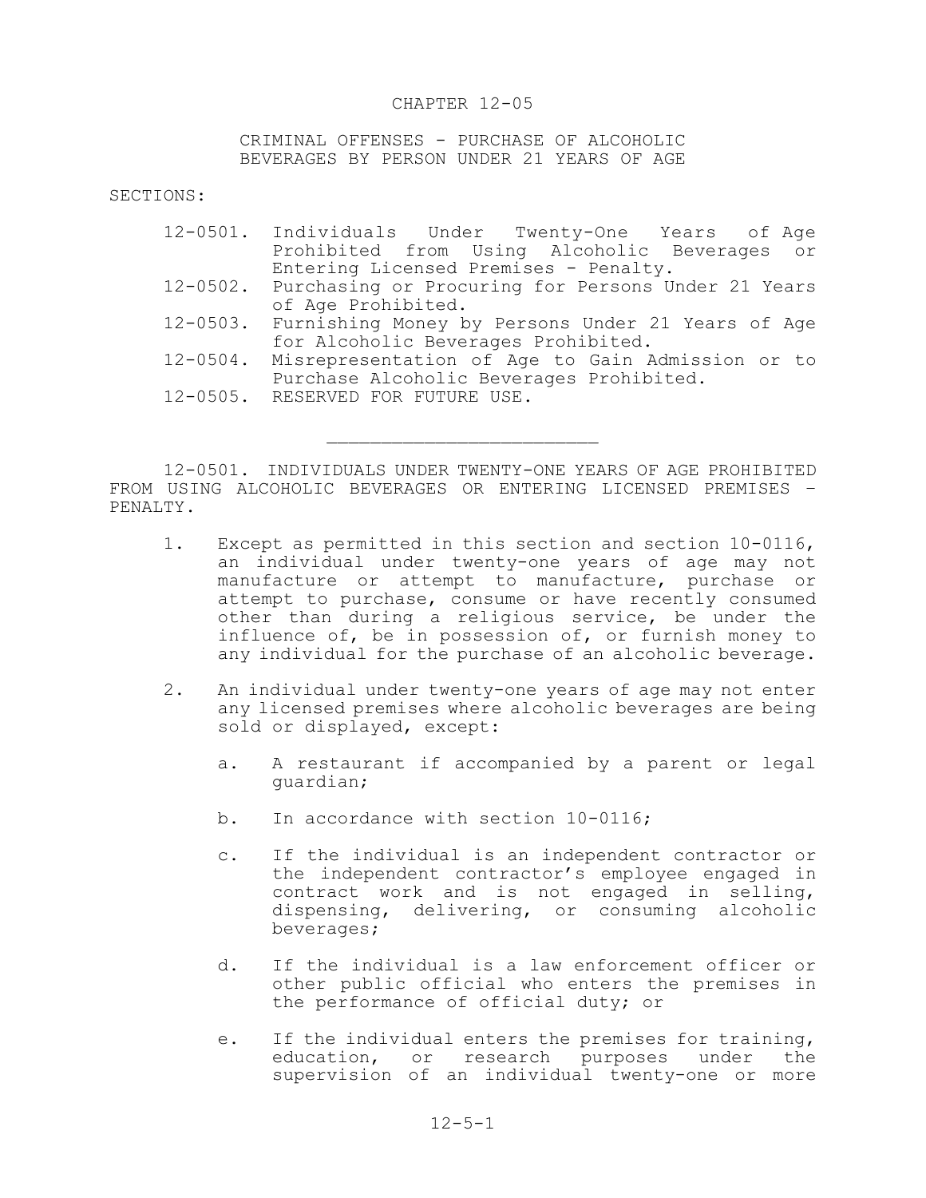# CHAPTER 12-05

## CRIMINAL OFFENSES - PURCHASE OF ALCOHOLIC BEVERAGES BY PERSON UNDER 21 YEARS OF AGE

SECTIONS:

- 12-0501. Individuals Under Twenty-One Years of Age Prohibited from Using Alcoholic Beverages or Entering Licensed Premises - Penalty.
- 12-0502. Purchasing or Procuring for Persons Under 21 Years of Age Prohibited.
- 12-0503. Furnishing Money by Persons Under 21 Years of Age for Alcoholic Beverages Prohibited.
- 12-0504. Misrepresentation of Age to Gain Admission or to Purchase Alcoholic Beverages Prohibited.
- 12-0505. RESERVED FOR FUTURE USE.

---

12-0501. INDIVIDUALS UNDER TWENTY-ONE YEARS OF AGE PROHIBITED FROM USING ALCOHOLIC BEVERAGES OR ENTERING LICENSED PREMISES – PENALTY.

1. Except as permitted in this section and section 10-0116, an individual under twenty-one years of age may not manufacture or attempt to manufacture, purchase or attempt to purchase, consume or have recently consumed other than during a religious service, be under the influence of, be in possession of, or furnish money to any individual for the purchase of an alcoholic beverage.

2. An individual under twenty-one years of age may not enter any licensed premises where alcoholic beverages are being sold or displayed, except:

   a. A restaurant if accompanied by a parent or legal guardian;

   b. In accordance with section 10-0116;

   c. If the individual is an independent contractor or the independent contractor's employee engaged in contract work and is not engaged in selling, dispensing, delivering, or consuming alcoholic beverages;

   d. If the individual is a law enforcement officer or other public official who enters the premises in the performance of official duty; or

   e. If the individual enters the premises for training, education, or research purposes under the supervision of an individual twenty-one or more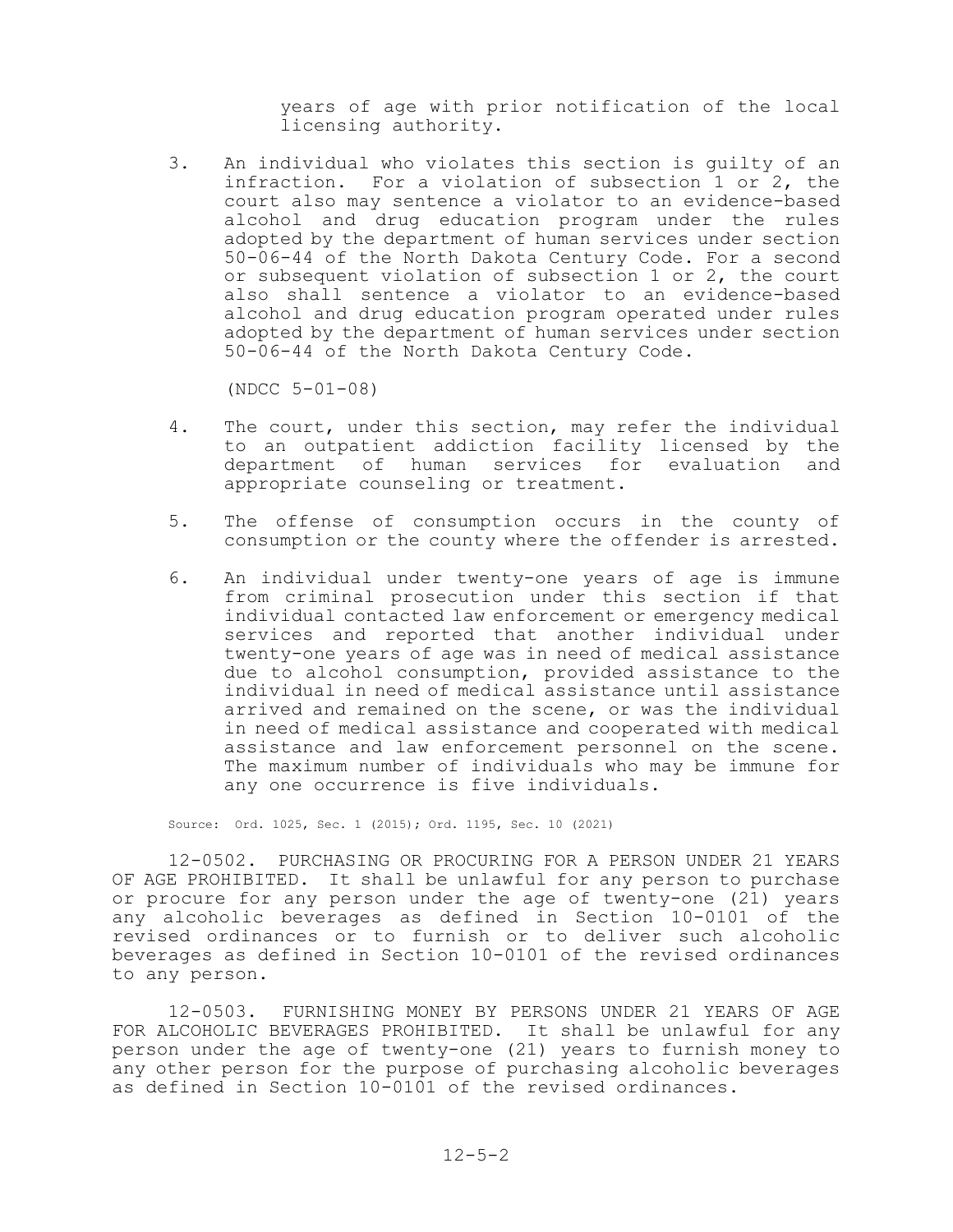years of age with prior notification of the local licensing authority.

3. An individual who violates this section is guilty of an infraction. For a violation of subsection 1 or 2, the court also may sentence a violator to an evidence-based alcohol and drug education program under the rules adopted by the department of human services under section 50-06-44 of the North Dakota Century Code. For a second or subsequent violation of subsection 1 or 2, the court also shall sentence a violator to an evidence-based alcohol and drug education program operated under rules adopted by the department of human services under section 50-06-44 of the North Dakota Century Code.

   (NDCC 5-01-08)

4. The court, under this section, may refer the individual to an outpatient addiction facility licensed by the department of human services for evaluation and appropriate counseling or treatment.

5. The offense of consumption occurs in the county of consumption or the county where the offender is arrested.

6. An individual under twenty-one years of age is immune from criminal prosecution under this section if that individual contacted law enforcement or emergency medical services and reported that another individual under twenty-one years of age was in need of medical assistance due to alcohol consumption, provided assistance to the individual in need of medical assistance until assistance arrived and remained on the scene, or was the individual in need of medical assistance and cooperated with medical assistance and law enforcement personnel on the scene. The maximum number of individuals who may be immune for any one occurrence is five individuals.

Source: Ord. 1025, Sec. 1 (2015); Ord. 1195, Sec. 10 (2021)

12-0502. PURCHASING OR PROCURING FOR A PERSON UNDER 21 YEARS OF AGE PROHIBITED. It shall be unlawful for any person to purchase or procure for any person under the age of twenty-one (21) years any alcoholic beverages as defined in Section 10-0101 of the revised ordinances or to furnish or to deliver such alcoholic beverages as defined in Section 10-0101 of the revised ordinances to any person.

12-0503. FURNISHING MONEY BY PERSONS UNDER 21 YEARS OF AGE FOR ALCOHOLIC BEVERAGES PROHIBITED. It shall be unlawful for any person under the age of twenty-one (21) years to furnish money to any other person for the purpose of purchasing alcoholic beverages as defined in Section 10-0101 of the revised ordinances.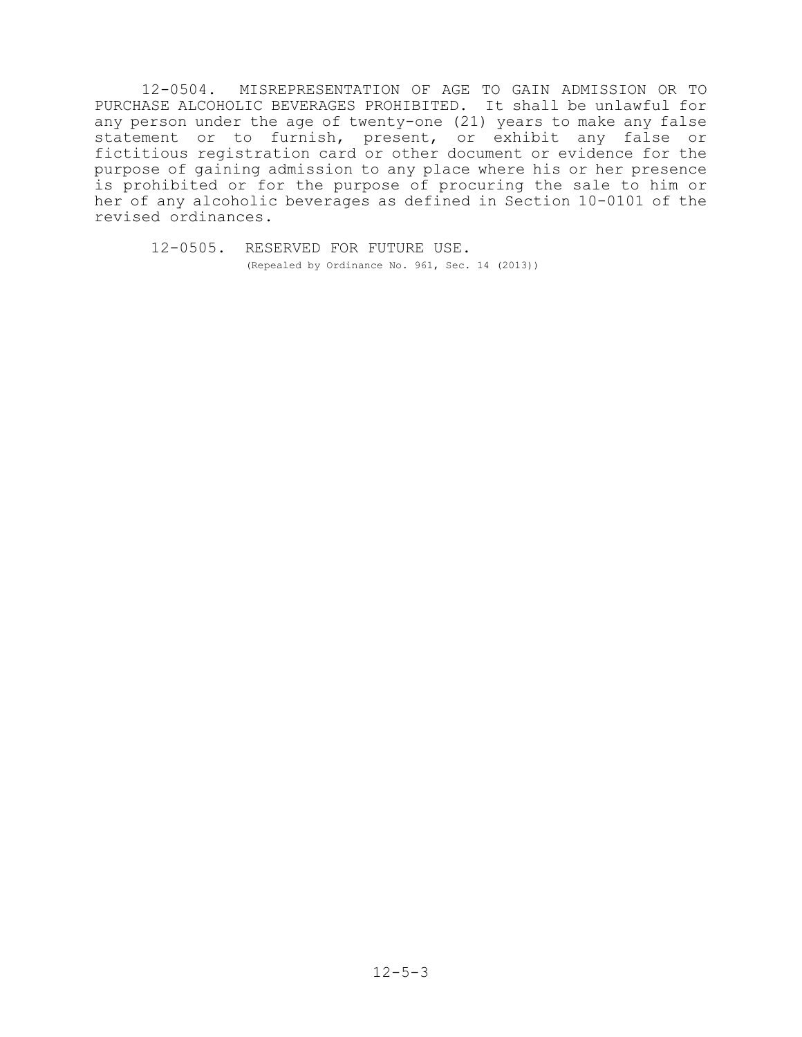12-0504. MISREPRESENTATION OF AGE TO GAIN ADMISSION OR TO PURCHASE ALCOHOLIC BEVERAGES PROHIBITED. It shall be unlawful for any person under the age of twenty-one (21) years to make any false statement or to furnish, present, or exhibit any false or fictitious registration card or other document or evidence for the purpose of gaining admission to any place where his or her presence is prohibited or for the purpose of procuring the sale to him or her of any alcoholic beverages as defined in Section 10-0101 of the revised ordinances.

12-0505. RESERVED FOR FUTURE USE.
(Repealed by Ordinance No. 961, Sec. 14 (2013))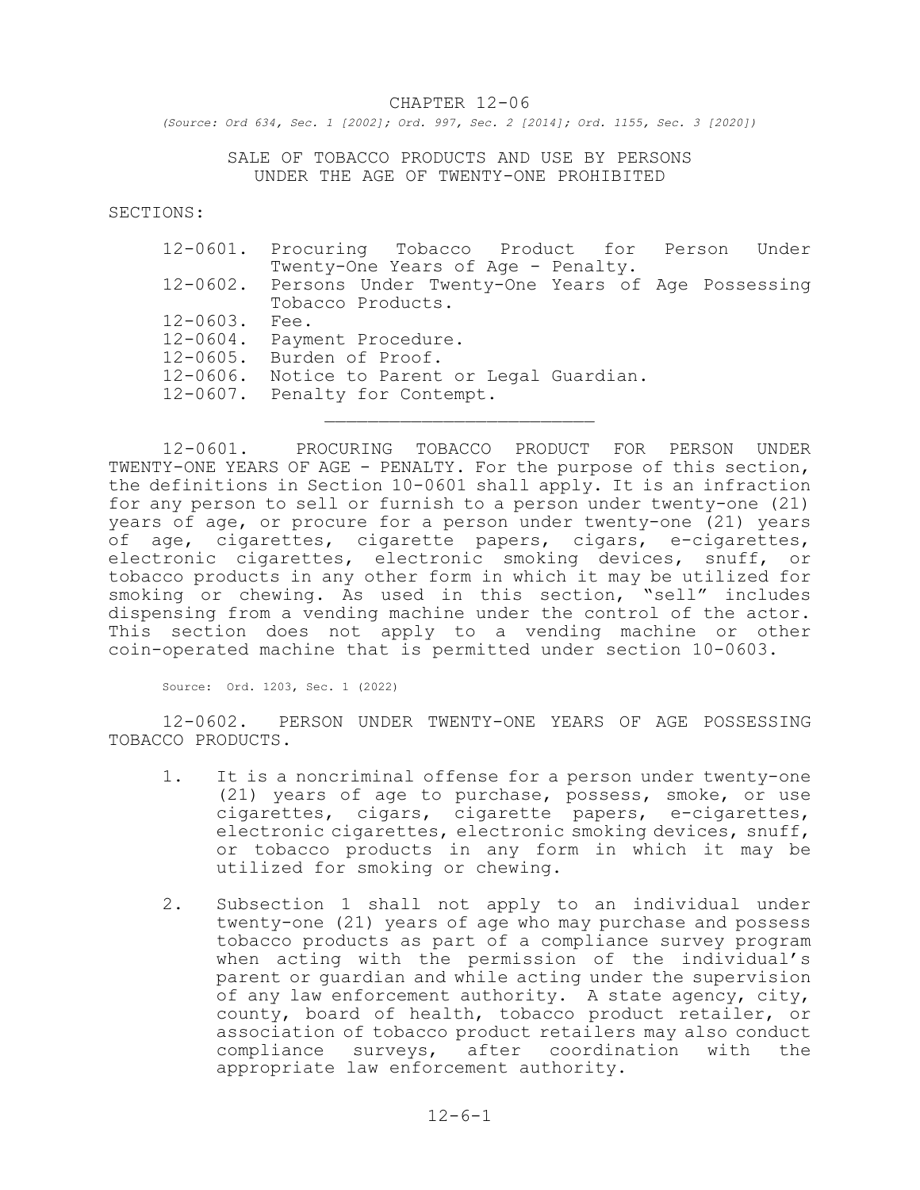# CHAPTER 12-06

*(Source: Ord 634, Sec. 1 [2002]; Ord. 997, Sec. 2 [2014]; Ord. 1155, Sec. 3 [2020])*

## SALE OF TOBACCO PRODUCTS AND USE BY PERSONS UNDER THE AGE OF TWENTY-ONE PROHIBITED

SECTIONS:

- 12-0601. Procuring Tobacco Product for Person Under Twenty-One Years of Age - Penalty.
- 12-0602. Persons Under Twenty-One Years of Age Possessing Tobacco Products.
- 12-0603. Fee.
- 12-0604. Payment Procedure.
- 12-0605. Burden of Proof.
- 12-0606. Notice to Parent or Legal Guardian.
- 12-0607. Penalty for Contempt.

---

12-0601. PROCURING TOBACCO PRODUCT FOR PERSON UNDER TWENTY-ONE YEARS OF AGE - PENALTY. For the purpose of this section, the definitions in Section 10-0601 shall apply. It is an infraction for any person to sell or furnish to a person under twenty-one (21) years of age, or procure for a person under twenty-one (21) years of age, cigarettes, cigarette papers, cigars, e-cigarettes, electronic cigarettes, electronic smoking devices, snuff, or tobacco products in any other form in which it may be utilized for smoking or chewing. As used in this section, "sell" includes dispensing from a vending machine under the control of the actor. This section does not apply to a vending machine or other coin-operated machine that is permitted under section 10-0603.

Source: Ord. 1203, Sec. 1 (2022)

12-0602. PERSON UNDER TWENTY-ONE YEARS OF AGE POSSESSING TOBACCO PRODUCTS.

1. It is a noncriminal offense for a person under twenty-one (21) years of age to purchase, possess, smoke, or use cigarettes, cigars, cigarette papers, e-cigarettes, electronic cigarettes, electronic smoking devices, snuff, or tobacco products in any form in which it may be utilized for smoking or chewing.

2. Subsection 1 shall not apply to an individual under twenty-one (21) years of age who may purchase and possess tobacco products as part of a compliance survey program when acting with the permission of the individual's parent or guardian and while acting under the supervision of any law enforcement authority. A state agency, city, county, board of health, tobacco product retailer, or association of tobacco product retailers may also conduct compliance surveys, after coordination with the appropriate law enforcement authority.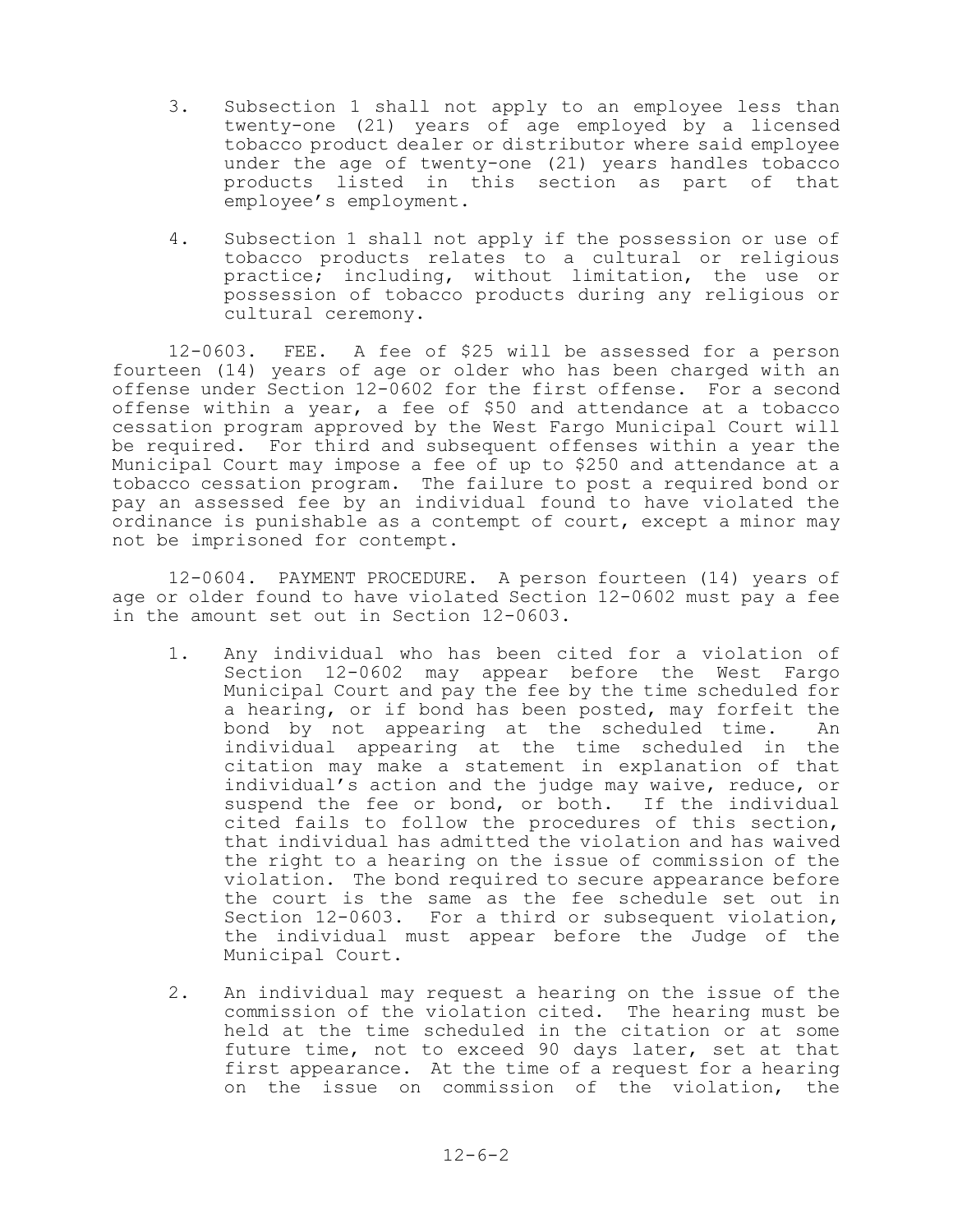3. Subsection 1 shall not apply to an employee less than twenty-one (21) years of age employed by a licensed tobacco product dealer or distributor where said employee under the age of twenty-one (21) years handles tobacco products listed in this section as part of that employee's employment.

4. Subsection 1 shall not apply if the possession or use of tobacco products relates to a cultural or religious practice; including, without limitation, the use or possession of tobacco products during any religious or cultural ceremony.

12-0603. FEE. A fee of $25 will be assessed for a person fourteen (14) years of age or older who has been charged with an offense under Section 12-0602 for the first offense. For a second offense within a year, a fee of $50 and attendance at a tobacco cessation program approved by the West Fargo Municipal Court will be required. For third and subsequent offenses within a year the Municipal Court may impose a fee of up to $250 and attendance at a tobacco cessation program. The failure to post a required bond or pay an assessed fee by an individual found to have violated the ordinance is punishable as a contempt of court, except a minor may not be imprisoned for contempt.

12-0604. PAYMENT PROCEDURE. A person fourteen (14) years of age or older found to have violated Section 12-0602 must pay a fee in the amount set out in Section 12-0603.

1. Any individual who has been cited for a violation of Section 12-0602 may appear before the West Fargo Municipal Court and pay the fee by the time scheduled for a hearing, or if bond has been posted, may forfeit the bond by not appearing at the scheduled time. An individual appearing at the time scheduled in the citation may make a statement in explanation of that individual's action and the judge may waive, reduce, or suspend the fee or bond, or both. If the individual cited fails to follow the procedures of this section, that individual has admitted the violation and has waived the right to a hearing on the issue of commission of the violation. The bond required to secure appearance before the court is the same as the fee schedule set out in Section 12-0603. For a third or subsequent violation, the individual must appear before the Judge of the Municipal Court.

2. An individual may request a hearing on the issue of the commission of the violation cited. The hearing must be held at the time scheduled in the citation or at some future time, not to exceed 90 days later, set at that first appearance. At the time of a request for a hearing on the issue on commission of the violation, the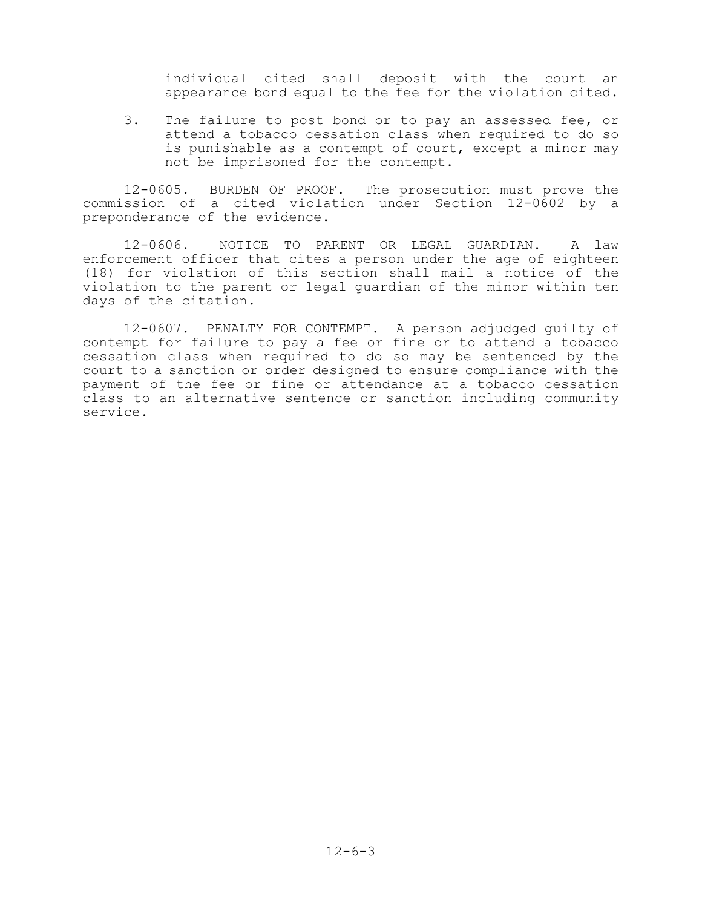individual cited shall deposit with the court an appearance bond equal to the fee for the violation cited.

3. The failure to post bond or to pay an assessed fee, or attend a tobacco cessation class when required to do so is punishable as a contempt of court, except a minor may not be imprisoned for the contempt.

12-0605. BURDEN OF PROOF. The prosecution must prove the commission of a cited violation under Section 12-0602 by a preponderance of the evidence.

12-0606. NOTICE TO PARENT OR LEGAL GUARDIAN. A law enforcement officer that cites a person under the age of eighteen (18) for violation of this section shall mail a notice of the violation to the parent or legal guardian of the minor within ten days of the citation.

12-0607. PENALTY FOR CONTEMPT. A person adjudged guilty of contempt for failure to pay a fee or fine or to attend a tobacco cessation class when required to do so may be sentenced by the court to a sanction or order designed to ensure compliance with the payment of the fee or fine or attendance at a tobacco cessation class to an alternative sentence or sanction including community service.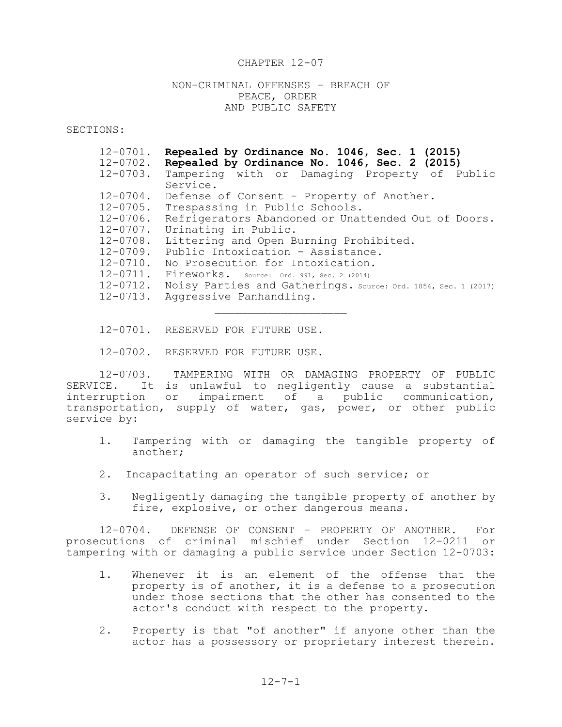# CHAPTER 12-07

## NON-CRIMINAL OFFENSES - BREACH OF PEACE, ORDER AND PUBLIC SAFETY

SECTIONS:

- 12-0701. **Repealed by Ordinance No. 1046, Sec. 1 (2015)**
- 12-0702. **Repealed by Ordinance No. 1046, Sec. 2 (2015)**
- 12-0703. Tampering with or Damaging Property of Public Service.
- 12-0704. Defense of Consent - Property of Another.
- 12-0705. Trespassing in Public Schools.
- 12-0706. Refrigerators Abandoned or Unattended Out of Doors.
- 12-0707. Urinating in Public.
- 12-0708. Littering and Open Burning Prohibited.
- 12-0709. Public Intoxication - Assistance.
- 12-0710. No Prosecution for Intoxication.
- 12-0711. Fireworks. Source: Ord. 991, Sec. 2 (2014)
- 12-0712. Noisy Parties and Gatherings. Source: Ord. 1054, Sec. 1 (2017)
- 12-0713. Aggressive Panhandling.

---

12-0701. RESERVED FOR FUTURE USE.

12-0702. RESERVED FOR FUTURE USE.

12-0703. TAMPERING WITH OR DAMAGING PROPERTY OF PUBLIC SERVICE. It is unlawful to negligently cause a substantial interruption or impairment of a public communication, transportation, supply of water, gas, power, or other public service by:

1. Tampering with or damaging the tangible property of another;
2. Incapacitating an operator of such service; or
3. Negligently damaging the tangible property of another by fire, explosive, or other dangerous means.

12-0704. DEFENSE OF CONSENT - PROPERTY OF ANOTHER. For prosecutions of criminal mischief under Section 12-0211 or tampering with or damaging a public service under Section 12-0703:

1. Whenever it is an element of the offense that the property is of another, it is a defense to a prosecution under those sections that the other has consented to the actor's conduct with respect to the property.
2. Property is that "of another" if anyone other than the actor has a possessory or proprietary interest therein.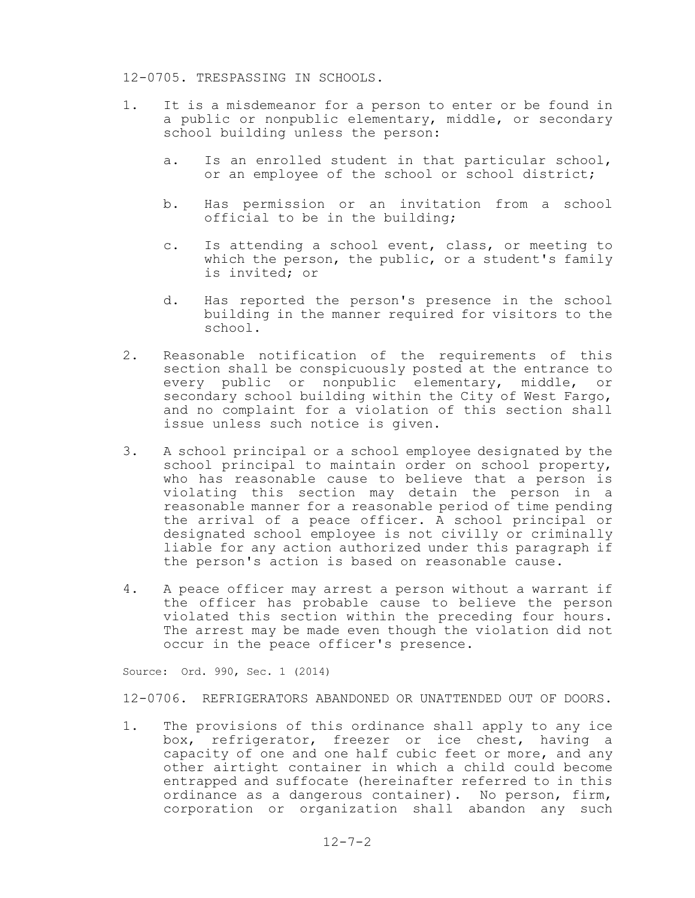## 12-0705. TRESPASSING IN SCHOOLS.

1. It is a misdemeanor for a person to enter or be found in a public or nonpublic elementary, middle, or secondary school building unless the person:

   a. Is an enrolled student in that particular school, or an employee of the school or school district;

   b. Has permission or an invitation from a school official to be in the building;

   c. Is attending a school event, class, or meeting to which the person, the public, or a student's family is invited; or

   d. Has reported the person's presence in the school building in the manner required for visitors to the school.

2. Reasonable notification of the requirements of this section shall be conspicuously posted at the entrance to every public or nonpublic elementary, middle, or secondary school building within the City of West Fargo, and no complaint for a violation of this section shall issue unless such notice is given.

3. A school principal or a school employee designated by the school principal to maintain order on school property, who has reasonable cause to believe that a person is violating this section may detain the person in a reasonable manner for a reasonable period of time pending the arrival of a peace officer. A school principal or designated school employee is not civilly or criminally liable for any action authorized under this paragraph if the person's action is based on reasonable cause.

4. A peace officer may arrest a person without a warrant if the officer has probable cause to believe the person violated this section within the preceding four hours. The arrest may be made even though the violation did not occur in the peace officer's presence.

Source: Ord. 990, Sec. 1 (2014)

## 12-0706. REFRIGERATORS ABANDONED OR UNATTENDED OUT OF DOORS.

1. The provisions of this ordinance shall apply to any ice box, refrigerator, freezer or ice chest, having a capacity of one and one half cubic feet or more, and any other airtight container in which a child could become entrapped and suffocate (hereinafter referred to in this ordinance as a dangerous container). No person, firm, corporation or organization shall abandon any such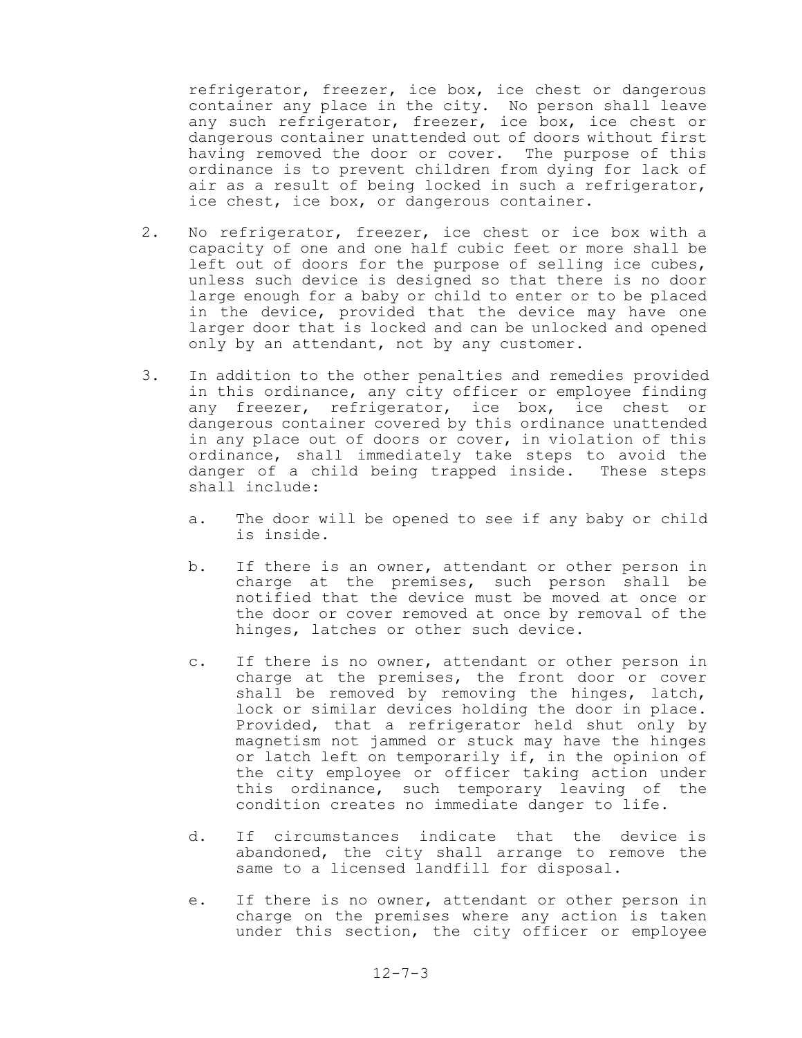refrigerator, freezer, ice box, ice chest or dangerous container any place in the city. No person shall leave any such refrigerator, freezer, ice box, ice chest or dangerous container unattended out of doors without first having removed the door or cover. The purpose of this ordinance is to prevent children from dying for lack of air as a result of being locked in such a refrigerator, ice chest, ice box, or dangerous container.

2. No refrigerator, freezer, ice chest or ice box with a capacity of one and one half cubic feet or more shall be left out of doors for the purpose of selling ice cubes, unless such device is designed so that there is no door large enough for a baby or child to enter or to be placed in the device, provided that the device may have one larger door that is locked and can be unlocked and opened only by an attendant, not by any customer.

3. In addition to the other penalties and remedies provided in this ordinance, any city officer or employee finding any freezer, refrigerator, ice box, ice chest or dangerous container covered by this ordinance unattended in any place out of doors or cover, in violation of this ordinance, shall immediately take steps to avoid the danger of a child being trapped inside. These steps shall include:

   a. The door will be opened to see if any baby or child is inside.

   b. If there is an owner, attendant or other person in charge at the premises, such person shall be notified that the device must be moved at once or the door or cover removed at once by removal of the hinges, latches or other such device.

   c. If there is no owner, attendant or other person in charge at the premises, the front door or cover shall be removed by removing the hinges, latch, lock or similar devices holding the door in place. Provided, that a refrigerator held shut only by magnetism not jammed or stuck may have the hinges or latch left on temporarily if, in the opinion of the city employee or officer taking action under this ordinance, such temporary leaving of the condition creates no immediate danger to life.

   d. If circumstances indicate that the device is abandoned, the city shall arrange to remove the same to a licensed landfill for disposal.

   e. If there is no owner, attendant or other person in charge on the premises where any action is taken under this section, the city officer or employee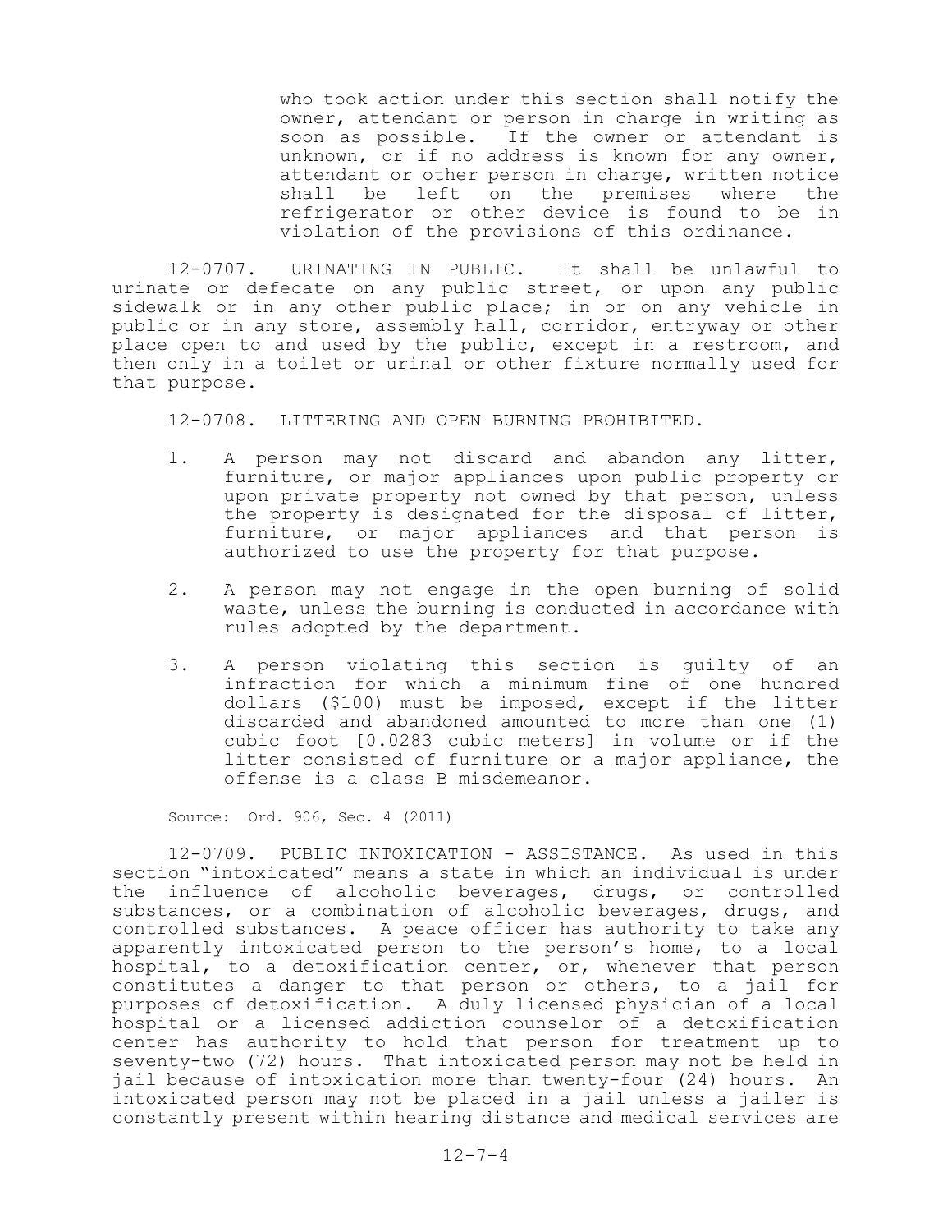who took action under this section shall notify the owner, attendant or person in charge in writing as soon as possible. If the owner or attendant is unknown, or if no address is known for any owner, attendant or other person in charge, written notice shall be left on the premises where the refrigerator or other device is found to be in violation of the provisions of this ordinance.

12-0707. URINATING IN PUBLIC. It shall be unlawful to urinate or defecate on any public street, or upon any public sidewalk or in any other public place; in or on any vehicle in public or in any store, assembly hall, corridor, entryway or other place open to and used by the public, except in a restroom, and then only in a toilet or urinal or other fixture normally used for that purpose.

12-0708. LITTERING AND OPEN BURNING PROHIBITED.

1. A person may not discard and abandon any litter, furniture, or major appliances upon public property or upon private property not owned by that person, unless the property is designated for the disposal of litter, furniture, or major appliances and that person is authorized to use the property for that purpose.

2. A person may not engage in the open burning of solid waste, unless the burning is conducted in accordance with rules adopted by the department.

3. A person violating this section is guilty of an infraction for which a minimum fine of one hundred dollars ($100) must be imposed, except if the litter discarded and abandoned amounted to more than one (1) cubic foot [0.0283 cubic meters] in volume or if the litter consisted of furniture or a major appliance, the offense is a class B misdemeanor.

Source: Ord. 906, Sec. 4 (2011)

12-0709. PUBLIC INTOXICATION - ASSISTANCE. As used in this section "intoxicated" means a state in which an individual is under the influence of alcoholic beverages, drugs, or controlled substances, or a combination of alcoholic beverages, drugs, and controlled substances. A peace officer has authority to take any apparently intoxicated person to the person's home, to a local hospital, to a detoxification center, or, whenever that person constitutes a danger to that person or others, to a jail for purposes of detoxification. A duly licensed physician of a local hospital or a licensed addiction counselor of a detoxification center has authority to hold that person for treatment up to seventy-two (72) hours. That intoxicated person may not be held in jail because of intoxication more than twenty-four (24) hours. An intoxicated person may not be placed in a jail unless a jailer is constantly present within hearing distance and medical services are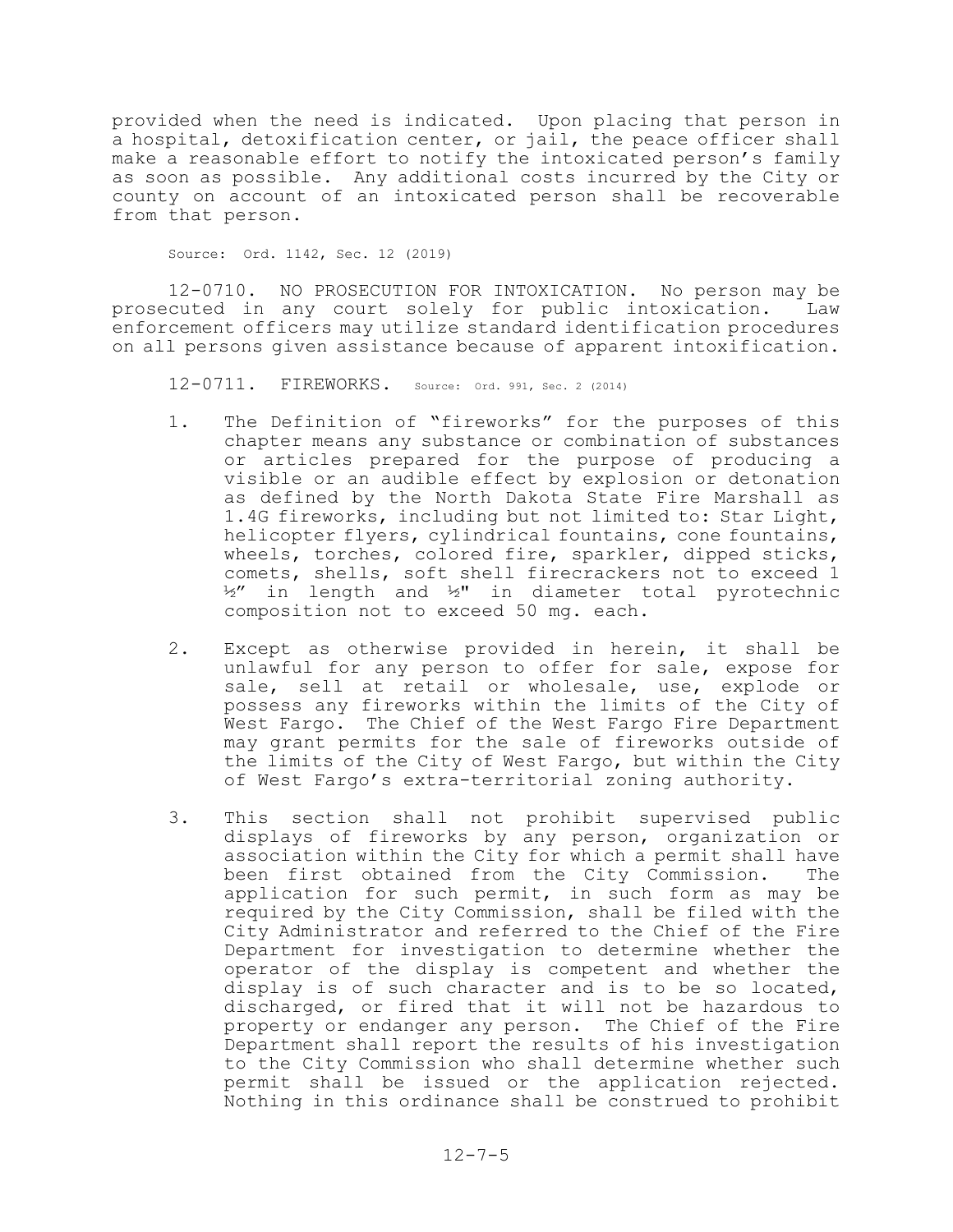provided when the need is indicated. Upon placing that person in a hospital, detoxification center, or jail, the peace officer shall make a reasonable effort to notify the intoxicated person's family as soon as possible. Any additional costs incurred by the City or county on account of an intoxicated person shall be recoverable from that person.

Source: Ord. 1142, Sec. 12 (2019)

12-0710. NO PROSECUTION FOR INTOXICATION. No person may be prosecuted in any court solely for public intoxication. Law enforcement officers may utilize standard identification procedures on all persons given assistance because of apparent intoxification.

12-0711. FIREWORKS. Source: Ord. 991, Sec. 2 (2014)

1. The Definition of "fireworks" for the purposes of this chapter means any substance or combination of substances or articles prepared for the purpose of producing a visible or an audible effect by explosion or detonation as defined by the North Dakota State Fire Marshall as 1.4G fireworks, including but not limited to: Star Light, helicopter flyers, cylindrical fountains, cone fountains, wheels, torches, colored fire, sparkler, dipped sticks, comets, shells, soft shell firecrackers not to exceed 1 ½" in length and ½" in diameter total pyrotechnic composition not to exceed 50 mg. each.

2. Except as otherwise provided in herein, it shall be unlawful for any person to offer for sale, expose for sale, sell at retail or wholesale, use, explode or possess any fireworks within the limits of the City of West Fargo. The Chief of the West Fargo Fire Department may grant permits for the sale of fireworks outside of the limits of the City of West Fargo, but within the City of West Fargo's extra-territorial zoning authority.

3. This section shall not prohibit supervised public displays of fireworks by any person, organization or association within the City for which a permit shall have been first obtained from the City Commission. The application for such permit, in such form as may be required by the City Commission, shall be filed with the City Administrator and referred to the Chief of the Fire Department for investigation to determine whether the operator of the display is competent and whether the display is of such character and is to be so located, discharged, or fired that it will not be hazardous to property or endanger any person. The Chief of the Fire Department shall report the results of his investigation to the City Commission who shall determine whether such permit shall be issued or the application rejected. Nothing in this ordinance shall be construed to prohibit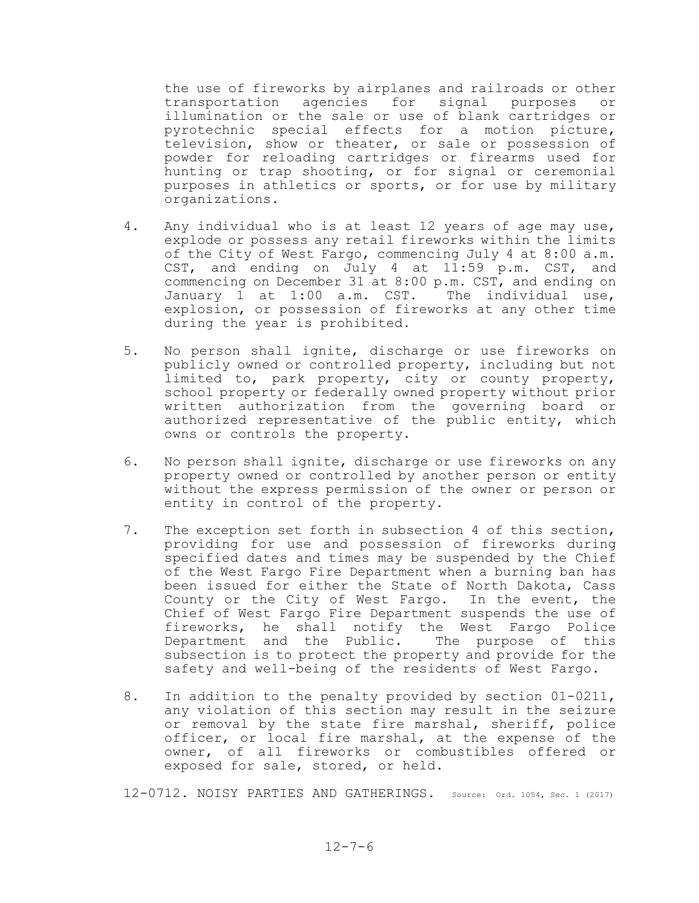the use of fireworks by airplanes and railroads or other transportation agencies for signal purposes or illumination or the sale or use of blank cartridges or pyrotechnic special effects for a motion picture, television, show or theater, or sale or possession of powder for reloading cartridges or firearms used for hunting or trap shooting, or for signal or ceremonial purposes in athletics or sports, or for use by military organizations.

4. Any individual who is at least 12 years of age may use, explode or possess any retail fireworks within the limits of the City of West Fargo, commencing July 4 at 8:00 a.m. CST, and ending on July 4 at 11:59 p.m. CST, and commencing on December 31 at 8:00 p.m. CST, and ending on January 1 at 1:00 a.m. CST. The individual use, explosion, or possession of fireworks at any other time during the year is prohibited.

5. No person shall ignite, discharge or use fireworks on publicly owned or controlled property, including but not limited to, park property, city or county property, school property or federally owned property without prior written authorization from the governing board or authorized representative of the public entity, which owns or controls the property.

6. No person shall ignite, discharge or use fireworks on any property owned or controlled by another person or entity without the express permission of the owner or person or entity in control of the property.

7. The exception set forth in subsection 4 of this section, providing for use and possession of fireworks during specified dates and times may be suspended by the Chief of the West Fargo Fire Department when a burning ban has been issued for either the State of North Dakota, Cass County or the City of West Fargo. In the event, the Chief of West Fargo Fire Department suspends the use of fireworks, he shall notify the West Fargo Police Department and the Public. The purpose of this subsection is to protect the property and provide for the safety and well-being of the residents of West Fargo.

8. In addition to the penalty provided by section 01-0211, any violation of this section may result in the seizure or removal by the state fire marshal, sheriff, police officer, or local fire marshal, at the expense of the owner, of all fireworks or combustibles offered or exposed for sale, stored, or held.

12-0712. NOISY PARTIES AND GATHERINGS. Source: Ord. 1054, Sec. 1 (2017)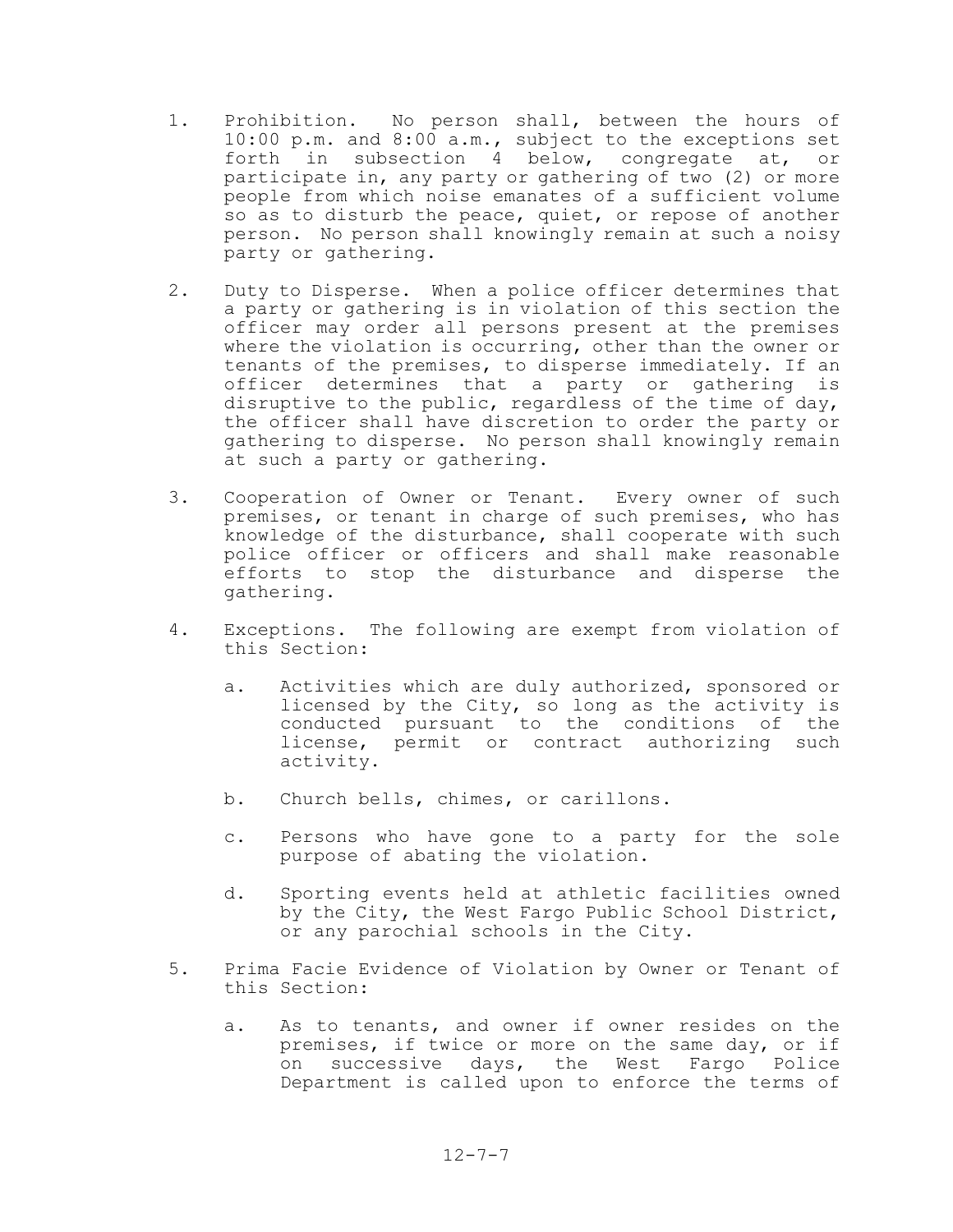1. Prohibition. No person shall, between the hours of 10:00 p.m. and 8:00 a.m., subject to the exceptions set forth in subsection 4 below, congregate at, or participate in, any party or gathering of two (2) or more people from which noise emanates of a sufficient volume so as to disturb the peace, quiet, or repose of another person. No person shall knowingly remain at such a noisy party or gathering.

2. Duty to Disperse. When a police officer determines that a party or gathering is in violation of this section the officer may order all persons present at the premises where the violation is occurring, other than the owner or tenants of the premises, to disperse immediately. If an officer determines that a party or gathering is disruptive to the public, regardless of the time of day, the officer shall have discretion to order the party or gathering to disperse. No person shall knowingly remain at such a party or gathering.

3. Cooperation of Owner or Tenant. Every owner of such premises, or tenant in charge of such premises, who has knowledge of the disturbance, shall cooperate with such police officer or officers and shall make reasonable efforts to stop the disturbance and disperse the gathering.

4. Exceptions. The following are exempt from violation of this Section:

   a. Activities which are duly authorized, sponsored or licensed by the City, so long as the activity is conducted pursuant to the conditions of the license, permit or contract authorizing such activity.

   b. Church bells, chimes, or carillons.

   c. Persons who have gone to a party for the sole purpose of abating the violation.

   d. Sporting events held at athletic facilities owned by the City, the West Fargo Public School District, or any parochial schools in the City.

5. Prima Facie Evidence of Violation by Owner or Tenant of this Section:

   a. As to tenants, and owner if owner resides on the premises, if twice or more on the same day, or if on successive days, the West Fargo Police Department is called upon to enforce the terms of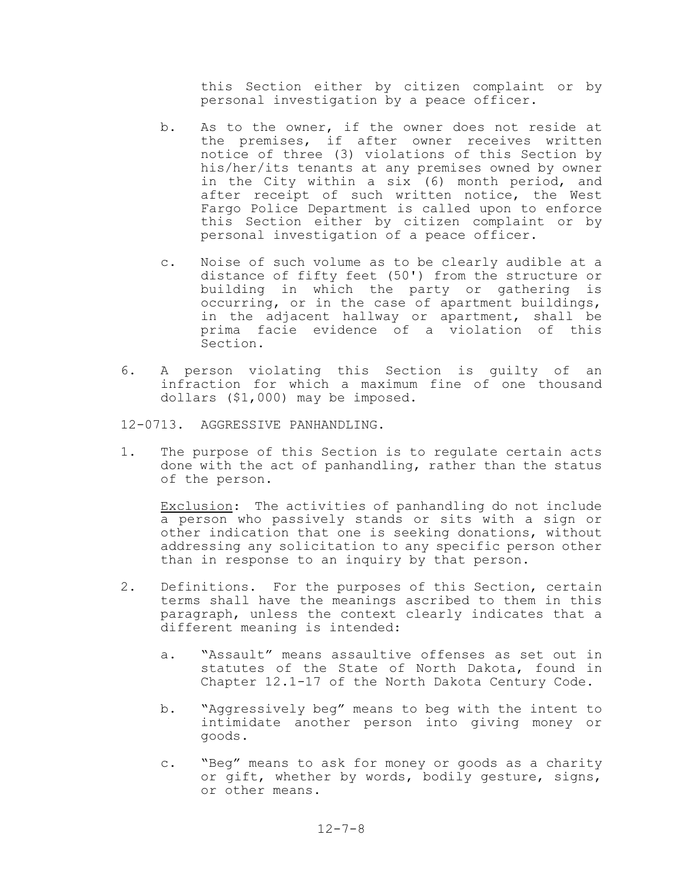this Section either by citizen complaint or by personal investigation by a peace officer.

b. As to the owner, if the owner does not reside at the premises, if after owner receives written notice of three (3) violations of this Section by his/her/its tenants at any premises owned by owner in the City within a six (6) month period, and after receipt of such written notice, the West Fargo Police Department is called upon to enforce this Section either by citizen complaint or by personal investigation of a peace officer.

c. Noise of such volume as to be clearly audible at a distance of fifty feet (50') from the structure or building in which the party or gathering is occurring, or in the case of apartment buildings, in the adjacent hallway or apartment, shall be prima facie evidence of a violation of this Section.

6. A person violating this Section is guilty of an infraction for which a maximum fine of one thousand dollars ($1,000) may be imposed.

12-0713. AGGRESSIVE PANHANDLING.

1. The purpose of this Section is to regulate certain acts done with the act of panhandling, rather than the status of the person.

   Exclusion: The activities of panhandling do not include a person who passively stands or sits with a sign or other indication that one is seeking donations, without addressing any solicitation to any specific person other than in response to an inquiry by that person.

2. Definitions. For the purposes of this Section, certain terms shall have the meanings ascribed to them in this paragraph, unless the context clearly indicates that a different meaning is intended:

   a. "Assault" means assaultive offenses as set out in statutes of the State of North Dakota, found in Chapter 12.1-17 of the North Dakota Century Code.

   b. "Aggressively beg" means to beg with the intent to intimidate another person into giving money or goods.

   c. "Beg" means to ask for money or goods as a charity or gift, whether by words, bodily gesture, signs, or other means.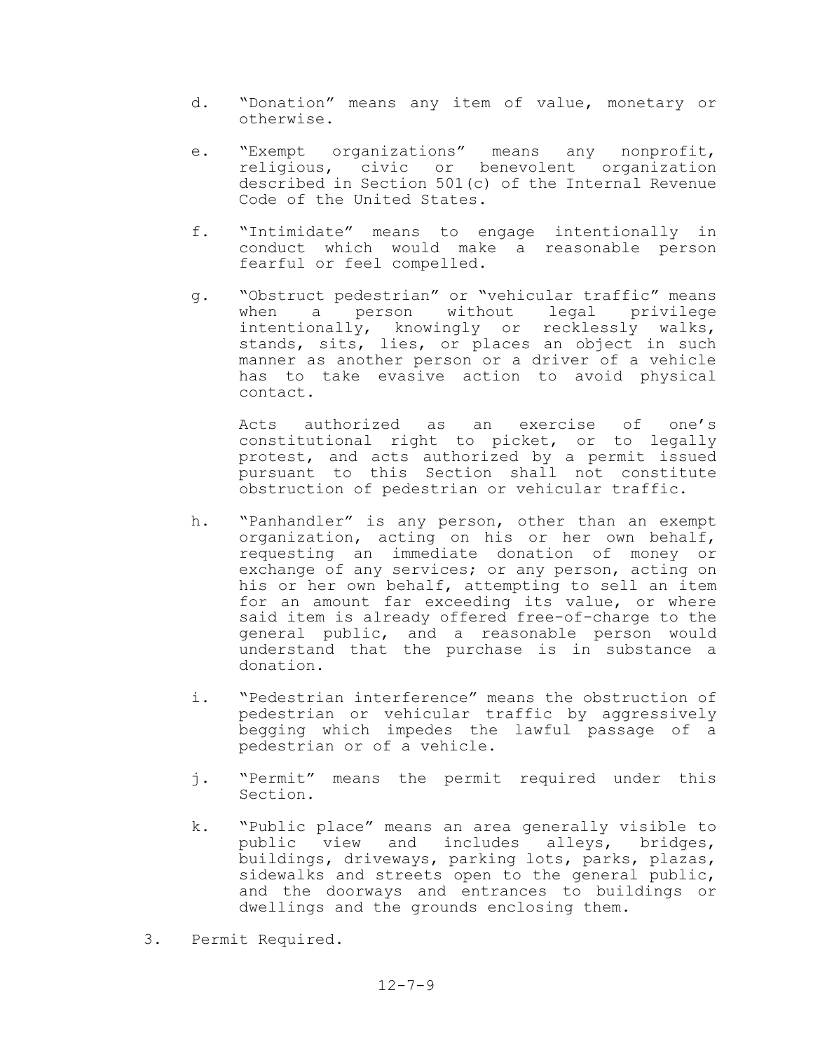d. "Donation" means any item of value, monetary or otherwise.

e. "Exempt organizations" means any nonprofit, religious, civic or benevolent organization described in Section 501(c) of the Internal Revenue Code of the United States.

f. "Intimidate" means to engage intentionally in conduct which would make a reasonable person fearful or feel compelled.

g. "Obstruct pedestrian" or "vehicular traffic" means when a person without legal privilege intentionally, knowingly or recklessly walks, stands, sits, lies, or places an object in such manner as another person or a driver of a vehicle has to take evasive action to avoid physical contact.

   Acts authorized as an exercise of one's constitutional right to picket, or to legally protest, and acts authorized by a permit issued pursuant to this Section shall not constitute obstruction of pedestrian or vehicular traffic.

h. "Panhandler" is any person, other than an exempt organization, acting on his or her own behalf, requesting an immediate donation of money or exchange of any services; or any person, acting on his or her own behalf, attempting to sell an item for an amount far exceeding its value, or where said item is already offered free-of-charge to the general public, and a reasonable person would understand that the purchase is in substance a donation.

i. "Pedestrian interference" means the obstruction of pedestrian or vehicular traffic by aggressively begging which impedes the lawful passage of a pedestrian or of a vehicle.

j. "Permit" means the permit required under this Section.

k. "Public place" means an area generally visible to public view and includes alleys, bridges, buildings, driveways, parking lots, parks, plazas, sidewalks and streets open to the general public, and the doorways and entrances to buildings or dwellings and the grounds enclosing them.

3. Permit Required.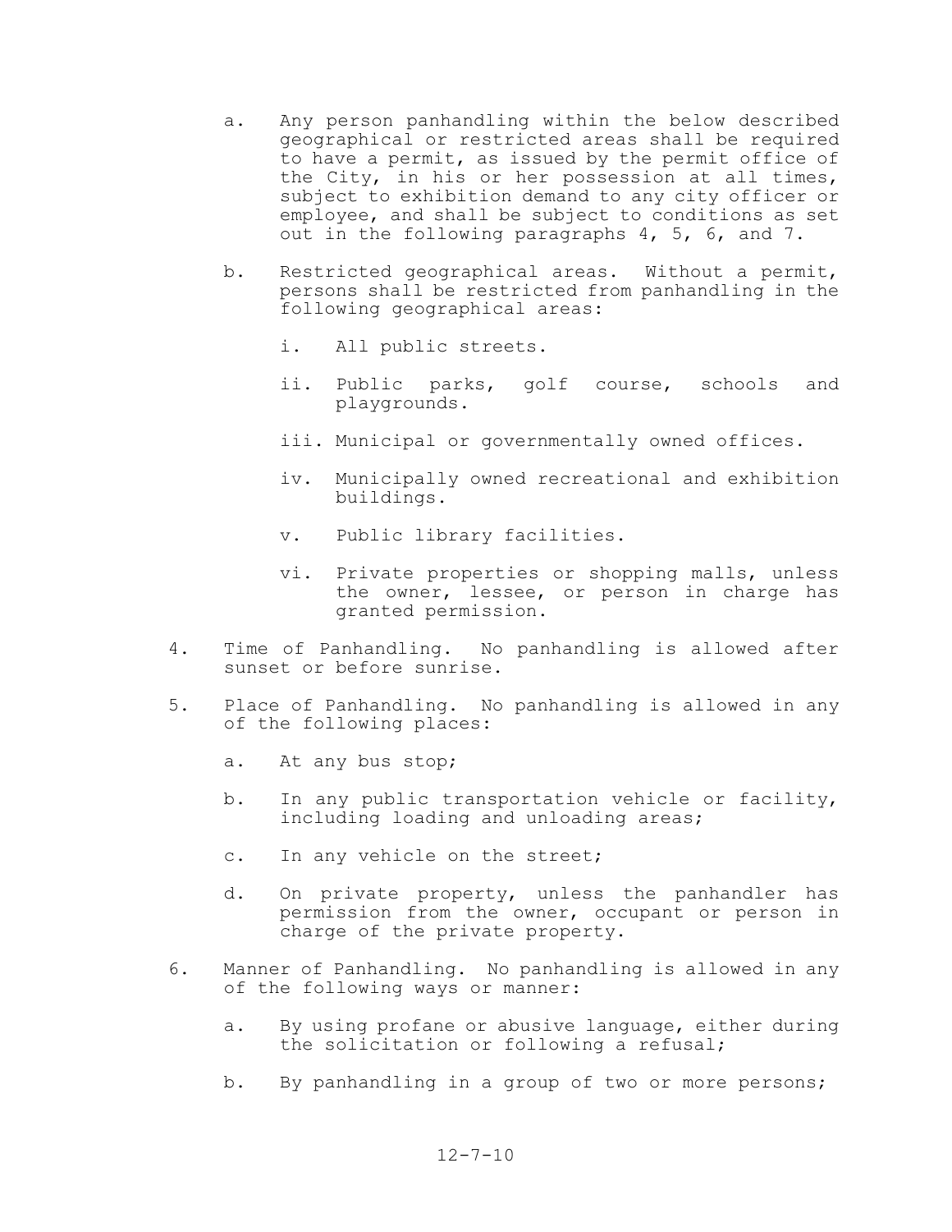a. Any person panhandling within the below described geographical or restricted areas shall be required to have a permit, as issued by the permit office of the City, in his or her possession at all times, subject to exhibition demand to any city officer or employee, and shall be subject to conditions as set out in the following paragraphs 4, 5, 6, and 7.

b. Restricted geographical areas. Without a permit, persons shall be restricted from panhandling in the following geographical areas:

   i. All public streets.

   ii. Public parks, golf course, schools and playgrounds.

   iii. Municipal or governmentally owned offices.

   iv. Municipally owned recreational and exhibition buildings.

   v. Public library facilities.

   vi. Private properties or shopping malls, unless the owner, lessee, or person in charge has granted permission.

4. Time of Panhandling. No panhandling is allowed after sunset or before sunrise.

5. Place of Panhandling. No panhandling is allowed in any of the following places:

   a. At any bus stop;

   b. In any public transportation vehicle or facility, including loading and unloading areas;

   c. In any vehicle on the street;

   d. On private property, unless the panhandler has permission from the owner, occupant or person in charge of the private property.

6. Manner of Panhandling. No panhandling is allowed in any of the following ways or manner:

   a. By using profane or abusive language, either during the solicitation or following a refusal;

   b. By panhandling in a group of two or more persons;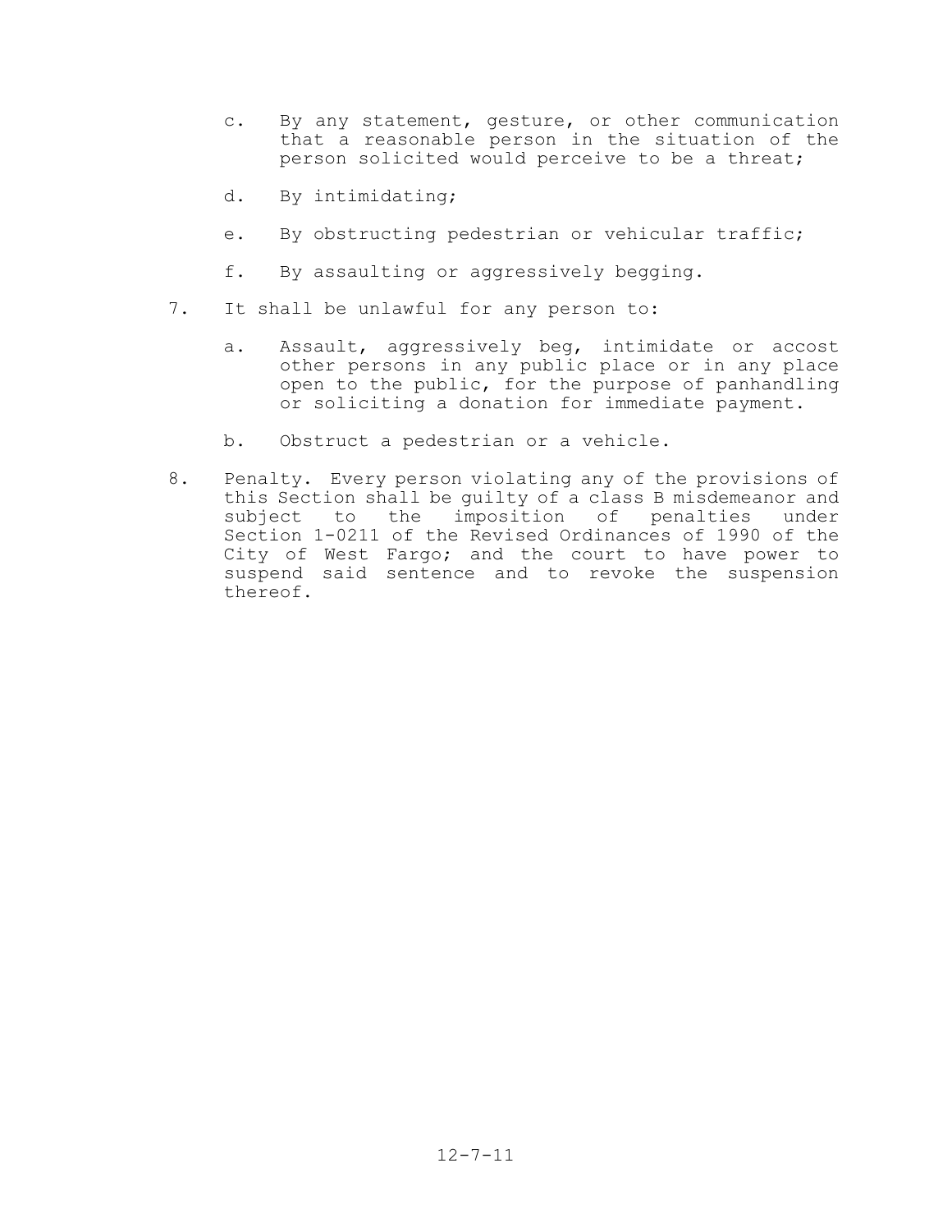c. By any statement, gesture, or other communication that a reasonable person in the situation of the person solicited would perceive to be a threat;

d. By intimidating;

e. By obstructing pedestrian or vehicular traffic;

f. By assaulting or aggressively begging.

7. It shall be unlawful for any person to:

   a. Assault, aggressively beg, intimidate or accost other persons in any public place or in any place open to the public, for the purpose of panhandling or soliciting a donation for immediate payment.

   b. Obstruct a pedestrian or a vehicle.

8. Penalty. Every person violating any of the provisions of this Section shall be guilty of a class B misdemeanor and subject to the imposition of penalties under Section 1-0211 of the Revised Ordinances of 1990 of the City of West Fargo; and the court to have power to suspend said sentence and to revoke the suspension thereof.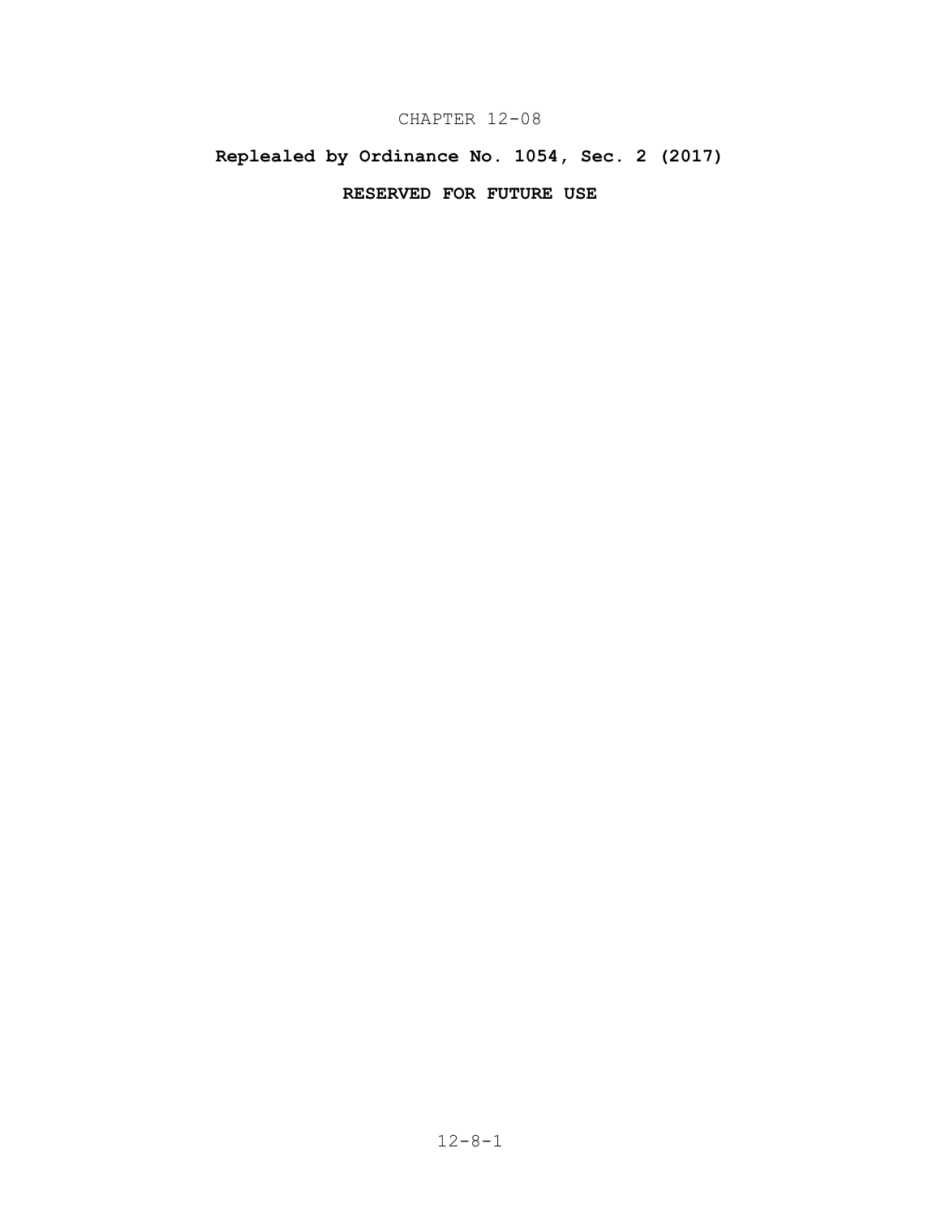# CHAPTER 12-08

**Replealed by Ordinance No. 1054, Sec. 2 (2017)**

**RESERVED FOR FUTURE USE**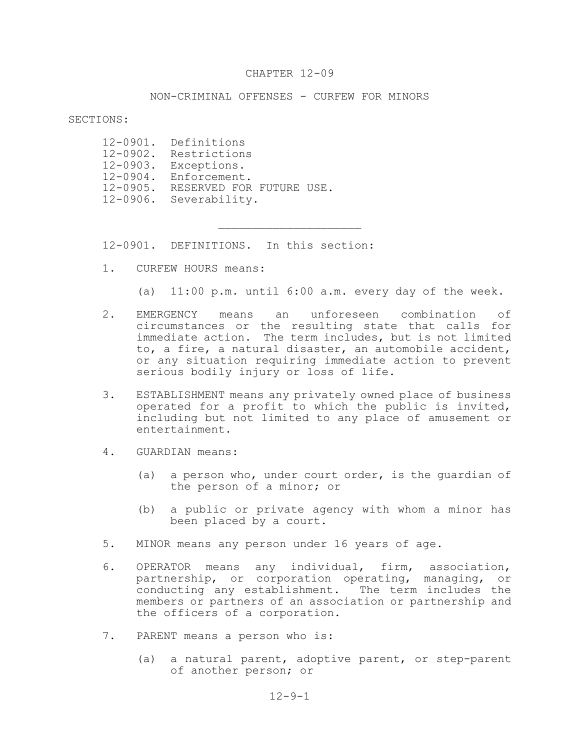# CHAPTER 12-09

## NON-CRIMINAL OFFENSES - CURFEW FOR MINORS

SECTIONS:

12-0901. Definitions
12-0902. Restrictions
12-0903. Exceptions.
12-0904. Enforcement.
12-0905. RESERVED FOR FUTURE USE.
12-0906. Severability.

---

12-0901. DEFINITIONS. In this section:

1. CURFEW HOURS means:

   (a) 11:00 p.m. until 6:00 a.m. every day of the week.

2. EMERGENCY means an unforeseen combination of circumstances or the resulting state that calls for immediate action. The term includes, but is not limited to, a fire, a natural disaster, an automobile accident, or any situation requiring immediate action to prevent serious bodily injury or loss of life.

3. ESTABLISHMENT means any privately owned place of business operated for a profit to which the public is invited, including but not limited to any place of amusement or entertainment.

4. GUARDIAN means:

   (a) a person who, under court order, is the guardian of the person of a minor; or

   (b) a public or private agency with whom a minor has been placed by a court.

5. MINOR means any person under 16 years of age.

6. OPERATOR means any individual, firm, association, partnership, or corporation operating, managing, or conducting any establishment. The term includes the members or partners of an association or partnership and the officers of a corporation.

7. PARENT means a person who is:

   (a) a natural parent, adoptive parent, or step-parent of another person; or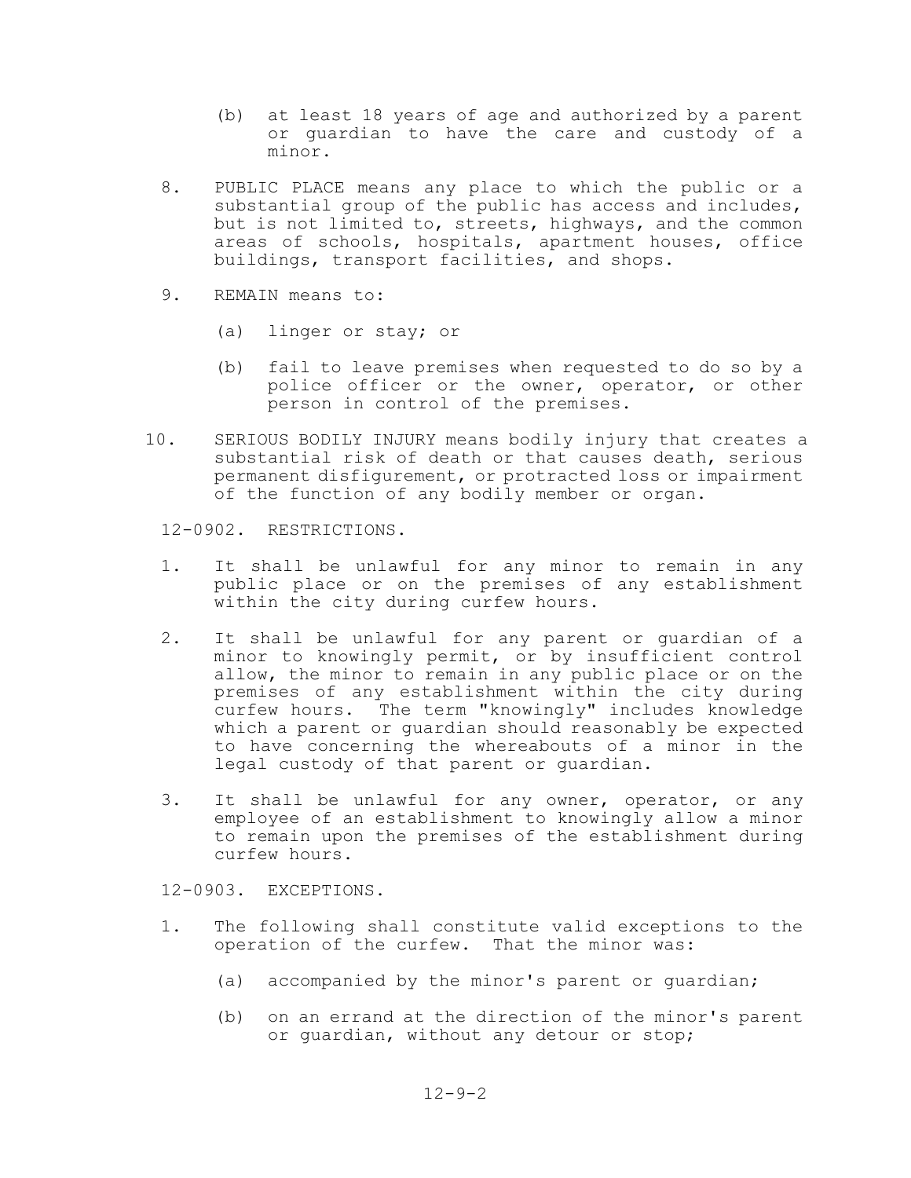(b) at least 18 years of age and authorized by a parent or guardian to have the care and custody of a minor.

8. PUBLIC PLACE means any place to which the public or a substantial group of the public has access and includes, but is not limited to, streets, highways, and the common areas of schools, hospitals, apartment houses, office buildings, transport facilities, and shops.

9. REMAIN means to:

   (a) linger or stay; or

   (b) fail to leave premises when requested to do so by a police officer or the owner, operator, or other person in control of the premises.

10. SERIOUS BODILY INJURY means bodily injury that creates a substantial risk of death or that causes death, serious permanent disfigurement, or protracted loss or impairment of the function of any bodily member or organ.

12-0902. RESTRICTIONS.

1. It shall be unlawful for any minor to remain in any public place or on the premises of any establishment within the city during curfew hours.

2. It shall be unlawful for any parent or guardian of a minor to knowingly permit, or by insufficient control allow, the minor to remain in any public place or on the premises of any establishment within the city during curfew hours. The term "knowingly" includes knowledge which a parent or guardian should reasonably be expected to have concerning the whereabouts of a minor in the legal custody of that parent or guardian.

3. It shall be unlawful for any owner, operator, or any employee of an establishment to knowingly allow a minor to remain upon the premises of the establishment during curfew hours.

12-0903. EXCEPTIONS.

1. The following shall constitute valid exceptions to the operation of the curfew. That the minor was:

   (a) accompanied by the minor's parent or guardian;

   (b) on an errand at the direction of the minor's parent or guardian, without any detour or stop;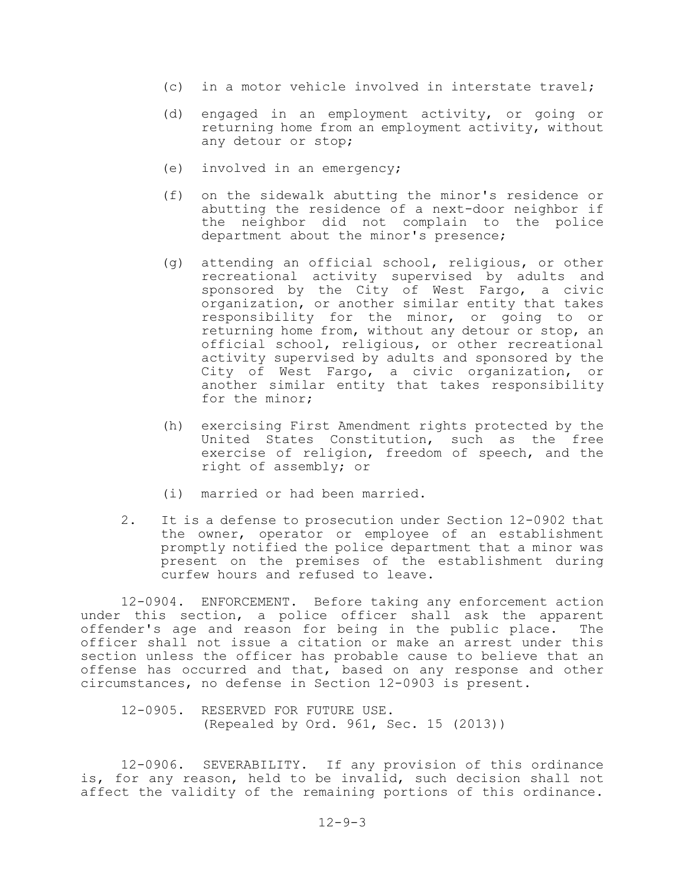(c) in a motor vehicle involved in interstate travel;

(d) engaged in an employment activity, or going or returning home from an employment activity, without any detour or stop;

(e) involved in an emergency;

(f) on the sidewalk abutting the minor's residence or abutting the residence of a next-door neighbor if the neighbor did not complain to the police department about the minor's presence;

(g) attending an official school, religious, or other recreational activity supervised by adults and sponsored by the City of West Fargo, a civic organization, or another similar entity that takes responsibility for the minor, or going to or returning home from, without any detour or stop, an official school, religious, or other recreational activity supervised by adults and sponsored by the City of West Fargo, a civic organization, or another similar entity that takes responsibility for the minor;

(h) exercising First Amendment rights protected by the United States Constitution, such as the free exercise of religion, freedom of speech, and the right of assembly; or

(i) married or had been married.

2. It is a defense to prosecution under Section 12-0902 that the owner, operator or employee of an establishment promptly notified the police department that a minor was present on the premises of the establishment during curfew hours and refused to leave.

12-0904. ENFORCEMENT. Before taking any enforcement action under this section, a police officer shall ask the apparent offender's age and reason for being in the public place. The officer shall not issue a citation or make an arrest under this section unless the officer has probable cause to believe that an offense has occurred and that, based on any response and other circumstances, no defense in Section 12-0903 is present.

12-0905. RESERVED FOR FUTURE USE.
(Repealed by Ord. 961, Sec. 15 (2013))

12-0906. SEVERABILITY. If any provision of this ordinance is, for any reason, held to be invalid, such decision shall not affect the validity of the remaining portions of this ordinance.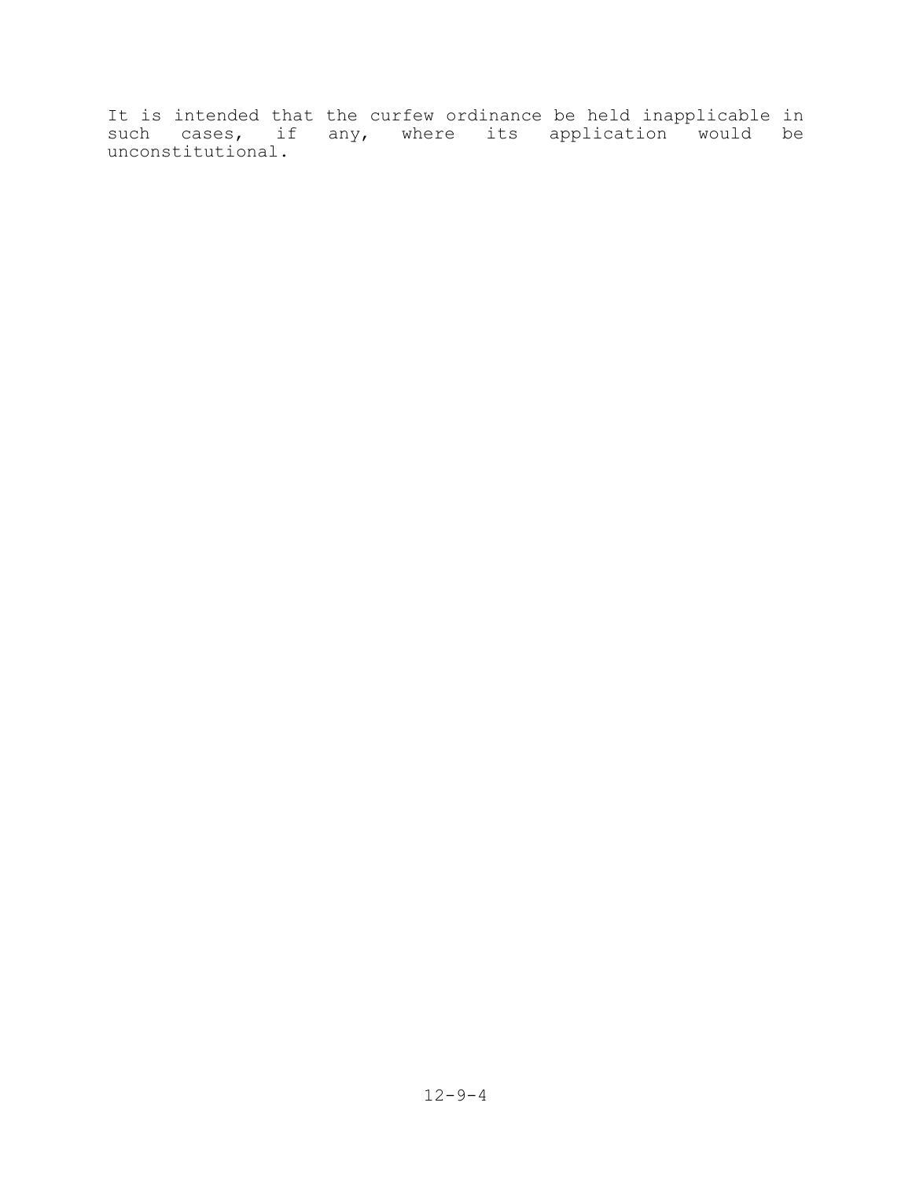It is intended that the curfew ordinance be held inapplicable in such cases, if any, where its application would be unconstitutional.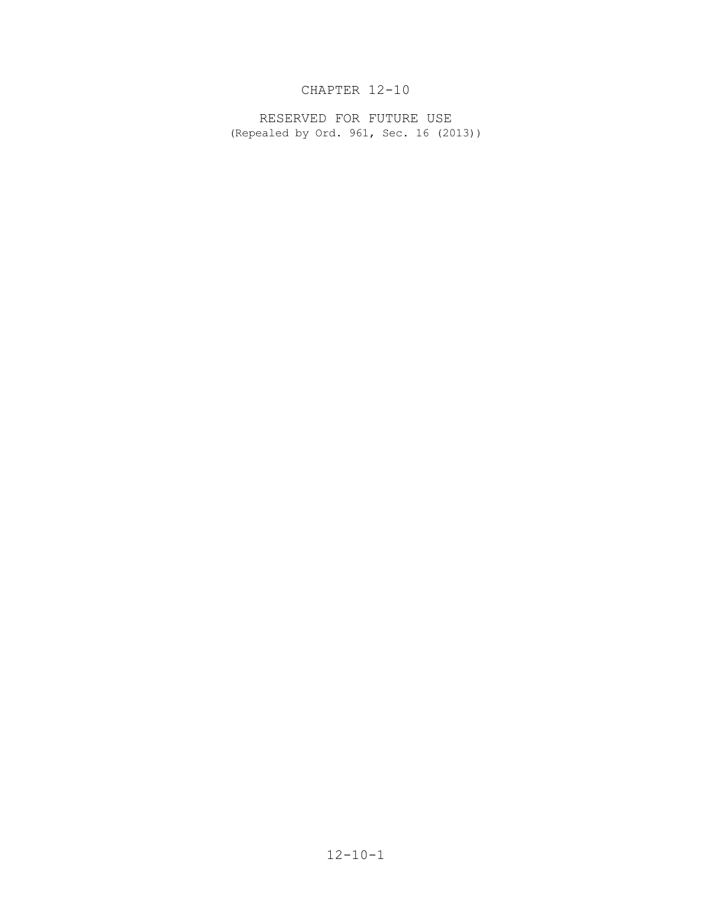# CHAPTER 12-10

## RESERVED FOR FUTURE USE

(Repealed by Ord. 961, Sec. 16 (2013))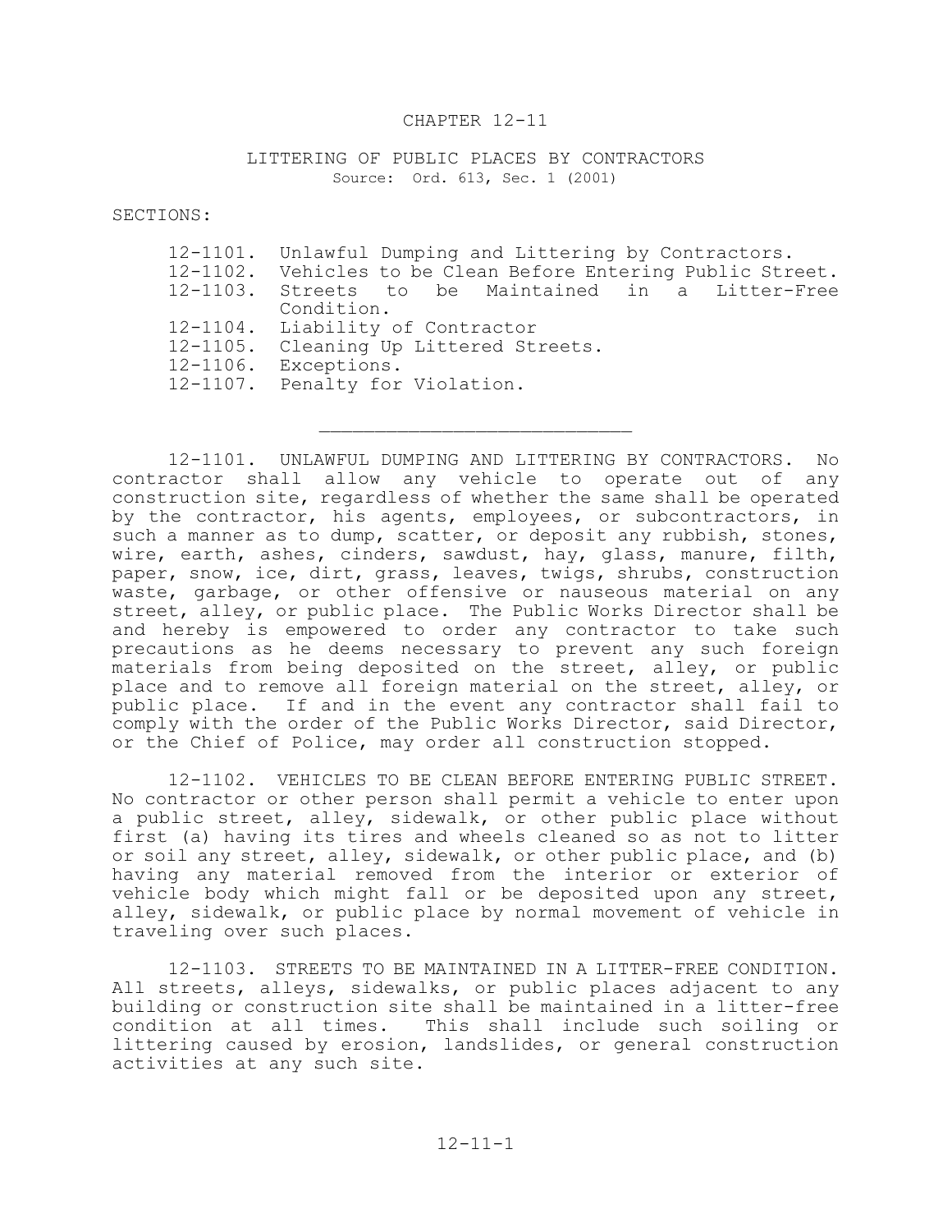# CHAPTER 12-11

## LITTERING OF PUBLIC PLACES BY CONTRACTORS

Source: Ord. 613, Sec. 1 (2001)

SECTIONS:

- 12-1101. Unlawful Dumping and Littering by Contractors.
- 12-1102. Vehicles to be Clean Before Entering Public Street.
- 12-1103. Streets to be Maintained in a Litter-Free Condition.
- 12-1104. Liability of Contractor
- 12-1105. Cleaning Up Littered Streets.
- 12-1106. Exceptions.
- 12-1107. Penalty for Violation.

---

12-1101. UNLAWFUL DUMPING AND LITTERING BY CONTRACTORS. No contractor shall allow any vehicle to operate out of any construction site, regardless of whether the same shall be operated by the contractor, his agents, employees, or subcontractors, in such a manner as to dump, scatter, or deposit any rubbish, stones, wire, earth, ashes, cinders, sawdust, hay, glass, manure, filth, paper, snow, ice, dirt, grass, leaves, twigs, shrubs, construction waste, garbage, or other offensive or nauseous material on any street, alley, or public place. The Public Works Director shall be and hereby is empowered to order any contractor to take such precautions as he deems necessary to prevent any such foreign materials from being deposited on the street, alley, or public place and to remove all foreign material on the street, alley, or public place. If and in the event any contractor shall fail to comply with the order of the Public Works Director, said Director, or the Chief of Police, may order all construction stopped.

12-1102. VEHICLES TO BE CLEAN BEFORE ENTERING PUBLIC STREET. No contractor or other person shall permit a vehicle to enter upon a public street, alley, sidewalk, or other public place without first (a) having its tires and wheels cleaned so as not to litter or soil any street, alley, sidewalk, or other public place, and (b) having any material removed from the interior or exterior of vehicle body which might fall or be deposited upon any street, alley, sidewalk, or public place by normal movement of vehicle in traveling over such places.

12-1103. STREETS TO BE MAINTAINED IN A LITTER-FREE CONDITION. All streets, alleys, sidewalks, or public places adjacent to any building or construction site shall be maintained in a litter-free condition at all times. This shall include such soiling or littering caused by erosion, landslides, or general construction activities at any such site.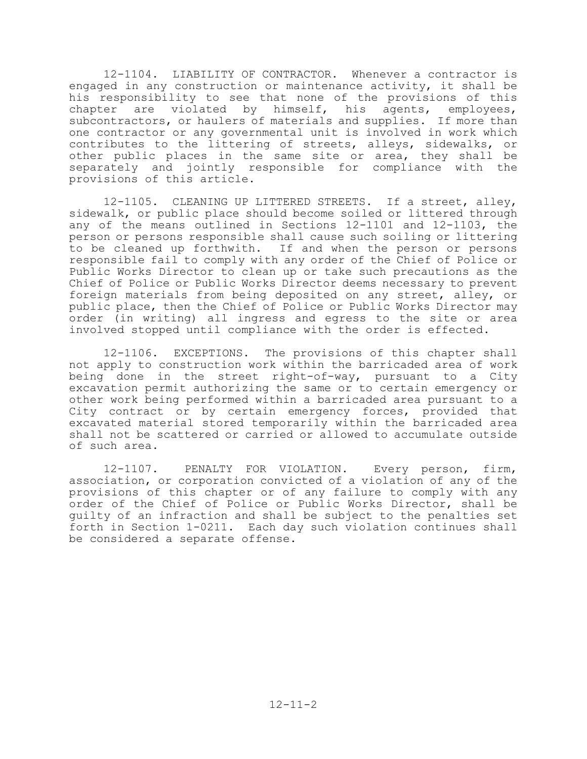12-1104. LIABILITY OF CONTRACTOR. Whenever a contractor is engaged in any construction or maintenance activity, it shall be his responsibility to see that none of the provisions of this chapter are violated by himself, his agents, employees, subcontractors, or haulers of materials and supplies. If more than one contractor or any governmental unit is involved in work which contributes to the littering of streets, alleys, sidewalks, or other public places in the same site or area, they shall be separately and jointly responsible for compliance with the provisions of this article.

12-1105. CLEANING UP LITTERED STREETS. If a street, alley, sidewalk, or public place should become soiled or littered through any of the means outlined in Sections 12-1101 and 12-1103, the person or persons responsible shall cause such soiling or littering to be cleaned up forthwith. If and when the person or persons responsible fail to comply with any order of the Chief of Police or Public Works Director to clean up or take such precautions as the Chief of Police or Public Works Director deems necessary to prevent foreign materials from being deposited on any street, alley, or public place, then the Chief of Police or Public Works Director may order (in writing) all ingress and egress to the site or area involved stopped until compliance with the order is effected.

12-1106. EXCEPTIONS. The provisions of this chapter shall not apply to construction work within the barricaded area of work being done in the street right-of-way, pursuant to a City excavation permit authorizing the same or to certain emergency or other work being performed within a barricaded area pursuant to a City contract or by certain emergency forces, provided that excavated material stored temporarily within the barricaded area shall not be scattered or carried or allowed to accumulate outside of such area.

12-1107. PENALTY FOR VIOLATION. Every person, firm, association, or corporation convicted of a violation of any of the provisions of this chapter or of any failure to comply with any order of the Chief of Police or Public Works Director, shall be guilty of an infraction and shall be subject to the penalties set forth in Section 1-0211. Each day such violation continues shall be considered a separate offense.